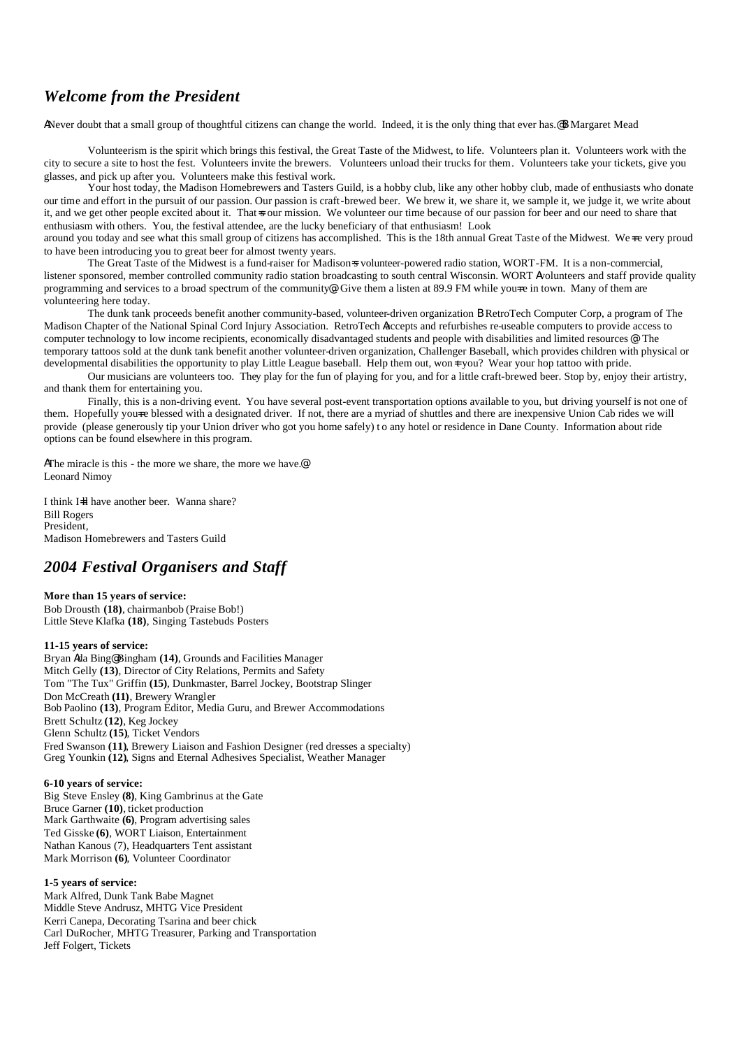## *Welcome from the President*

ANever doubt that a small group of thoughtful citizens can change the world. Indeed, it is the only thing that ever has.@B Margaret Mead

Volunteerism is the spirit which brings this festival, the Great Taste of the Midwest, to life. Volunteers plan it. Volunteers work with the city to secure a site to host the fest. Volunteers invite the brewers. Volunteers unload their trucks for them. Volunteers take your tickets, give you glasses, and pick up after you. Volunteers make this festival work.

Your host today, the Madison Homebrewers and Tasters Guild, is a hobby club, like any other hobby club, made of enthusiasts who donate our time and effort in the pursuit of our passion. Our passion is craft-brewed beer. We brew it, we share it, we sample it, we judge it, we write about it, and we get other people excited about it. That=s our mission. We volunteer our time because of our passion for beer and our need to share that enthusiasm with others. You, the festival attendee, are the lucky beneficiary of that enthusiasm! Look around you today and see what this small group of citizens has accomplished. This is the 18th annual Great Taste of the Midwest. We=re very proud to have been introducing you to great beer for almost twenty years.

The Great Taste of the Midwest is a fund-raiser for Madison=s volunteer-powered radio station, WORT-FM. It is a non-commercial, listener sponsored, member controlled community radio station broadcasting to south central Wisconsin. WORT Avolunteers and staff provide quality programming and services to a broad spectrum of the community@. Give them a listen at 89.9 FM while you=re in town. Many of them are volunteering here today.

The dunk tank proceeds benefit another community-based, volunteer-driven organization B RetroTech Computer Corp, a program of The Madison Chapter of the National Spinal Cord Injury Association. RetroTech Aaccepts and refurbishes re-useable computers to provide access to computer technology to low income recipients, economically disadvantaged students and people with disabilities and limited resources@. The temporary tattoos sold at the dunk tank benefit another volunteer-driven organization, Challenger Baseball, which provides children with physical or developmental disabilities the opportunity to play Little League baseball. Help them out, won=t you? Wear your hop tattoo with pride.

Our musicians are volunteers too. They play for the fun of playing for you, and for a little craft-brewed beer. Stop by, enjoy their artistry, and thank them for entertaining you.

Finally, this is a non-driving event. You have several post-event transportation options available to you, but driving yourself is not one of them. Hopefully you=re blessed with a designated driver. If not, there are a myriad of shuttles and there are inexpensive Union Cab rides we will provide (please generously tip your Union driver who got you home safely) to any hotel or residence in Dane County. Information about ride options can be found elsewhere in this program.

AThe miracle is this - the more we share, the more we have.@
Leonard Nimoy

I think I=ll have another beer. Wanna share?
Bill Rogers
President,
Madison Homebrewers and Tasters Guild

## *2004 Festival Organisers and Staff*

**More than 15 years of service:**
Bob Drousth **(18)**, chairmanbob (Praise Bob!)
Little Steve Klafka **(18)**, Singing Tastebuds Posters

**11-15 years of service:**
Bryan Ala Bing@ Bingham **(14)**, Grounds and Facilities Manager
Mitch Gelly **(13)**, Director of City Relations, Permits and Safety
Tom "The Tux" Griffin **(15)**, Dunkmaster, Barrel Jockey, Bootstrap Slinger
Don McCreath **(11)**, Brewery Wrangler
Bob Paolino **(13)**, Program Editor, Media Guru, and Brewer Accommodations
Brett Schultz **(12)**, Keg Jockey
Glenn Schultz **(15)**, Ticket Vendors
Fred Swanson **(11)**, Brewery Liaison and Fashion Designer (red dresses a specialty)
Greg Younkin **(12)**, Signs and Eternal Adhesives Specialist, Weather Manager

**6-10 years of service:**
Big Steve Ensley **(8)**, King Gambrinus at the Gate
Bruce Garner **(10)**, ticket production
Mark Garthwaite **(6)**, Program advertising sales
Ted Gisske **(6)**, WORT Liaison, Entertainment
Nathan Kanous (7), Headquarters Tent assistant
Mark Morrison **(6)**, Volunteer Coordinator

**1-5 years of service:**
Mark Alfred, Dunk Tank Babe Magnet
Middle Steve Andrusz, MHTG Vice President
Kerri Canepa, Decorating Tsarina and beer chick
Carl DuRocher, MHTG Treasurer, Parking and Transportation
Jeff Folgert, Tickets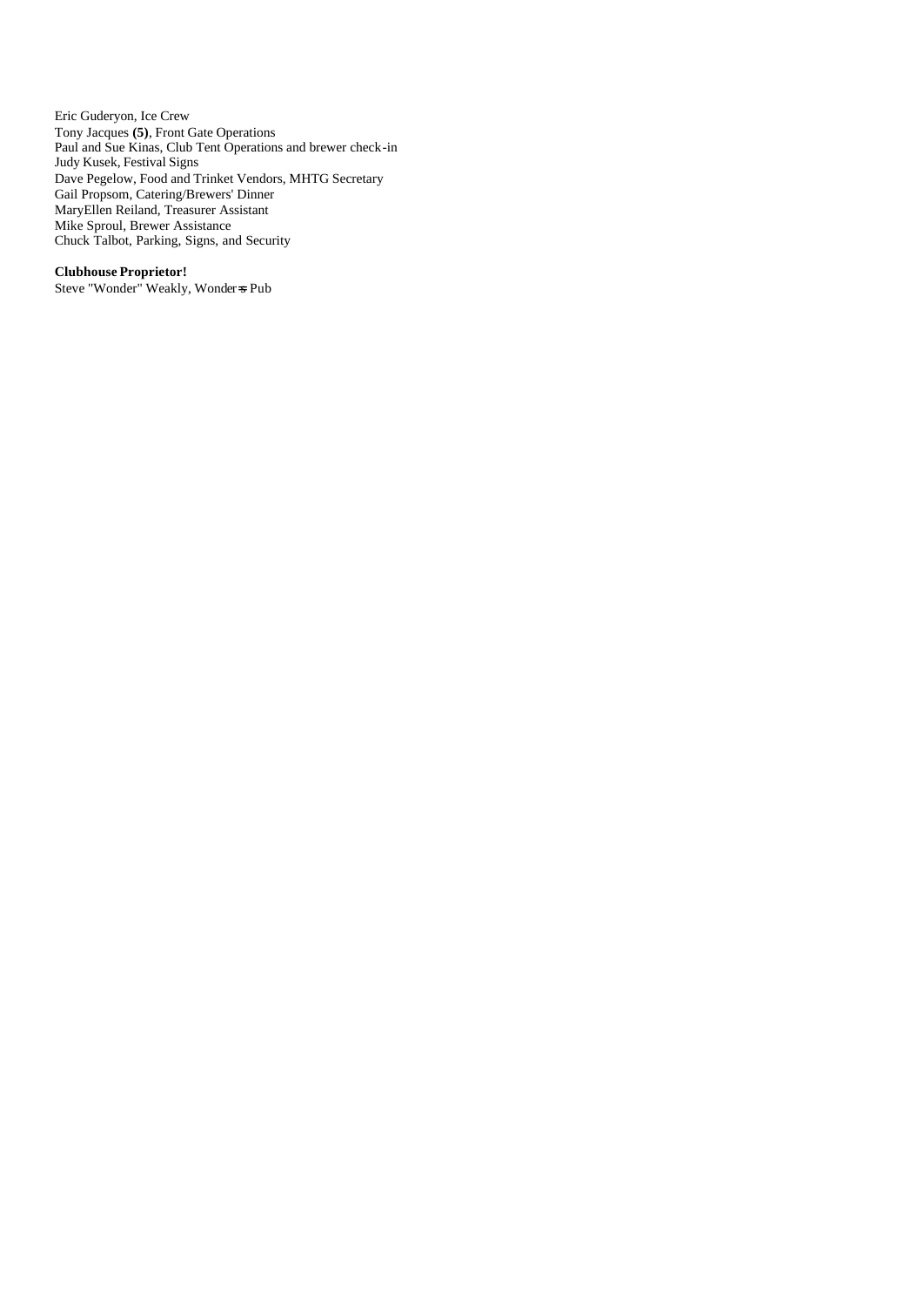Eric Guderyon, Ice Crew
Tony Jacques **(5)**, Front Gate Operations
Paul and Sue Kinas, Club Tent Operations and brewer check-in
Judy Kusek, Festival Signs
Dave Pegelow, Food and Trinket Vendors, MHTG Secretary
Gail Propsom, Catering/Brewers' Dinner
MaryEllen Reiland, Treasurer Assistant
Mike Sproul, Brewer Assistance
Chuck Talbot, Parking, Signs, and Security

**Clubhouse Proprietor!**
Steve "Wonder" Weakly, Wonder=s Pub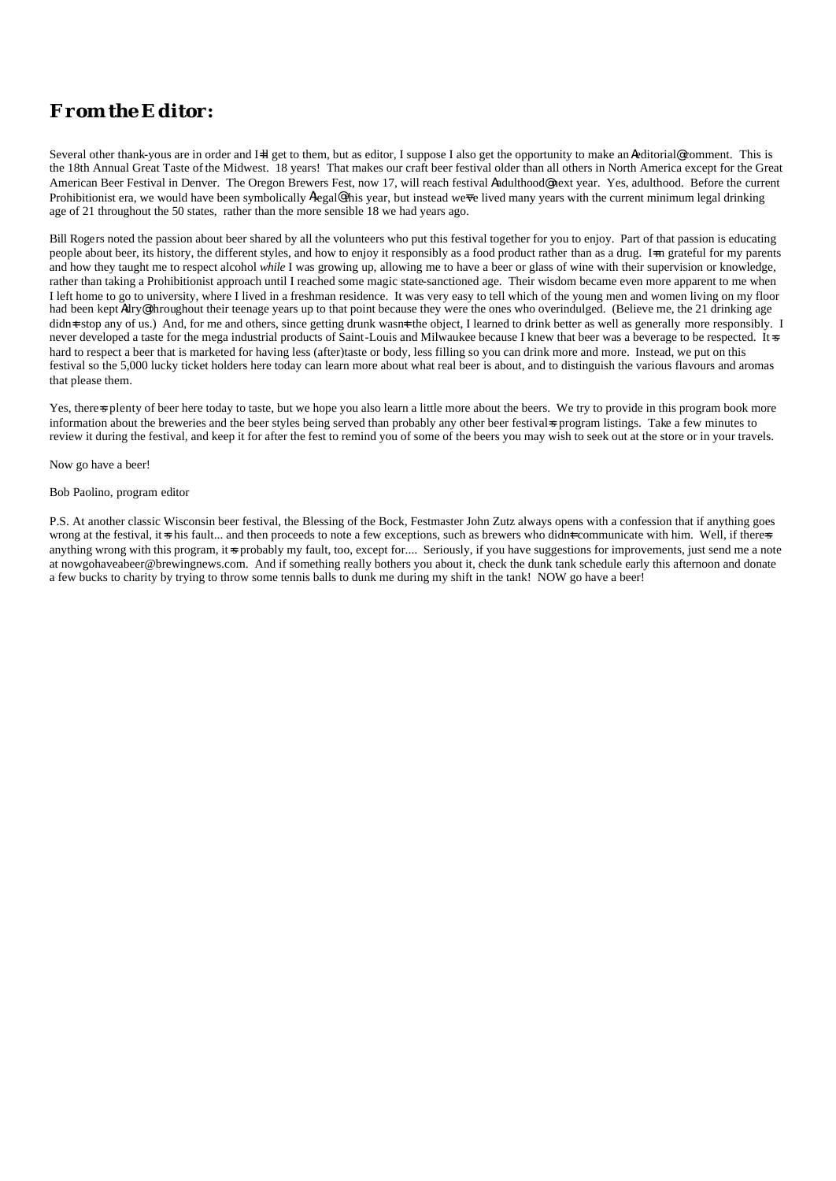# From the Editor:

Several other thank-yous are in order and I'll get to them, but as editor, I suppose I also get the opportunity to make an "editorial" comment. This is the 18th Annual Great Taste of the Midwest. 18 years! That makes our craft beer festival older than all others in North America except for the Great American Beer Festival in Denver. The Oregon Brewers Fest, now 17, will reach festival "adulthood" next year. Yes, adulthood. Before the current Prohibitionist era, we would have been symbolically "legal" this year, but instead we've lived many years with the current minimum legal drinking age of 21 throughout the 50 states, rather than the more sensible 18 we had years ago.

Bill Rogers noted the passion about beer shared by all the volunteers who put this festival together for you to enjoy. Part of that passion is educating people about beer, its history, the different styles, and how to enjoy it responsibly as a food product rather than as a drug. I'm grateful for my parents and how they taught me to respect alcohol *while* I was growing up, allowing me to have a beer or glass of wine with their supervision or knowledge, rather than taking a Prohibitionist approach until I reached some magic state-sanctioned age. Their wisdom became even more apparent to me when I left home to go to university, where I lived in a freshman residence. It was very easy to tell which of the young men and women living on my floor had been kept "dry" throughout their teenage years up to that point because they were the ones who overindulged. (Believe me, the 21 drinking age didn't stop any of us.) And, for me and others, since getting drunk wasn't the object, I learned to drink better as well as generally more responsibly. I never developed a taste for the mega industrial products of Saint-Louis and Milwaukee because I knew that beer was a beverage to be respected. It's hard to respect a beer that is marketed for having less (after)taste or body, less filling so you can drink more and more. Instead, we put on this festival so the 5,000 lucky ticket holders here today can learn more about what real beer is about, and to distinguish the various flavours and aromas that please them.

Yes, there's plenty of beer here today to taste, but we hope you also learn a little more about the beers. We try to provide in this program book more information about the breweries and the beer styles being served than probably any other beer festival's program listings. Take a few minutes to review it during the festival, and keep it for after the fest to remind you of some of the beers you may wish to seek out at the store or in your travels.

Now go have a beer!

Bob Paolino, program editor

P.S. At another classic Wisconsin beer festival, the Blessing of the Bock, Festmaster John Zutz always opens with a confession that if anything goes wrong at the festival, it's his fault... and then proceeds to note a few exceptions, such as brewers who didn't communicate with him. Well, if there's anything wrong with this program, it's probably my fault, too, except for.... Seriously, if you have suggestions for improvements, just send me a note at nowgohaveabeer@brewingnews.com. And if something really bothers you about it, check the dunk tank schedule early this afternoon and donate a few bucks to charity by trying to throw some tennis balls to dunk me during my shift in the tank! NOW go have a beer!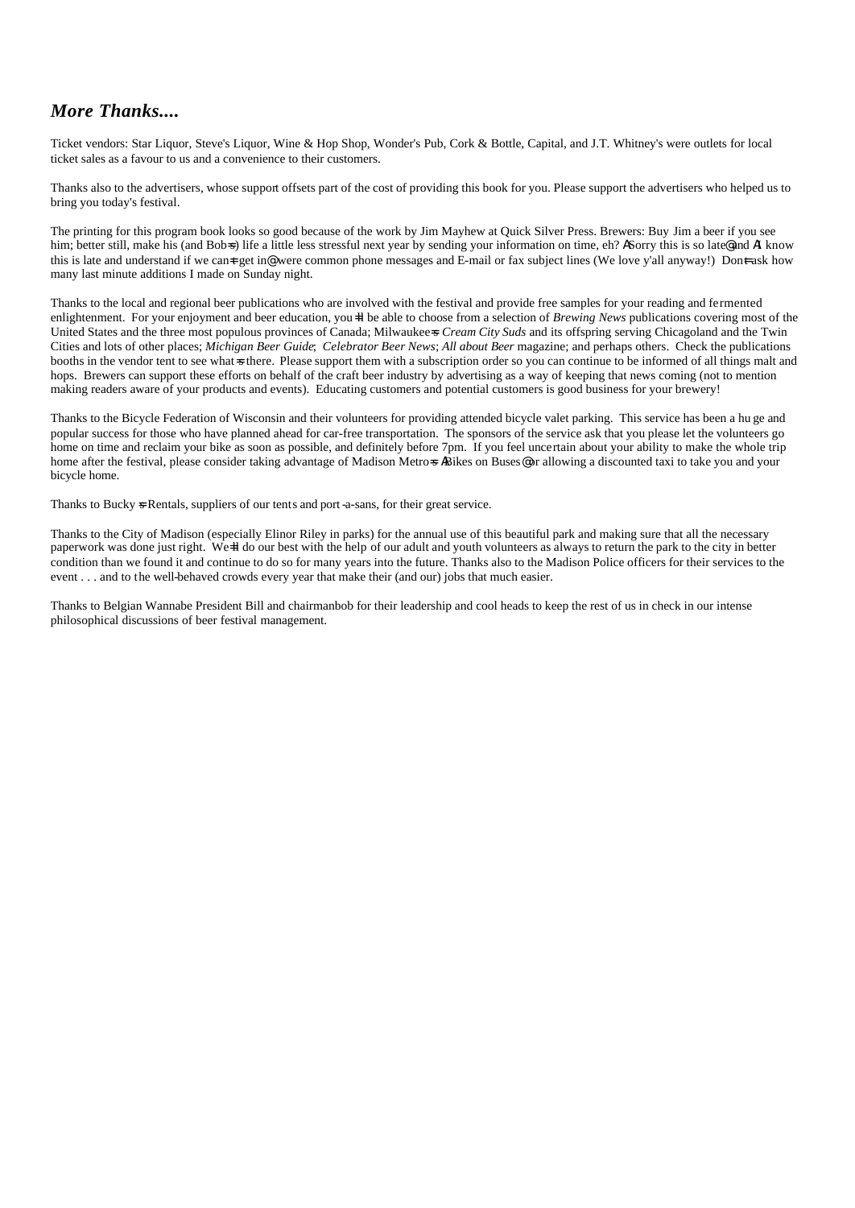## *More Thanks....*

Ticket vendors: Star Liquor, Steve's Liquor, Wine & Hop Shop, Wonder's Pub, Cork & Bottle, Capital, and J.T. Whitney's were outlets for local ticket sales as a favour to us and a convenience to their customers.

Thanks also to the advertisers, whose support offsets part of the cost of providing this book for you. Please support the advertisers who helped us to bring you today's festival.

The printing for this program book looks so good because of the work by Jim Mayhew at Quick Silver Press. Brewers: Buy Jim a beer if you see him; better still, make his (and Bob=s) life a little less stressful next year by sending your information on time, eh? ASorry this is so late@ and AI know this is late and understand if we can=t get in@ were common phone messages and E-mail or fax subject lines (We love y'all anyway!) Don=t ask how many last minute additions I made on Sunday night.

Thanks to the local and regional beer publications who are involved with the festival and provide free samples for your reading and fermented enlightenment. For your enjoyment and beer education, you=ll be able to choose from a selection of *Brewing News* publications covering most of the United States and the three most populous provinces of Canada; Milwaukee=s *Cream City Suds* and its offspring serving Chicagoland and the Twin Cities and lots of other places; *Michigan Beer Guide*; *Celebrator Beer News*; *All about Beer* magazine; and perhaps others. Check the publications booths in the vendor tent to see what=s there. Please support them with a subscription order so you can continue to be informed of all things malt and hops. Brewers can support these efforts on behalf of the craft beer industry by advertising as a way of keeping that news coming (not to mention making readers aware of your products and events). Educating customers and potential customers is good business for your brewery!

Thanks to the Bicycle Federation of Wisconsin and their volunteers for providing attended bicycle valet parking. This service has been a huge and popular success for those who have planned ahead for car-free transportation. The sponsors of the service ask that you please let the volunteers go home on time and reclaim your bike as soon as possible, and definitely before 7pm. If you feel uncertain about your ability to make the whole trip home after the festival, please consider taking advantage of Madison Metro=s ABikes on Buses@ or allowing a discounted taxi to take you and your bicycle home.

Thanks to Bucky=s Rentals, suppliers of our tents and port-a-sans, for their great service.

Thanks to the City of Madison (especially Elinor Riley in parks) for the annual use of this beautiful park and making sure that all the necessary paperwork was done just right. We=ll do our best with the help of our adult and youth volunteers as always to return the park to the city in better condition than we found it and continue to do so for many years into the future. Thanks also to the Madison Police officers for their services to the event . . . and to the well-behaved crowds every year that make their (and our) jobs that much easier.

Thanks to Belgian Wannabe President Bill and chairmanbob for their leadership and cool heads to keep the rest of us in check in our intense philosophical discussions of beer festival management.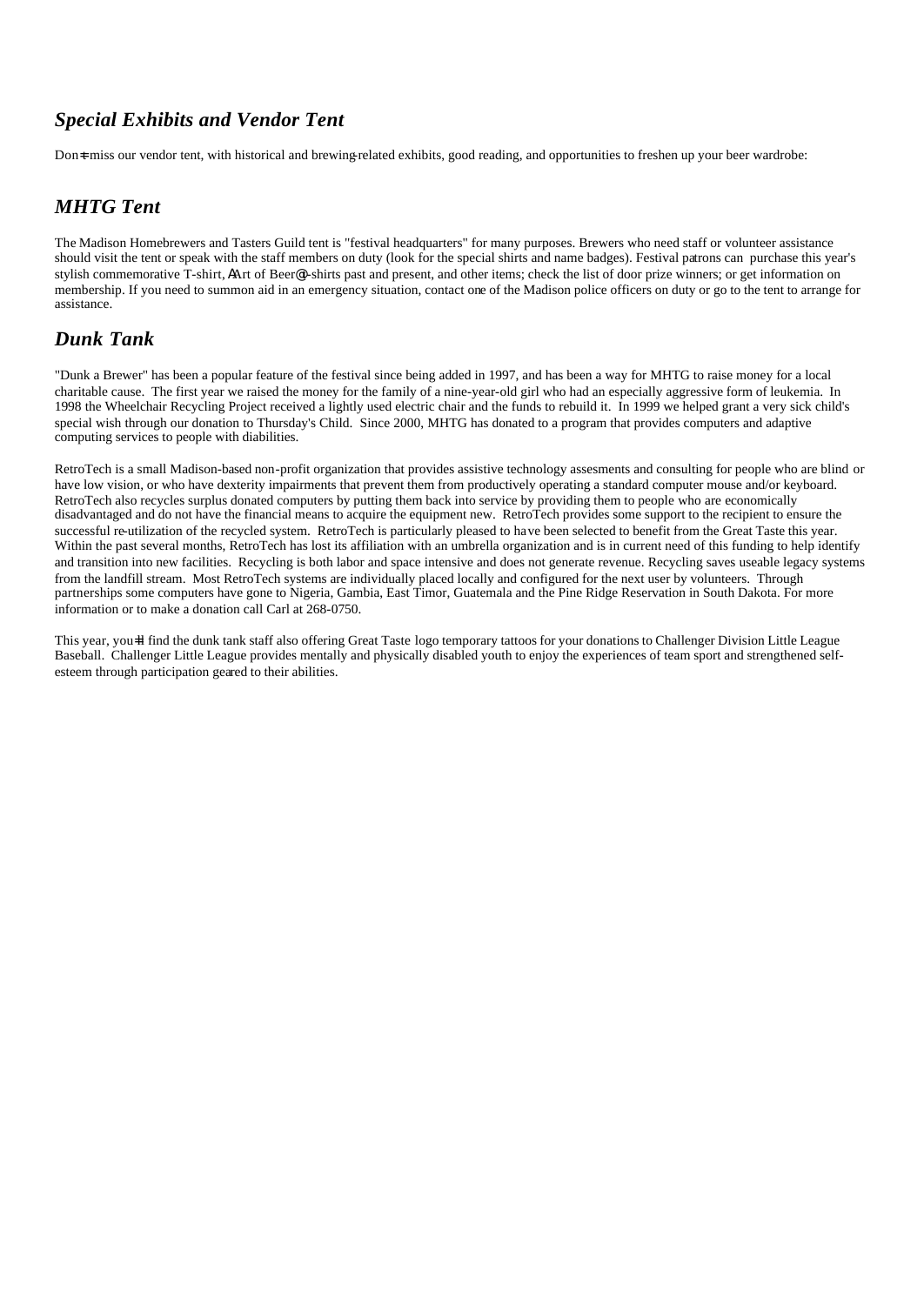## Special Exhibits and Vendor Tent

Don=t miss our vendor tent, with historical and brewing-related exhibits, good reading, and opportunities to freshen up your beer wardrobe:

## MHTG Tent

The Madison Homebrewers and Tasters Guild tent is "festival headquarters" for many purposes. Brewers who need staff or volunteer assistance should visit the tent or speak with the staff members on duty (look for the special shirts and name badges). Festival patrons can purchase this year's stylish commemorative T-shirt, AArt of Beer@ T-shirts past and present, and other items; check the list of door prize winners; or get information on membership. If you need to summon aid in an emergency situation, contact one of the Madison police officers on duty or go to the tent to arrange for assistance.

## Dunk Tank

"Dunk a Brewer" has been a popular feature of the festival since being added in 1997, and has been a way for MHTG to raise money for a local charitable cause. The first year we raised the money for the family of a nine-year-old girl who had an especially aggressive form of leukemia. In 1998 the Wheelchair Recycling Project received a lightly used electric chair and the funds to rebuild it. In 1999 we helped grant a very sick child's special wish through our donation to Thursday's Child. Since 2000, MHTG has donated to a program that provides computers and adaptive computing services to people with diabilities.

RetroTech is a small Madison-based non-profit organization that provides assistive technology assesments and consulting for people who are blind or have low vision, or who have dexterity impairments that prevent them from productively operating a standard computer mouse and/or keyboard. RetroTech also recycles surplus donated computers by putting them back into service by providing them to people who are economically disadvantaged and do not have the financial means to acquire the equipment new. RetroTech provides some support to the recipient to ensure the successful re-utilization of the recycled system. RetroTech is particularly pleased to have been selected to benefit from the Great Taste this year. Within the past several months, RetroTech has lost its affiliation with an umbrella organization and is in current need of this funding to help identify and transition into new facilities. Recycling is both labor and space intensive and does not generate revenue. Recycling saves useable legacy systems from the landfill stream. Most RetroTech systems are individually placed locally and configured for the next user by volunteers. Through partnerships some computers have gone to Nigeria, Gambia, East Timor, Guatemala and the Pine Ridge Reservation in South Dakota. For more information or to make a donation call Carl at 268-0750.

This year, you=ll find the dunk tank staff also offering Great Taste logo temporary tattoos for your donations to Challenger Division Little League Baseball. Challenger Little League provides mentally and physically disabled youth to enjoy the experiences of team sport and strengthened self-esteem through participation geared to their abilities.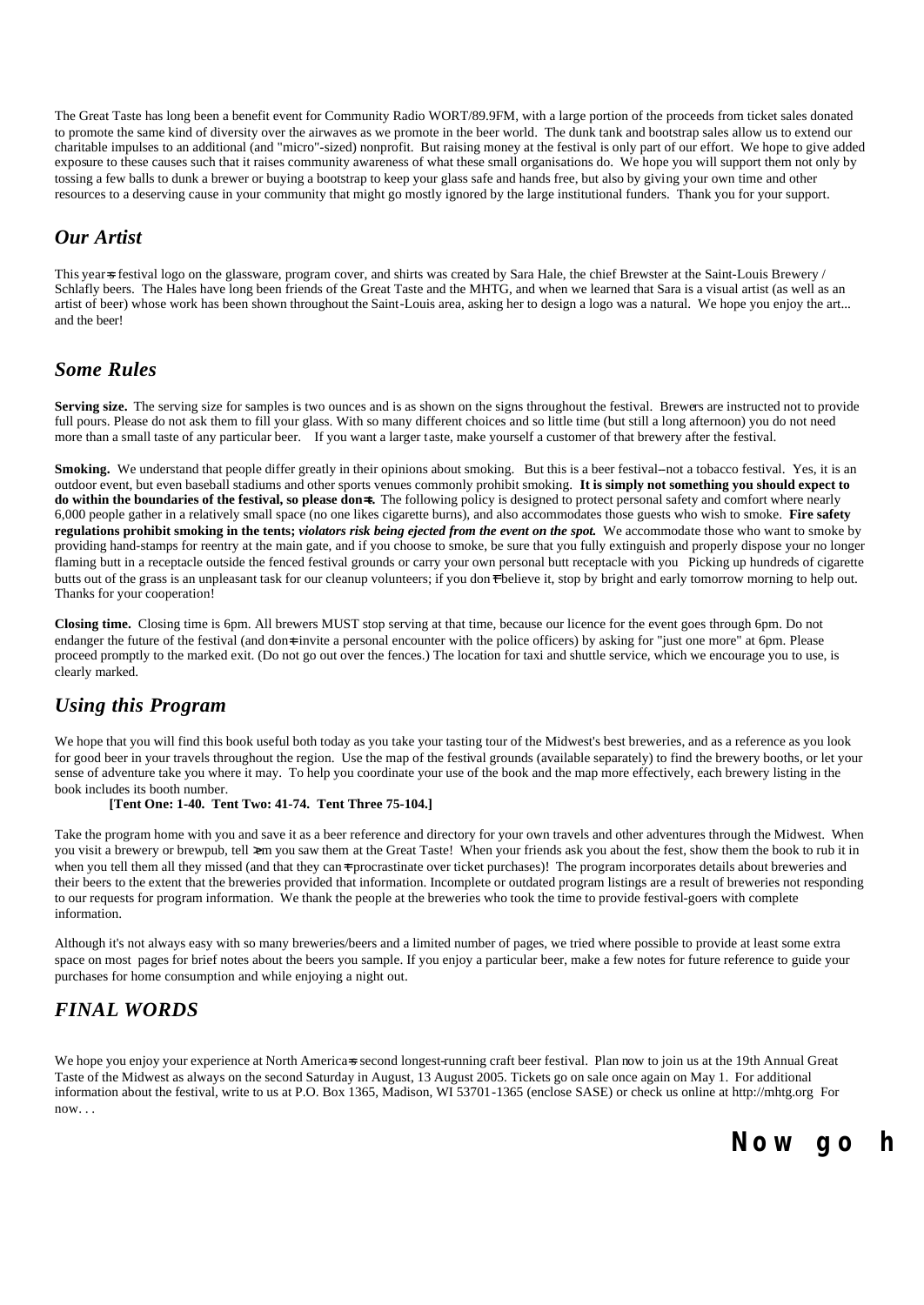The Great Taste has long been a benefit event for Community Radio WORT/89.9FM, with a large portion of the proceeds from ticket sales donated to promote the same kind of diversity over the airwaves as we promote in the beer world. The dunk tank and bootstrap sales allow us to extend our charitable impulses to an additional (and "micro"-sized) nonprofit. But raising money at the festival is only part of our effort. We hope to give added exposure to these causes such that it raises community awareness of what these small organisations do. We hope you will support them not only by tossing a few balls to dunk a brewer or buying a bootstrap to keep your glass safe and hands free, but also by giving your own time and other resources to a deserving cause in your community that might go mostly ignored by the large institutional funders. Thank you for your support.

## *Our Artist*

This year=s festival logo on the glassware, program cover, and shirts was created by Sara Hale, the chief Brewster at the Saint-Louis Brewery / Schlafly beers. The Hales have long been friends of the Great Taste and the MHTG, and when we learned that Sara is a visual artist (as well as an artist of beer) whose work has been shown throughout the Saint-Louis area, asking her to design a logo was a natural. We hope you enjoy the art... and the beer!

## *Some Rules*

**Serving size.** The serving size for samples is two ounces and is as shown on the signs throughout the festival. Brewers are instructed not to provide full pours. Please do not ask them to fill your glass. With so many different choices and so little time (but still a long afternoon) you do not need more than a small taste of any particular beer. If you want a larger taste, make yourself a customer of that brewery after the festival.

**Smoking.** We understand that people differ greatly in their opinions about smoking. But this is a beer festival--not a tobacco festival. Yes, it is an outdoor event, but even baseball stadiums and other sports venues commonly prohibit smoking. **It is simply not something you should expect to do within the boundaries of the festival, so please don=t.** The following policy is designed to protect personal safety and comfort where nearly 6,000 people gather in a relatively small space (no one likes cigarette burns), and also accommodates those guests who wish to smoke. **Fire safety regulations prohibit smoking in the tents; *violators risk being ejected from the event on the spot.*** We accommodate those who want to smoke by providing hand-stamps for reentry at the main gate, and if you choose to smoke, be sure that you fully extinguish and properly dispose your no longer flaming butt in a receptacle outside the fenced festival grounds or carry your own personal butt receptacle with you Picking up hundreds of cigarette butts out of the grass is an unpleasant task for our cleanup volunteers; if you don=t believe it, stop by bright and early tomorrow morning to help out. Thanks for your cooperation!

**Closing time.** Closing time is 6pm. All brewers MUST stop serving at that time, because our licence for the event goes through 6pm. Do not endanger the future of the festival (and don=t invite a personal encounter with the police officers) by asking for "just one more" at 6pm. Please proceed promptly to the marked exit. (Do not go out over the fences.) The location for taxi and shuttle service, which we encourage you to use, is clearly marked.

## *Using this Program*

We hope that you will find this book useful both today as you take your tasting tour of the Midwest's best breweries, and as a reference as you look for good beer in your travels throughout the region. Use the map of the festival grounds (available separately) to find the brewery booths, or let your sense of adventure take you where it may. To help you coordinate your use of the book and the map more effectively, each brewery listing in the book includes its booth number.

**[Tent One: 1-40. Tent Two: 41-74. Tent Three 75-104.]**

Take the program home with you and save it as a beer reference and directory for your own travels and other adventures through the Midwest. When you visit a brewery or brewpub, tell >em you saw them at the Great Taste! When your friends ask you about the fest, show them the book to rub it in when you tell them all they missed (and that they can=t procrastinate over ticket purchases)! The program incorporates details about breweries and their beers to the extent that the breweries provided that information. Incomplete or outdated program listings are a result of breweries not responding to our requests for program information. We thank the people at the breweries who took the time to provide festival-goers with complete information.

Although it's not always easy with so many breweries/beers and a limited number of pages, we tried where possible to provide at least some extra space on most pages for brief notes about the beers you sample. If you enjoy a particular beer, make a few notes for future reference to guide your purchases for home consumption and while enjoying a night out.

## *FINAL WORDS*

We hope you enjoy your experience at North America=s second longest-running craft beer festival. Plan now to join us at the 19th Annual Great Taste of the Midwest as always on the second Saturday in August, 13 August 2005. Tickets go on sale once again on May 1. For additional information about the festival, write to us at P.O. Box 1365, Madison, WI 53701-1365 (enclose SASE) or check us online at http://mhtg.org For now. . .

**Now go h**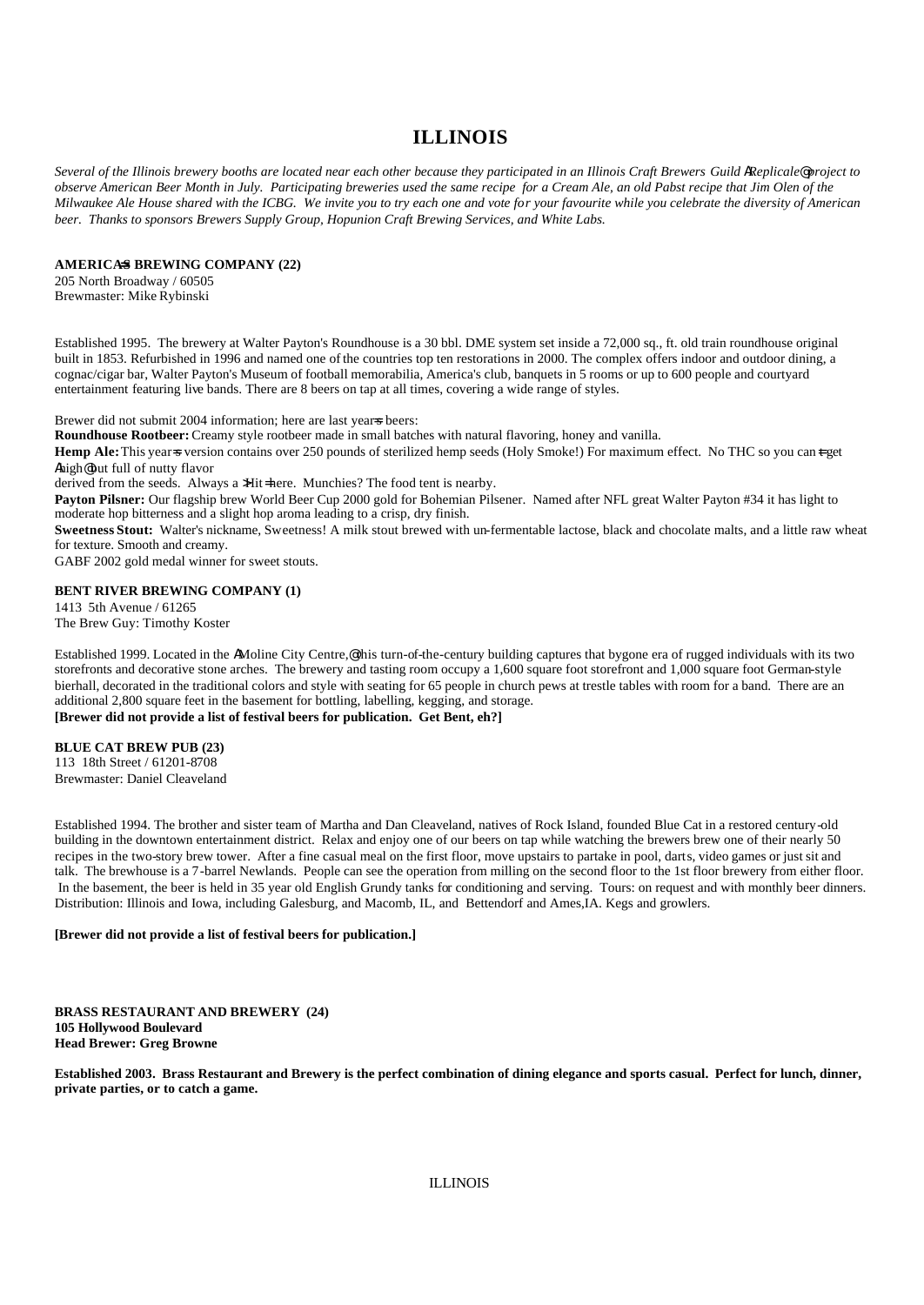# ILLINOIS

*Several of the Illinois brewery booths are located near each other because they participated in an Illinois Craft Brewers Guild AReplicale@ project to observe American Beer Month in July. Participating breweries used the same recipe for a Cream Ale, an old Pabst recipe that Jim Olen of the Milwaukee Ale House shared with the ICBG. We invite you to try each one and vote for your favourite while you celebrate the diversity of American beer. Thanks to sponsors Brewers Supply Group, Hopunion Craft Brewing Services, and White Labs.*

**AMERICA=S BREWING COMPANY (22)**
205 North Broadway / 60505
Brewmaster: Mike Rybinski

Established 1995. The brewery at Walter Payton's Roundhouse is a 30 bbl. DME system set inside a 72,000 sq., ft. old train roundhouse original built in 1853. Refurbished in 1996 and named one of the countries top ten restorations in 2000. The complex offers indoor and outdoor dining, a cognac/cigar bar, Walter Payton's Museum of football memorabilia, America's club, banquets in 5 rooms or up to 600 people and courtyard entertainment featuring live bands. There are 8 beers on tap at all times, covering a wide range of styles.

Brewer did not submit 2004 information; here are last year=s beers:

**Roundhouse Rootbeer:** Creamy style rootbeer made in small batches with natural flavoring, honey and vanilla.

**Hemp Ale:** This year=s version contains over 250 pounds of sterilized hemp seeds (Holy Smoke!) For maximum effect. No THC so you can=t get Ahigh@ but full of nutty flavor
derived from the seeds. Always a >Hit= here. Munchies? The food tent is nearby.

**Payton Pilsner:** Our flagship brew World Beer Cup 2000 gold for Bohemian Pilsener. Named after NFL great Walter Payton #34 it has light to moderate hop bitterness and a slight hop aroma leading to a crisp, dry finish.

**Sweetness Stout:** Walter's nickname, Sweetness! A milk stout brewed with un-fermentable lactose, black and chocolate malts, and a little raw wheat for texture. Smooth and creamy.
GABF 2002 gold medal winner for sweet stouts.

**BENT RIVER BREWING COMPANY (1)**
1413 5th Avenue / 61265
The Brew Guy: Timothy Koster

Established 1999. Located in the AMoline City Centre,@ this turn-of-the-century building captures that bygone era of rugged individuals with its two storefronts and decorative stone arches. The brewery and tasting room occupy a 1,600 square foot storefront and 1,000 square foot German-style bierhall, decorated in the traditional colors and style with seating for 65 people in church pews at trestle tables with room for a band. There are an additional 2,800 square feet in the basement for bottling, labelling, kegging, and storage.
**[Brewer did not provide a list of festival beers for publication. Get Bent, eh?]**

**BLUE CAT BREW PUB (23)**
113 18th Street / 61201-8708
Brewmaster: Daniel Cleaveland

Established 1994. The brother and sister team of Martha and Dan Cleaveland, natives of Rock Island, founded Blue Cat in a restored century-old building in the downtown entertainment district. Relax and enjoy one of our beers on tap while watching the brewers brew one of their nearly 50 recipes in the two-story brew tower. After a fine casual meal on the first floor, move upstairs to partake in pool, darts, video games or just sit and talk. The brewhouse is a 7-barrel Newlands. People can see the operation from milling on the second floor to the 1st floor brewery from either floor. In the basement, the beer is held in 35 year old English Grundy tanks for conditioning and serving. Tours: on request and with monthly beer dinners. Distribution: Illinois and Iowa, including Galesburg, and Macomb, IL, and Bettendorf and Ames,IA. Kegs and growlers.

**[Brewer did not provide a list of festival beers for publication.]**

**BRASS RESTAURANT AND BREWERY (24)**
**105 Hollywood Boulevard**
**Head Brewer: Greg Browne**

**Established 2003. Brass Restaurant and Brewery is the perfect combination of dining elegance and sports casual. Perfect for lunch, dinner, private parties, or to catch a game.**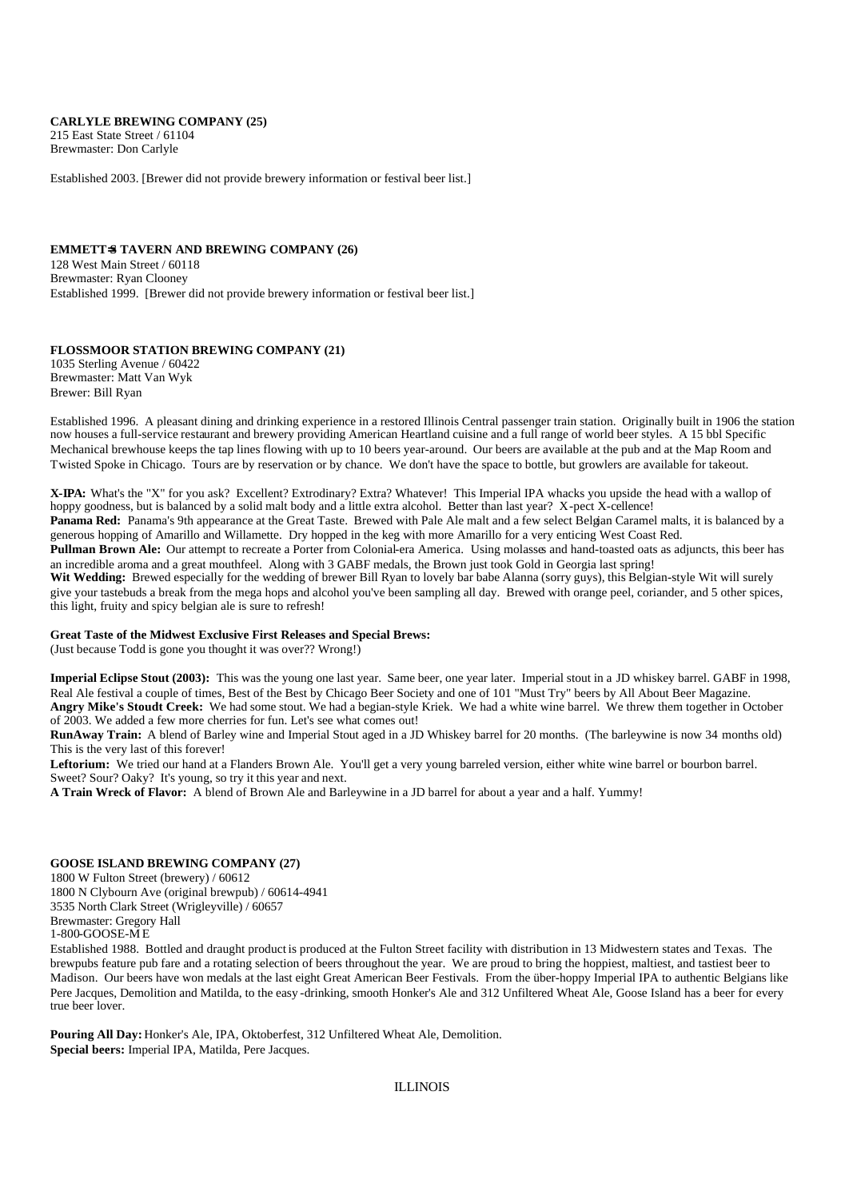**CARLYLE BREWING COMPANY (25)**
215 East State Street / 61104
Brewmaster: Don Carlyle

Established 2003. [Brewer did not provide brewery information or festival beer list.]

**EMMETT'S TAVERN AND BREWING COMPANY (26)**
128 West Main Street / 60118
Brewmaster: Ryan Clooney
Established 1999. [Brewer did not provide brewery information or festival beer list.]

**FLOSSMOOR STATION BREWING COMPANY (21)**
1035 Sterling Avenue / 60422
Brewmaster: Matt Van Wyk
Brewer: Bill Ryan

Established 1996. A pleasant dining and drinking experience in a restored Illinois Central passenger train station. Originally built in 1906 the station now houses a full-service restaurant and brewery providing American Heartland cuisine and a full range of world beer styles. A 15 bbl Specific Mechanical brewhouse keeps the tap lines flowing with up to 10 beers year-around. Our beers are available at the pub and at the Map Room and Twisted Spoke in Chicago. Tours are by reservation or by chance. We don't have the space to bottle, but growlers are available for takeout.

**X-IPA:** What's the "X" for you ask? Excellent? Extrodinary? Extra? Whatever! This Imperial IPA whacks you upside the head with a wallop of hoppy goodness, but is balanced by a solid malt body and a little extra alcohol. Better than last year? X-pect X-cellence!
**Panama Red:** Panama's 9th appearance at the Great Taste. Brewed with Pale Ale malt and a few select Belgian Caramel malts, it is balanced by a generous hopping of Amarillo and Willamette. Dry hopped in the keg with more Amarillo for a very enticing West Coast Red.
**Pullman Brown Ale:** Our attempt to recreate a Porter from Colonial-era America. Using molasses and hand-toasted oats as adjuncts, this beer has an incredible aroma and a great mouthfeel. Along with 3 GABF medals, the Brown just took Gold in Georgia last spring!
**Wit Wedding:** Brewed especially for the wedding of brewer Bill Ryan to lovely bar babe Alanna (sorry guys), this Belgian-style Wit will surely give your tastebuds a break from the mega hops and alcohol you've been sampling all day. Brewed with orange peel, coriander, and 5 other spices, this light, fruity and spicy belgian ale is sure to refresh!

**Great Taste of the Midwest Exclusive First Releases and Special Brews:**
(Just because Todd is gone you thought it was over?? Wrong!)

**Imperial Eclipse Stout (2003):** This was the young one last year. Same beer, one year later. Imperial stout in a JD whiskey barrel. GABF in 1998, Real Ale festival a couple of times, Best of the Best by Chicago Beer Society and one of 101 "Must Try" beers by All About Beer Magazine.
**Angry Mike's Stoudt Creek:** We had some stout. We had a begian-style Kriek. We had a white wine barrel. We threw them together in October of 2003. We added a few more cherries for fun. Let's see what comes out!
**RunAway Train:** A blend of Barley wine and Imperial Stout aged in a JD Whiskey barrel for 20 months. (The barleywine is now 34 months old) This is the very last of this forever!
**Leftorium:** We tried our hand at a Flanders Brown Ale. You'll get a very young barreled version, either white wine barrel or bourbon barrel. Sweet? Sour? Oaky? It's young, so try it this year and next.
**A Train Wreck of Flavor:** A blend of Brown Ale and Barleywine in a JD barrel for about a year and a half. Yummy!

**GOOSE ISLAND BREWING COMPANY (27)**
1800 W Fulton Street (brewery) / 60612
1800 N Clybourn Ave (original brewpub) / 60614-4941
3535 North Clark Street (Wrigleyville) / 60657
Brewmaster: Gregory Hall
1-800-GOOSE-ME

Established 1988. Bottled and draught product is produced at the Fulton Street facility with distribution in 13 Midwestern states and Texas. The brewpubs feature pub fare and a rotating selection of beers throughout the year. We are proud to bring the hoppiest, maltiest, and tastiest beer to Madison. Our beers have won medals at the last eight Great American Beer Festivals. From the über-hoppy Imperial IPA to authentic Belgians like Pere Jacques, Demolition and Matilda, to the easy-drinking, smooth Honker's Ale and 312 Unfiltered Wheat Ale, Goose Island has a beer for every true beer lover.

**Pouring All Day:** Honker's Ale, IPA, Oktoberfest, 312 Unfiltered Wheat Ale, Demolition.
**Special beers:** Imperial IPA, Matilda, Pere Jacques.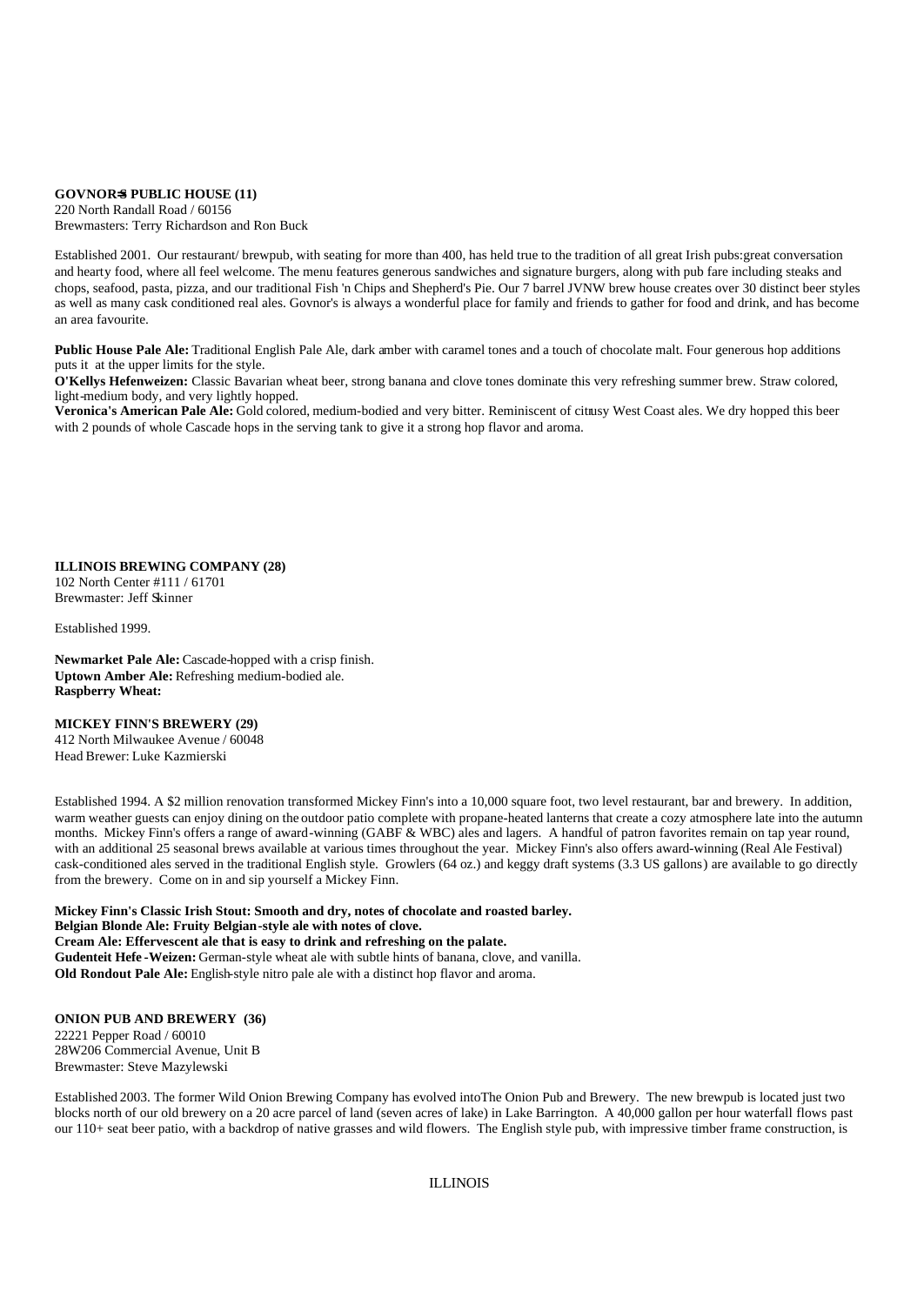**GOVNOR=S PUBLIC HOUSE (11)**
220 North Randall Road / 60156
Brewmasters: Terry Richardson and Ron Buck

Established 2001. Our restaurant/ brewpub, with seating for more than 400, has held true to the tradition of all great Irish pubs:great conversation and hearty food, where all feel welcome. The menu features generous sandwiches and signature burgers, along with pub fare including steaks and chops, seafood, pasta, pizza, and our traditional Fish 'n Chips and Shepherd's Pie. Our 7 barrel JVNW brew house creates over 30 distinct beer styles as well as many cask conditioned real ales. Govnor's is always a wonderful place for family and friends to gather for food and drink, and has become an area favourite.

**Public House Pale Ale:** Traditional English Pale Ale, dark amber with caramel tones and a touch of chocolate malt. Four generous hop additions puts it at the upper limits for the style.
**O'Kellys Hefenweizen:** Classic Bavarian wheat beer, strong banana and clove tones dominate this very refreshing summer brew. Straw colored, light-medium body, and very lightly hopped.
**Veronica's American Pale Ale:** Gold colored, medium-bodied and very bitter. Reminiscent of citrusy West Coast ales. We dry hopped this beer with 2 pounds of whole Cascade hops in the serving tank to give it a strong hop flavor and aroma.

**ILLINOIS BREWING COMPANY (28)**
102 North Center #111 / 61701
Brewmaster: Jeff Skinner

Established 1999.

**Newmarket Pale Ale:** Cascade-hopped with a crisp finish.
**Uptown Amber Ale:** Refreshing medium-bodied ale.
**Raspberry Wheat:**

**MICKEY FINN'S BREWERY (29)**
412 North Milwaukee Avenue / 60048
Head Brewer: Luke Kazmierski

Established 1994. A $2 million renovation transformed Mickey Finn's into a 10,000 square foot, two level restaurant, bar and brewery. In addition, warm weather guests can enjoy dining on the outdoor patio complete with propane-heated lanterns that create a cozy atmosphere late into the autumn months. Mickey Finn's offers a range of award-winning (GABF & WBC) ales and lagers. A handful of patron favorites remain on tap year round, with an additional 25 seasonal brews available at various times throughout the year. Mickey Finn's also offers award-winning (Real Ale Festival) cask-conditioned ales served in the traditional English style. Growlers (64 oz.) and keggy draft systems (3.3 US gallons) are available to go directly from the brewery. Come on in and sip yourself a Mickey Finn.

**Mickey Finn's Classic Irish Stout: Smooth and dry, notes of chocolate and roasted barley.**
**Belgian Blonde Ale: Fruity Belgian-style ale with notes of clove.**
**Cream Ale: Effervescent ale that is easy to drink and refreshing on the palate.**
**Gudenteit Hefe-Weizen:** German-style wheat ale with subtle hints of banana, clove, and vanilla.
**Old Rondout Pale Ale:** English-style nitro pale ale with a distinct hop flavor and aroma.

**ONION PUB AND BREWERY (36)**
22221 Pepper Road / 60010
28W206 Commercial Avenue, Unit B
Brewmaster: Steve Mazylewski

Established 2003. The former Wild Onion Brewing Company has evolved intoThe Onion Pub and Brewery. The new brewpub is located just two blocks north of our old brewery on a 20 acre parcel of land (seven acres of lake) in Lake Barrington. A 40,000 gallon per hour waterfall flows past our 110+ seat beer patio, with a backdrop of native grasses and wild flowers. The English style pub, with impressive timber frame construction, is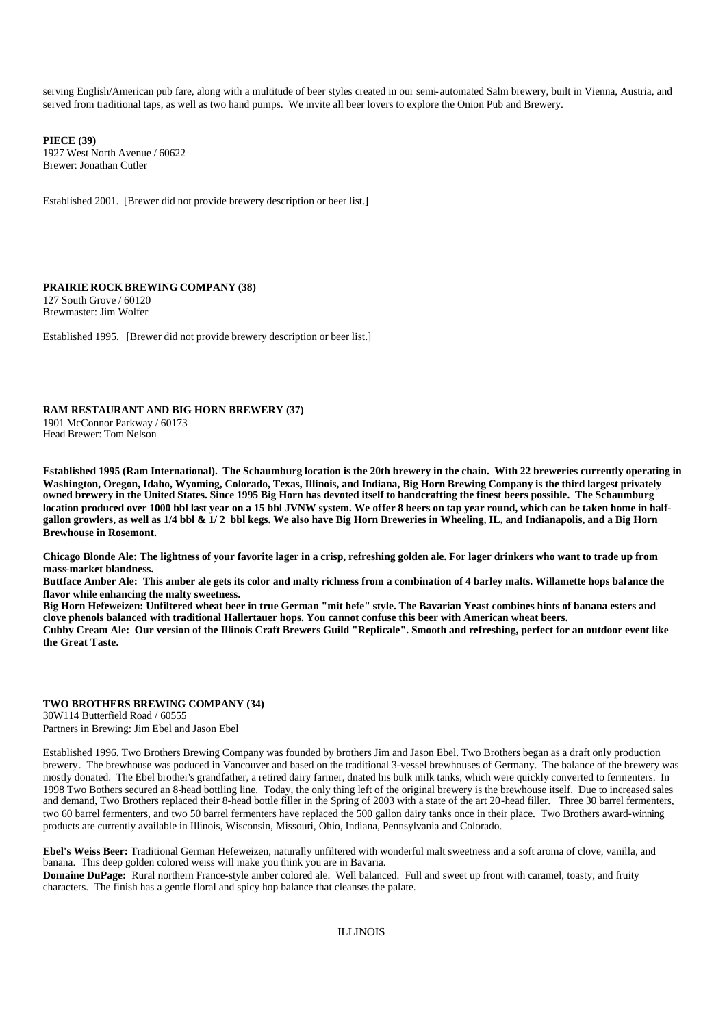serving English/American pub fare, along with a multitude of beer styles created in our semi-automated Salm brewery, built in Vienna, Austria, and served from traditional taps, as well as two hand pumps. We invite all beer lovers to explore the Onion Pub and Brewery.

**PIECE (39)**
1927 West North Avenue / 60622
Brewer: Jonathan Cutler

Established 2001. [Brewer did not provide brewery description or beer list.]

**PRAIRIE ROCK BREWING COMPANY (38)**
127 South Grove / 60120
Brewmaster: Jim Wolfer

Established 1995. [Brewer did not provide brewery description or beer list.]

**RAM RESTAURANT AND BIG HORN BREWERY (37)**
1901 McConnor Parkway / 60173
Head Brewer: Tom Nelson

**Established 1995 (Ram International). The Schaumburg location is the 20th brewery in the chain. With 22 breweries currently operating in Washington, Oregon, Idaho, Wyoming, Colorado, Texas, Illinois, and Indiana, Big Horn Brewing Company is the third largest privately owned brewery in the United States. Since 1995 Big Horn has devoted itself to handcrafting the finest beers possible. The Schaumburg location produced over 1000 bbl last year on a 15 bbl JVNW system. We offer 8 beers on tap year round, which can be taken home in half-gallon growlers, as well as 1/4 bbl & 1/ 2 bbl kegs. We also have Big Horn Breweries in Wheeling, IL, and Indianapolis, and a Big Horn Brewhouse in Rosemont.**

**Chicago Blonde Ale: The lightness of your favorite lager in a crisp, refreshing golden ale. For lager drinkers who want to trade up from mass-market blandness.**
**Buttface Amber Ale: This amber ale gets its color and malty richness from a combination of 4 barley malts. Willamette hops balance the flavor while enhancing the malty sweetness.**
**Big Horn Hefeweizen: Unfiltered wheat beer in true German "mit hefe" style. The Bavarian Yeast combines hints of banana esters and clove phenols balanced with traditional Hallertauer hops. You cannot confuse this beer with American wheat beers.**
**Cubby Cream Ale: Our version of the Illinois Craft Brewers Guild "Replicale". Smooth and refreshing, perfect for an outdoor event like the Great Taste.**

**TWO BROTHERS BREWING COMPANY (34)**
30W114 Butterfield Road / 60555
Partners in Brewing: Jim Ebel and Jason Ebel

Established 1996. Two Brothers Brewing Company was founded by brothers Jim and Jason Ebel. Two Brothers began as a draft only production brewery. The brewhouse was poduced in Vancouver and based on the traditional 3-vessel brewhouses of Germany. The balance of the brewery was mostly donated. The Ebel brother's grandfather, a retired dairy farmer, dnated his bulk milk tanks, which were quickly converted to fermenters. In 1998 Two Bothers secured an 8-head bottling line. Today, the only thing left of the original brewery is the brewhouse itself. Due to increased sales and demand, Two Brothers replaced their 8-head bottle filler in the Spring of 2003 with a state of the art 20-head filler. Three 30 barrel fermenters, two 60 barrel fermenters, and two 50 barrel fermenters have replaced the 500 gallon dairy tanks once in their place. Two Brothers award-winning products are currently available in Illinois, Wisconsin, Missouri, Ohio, Indiana, Pennsylvania and Colorado.

**Ebel's Weiss Beer:** Traditional German Hefeweizen, naturally unfiltered with wonderful malt sweetness and a soft aroma of clove, vanilla, and banana. This deep golden colored weiss will make you think you are in Bavaria.
**Domaine DuPage:** Rural northern France-style amber colored ale. Well balanced. Full and sweet up front with caramel, toasty, and fruity characters. The finish has a gentle floral and spicy hop balance that cleanses the palate.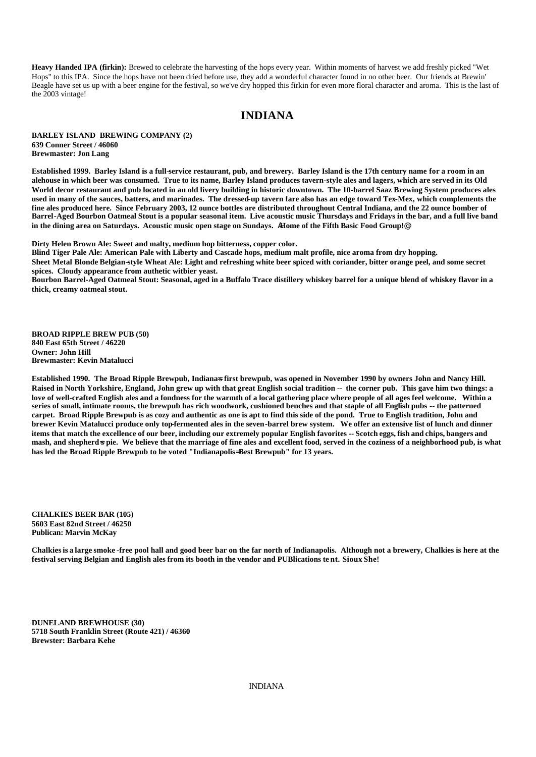**Heavy Handed IPA (firkin):** Brewed to celebrate the harvesting of the hops every year. Within moments of harvest we add freshly picked "Wet Hops" to this IPA. Since the hops have not been dried before use, they add a wonderful character found in no other beer. Our friends at Brewin' Beagle have set us up with a beer engine for the festival, so we've dry hopped this firkin for even more floral character and aroma. This is the last of the 2003 vintage!

# INDIANA

**BARLEY ISLAND BREWING COMPANY (2)**
**639 Conner Street / 46060**
**Brewmaster: Jon Lang**

**Established 1999. Barley Island is a full-service restaurant, pub, and brewery. Barley Island is the 17th century name for a room in an alehouse in which beer was consumed. True to its name, Barley Island produces tavern-style ales and lagers, which are served in its Old World decor restaurant and pub located in an old livery building in historic downtown. The 10-barrel Saaz Brewing System produces ales used in many of the sauces, batters, and marinades. The dressed-up tavern fare also has an edge toward Tex-Mex, which complements the fine ales produced here. Since February 2003, 12 ounce bottles are distributed throughout Central Indiana, and the 22 ounce bomber of Barrel-Aged Bourbon Oatmeal Stout is a popular seasonal item. Live acoustic music Thursdays and Fridays in the bar, and a full live band in the dining area on Saturdays. Acoustic music open stage on Sundays. AHome of the Fifth Basic Food Group!@**

**Dirty Helen Brown Ale: Sweet and malty, medium hop bitterness, copper color.**
**Blind Tiger Pale Ale: American Pale with Liberty and Cascade hops, medium malt profile, nice aroma from dry hopping.**
**Sheet Metal Blonde Belgian-style Wheat Ale: Light and refreshing white beer spiced with coriander, bitter orange peel, and some secret spices. Cloudy appearance from authetic witbier yeast.**
**Bourbon Barrel-Aged Oatmeal Stout: Seasonal, aged in a Buffalo Trace distillery whiskey barrel for a unique blend of whiskey flavor in a thick, creamy oatmeal stout.**

**BROAD RIPPLE BREW PUB (50)**
**840 East 65th Street / 46220**
**Owner: John Hill**
**Brewmaster: Kevin Matalucci**

**Established 1990. The Broad Ripple Brewpub, Indiana=s first brewpub, was opened in November 1990 by owners John and Nancy Hill. Raised in North Yorkshire, England, John grew up with that great English social tradition -- the corner pub. This gave him two things: a love of well-crafted English ales and a fondness for the warmth of a local gathering place where people of all ages feel welcome. Within a series of small, intimate rooms, the brewpub has rich woodwork, cushioned benches and that staple of all English pubs -- the patterned carpet. Broad Ripple Brewpub is as cozy and authentic as one is apt to find this side of the pond. True to English tradition, John and brewer Kevin Matalucci produce only top-fermented ales in the seven-barrel brew system. We offer an extensive list of lunch and dinner items that match the excellence of our beer, including our extremely popular English favorites -- Scotch eggs, fish and chips, bangers and mash, and shepherd=s pie. We believe that the marriage of fine ales and excellent food, served in the coziness of a neighborhood pub, is what has led the Broad Ripple Brewpub to be voted "Indianapolis=Best Brewpub" for 13 years.**

**CHALKIES BEER BAR (105)**
**5603 East 82nd Street / 46250**
**Publican: Marvin McKay**

**Chalkies is a large smoke-free pool hall and good beer bar on the far north of Indianapolis. Although not a brewery, Chalkies is here at the festival serving Belgian and English ales from its booth in the vendor and PUBlications tent. Sioux She!**

**DUNELAND BREWHOUSE (30)**
**5718 South Franklin Street (Route 421) / 46360**
**Brewster: Barbara Kehe**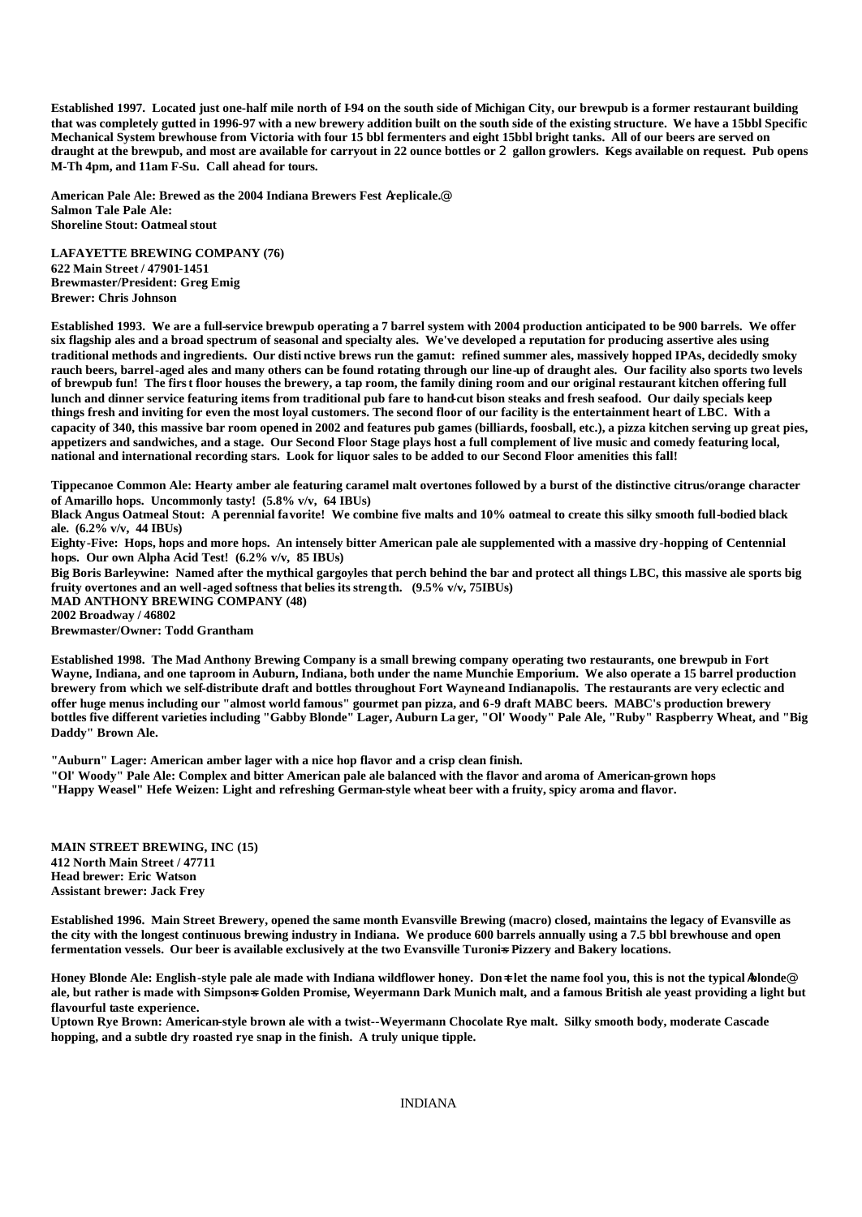**Established 1997. Located just one-half mile north of I-94 on the south side of Michigan City, our brewpub is a former restaurant building that was completely gutted in 1996-97 with a new brewery addition built on the south side of the existing structure. We have a 15bbl Specific Mechanical System brewhouse from Victoria with four 15 bbl fermenters and eight 15bbl bright tanks. All of our beers are served on draught at the brewpub, and most are available for carryout in 22 ounce bottles or 2 gallon growlers. Kegs available on request. Pub opens M-Th 4pm, and 11am F-Su. Call ahead for tours.**

**American Pale Ale: Brewed as the 2004 Indiana Brewers Fest Areplicale.@**
**Salmon Tale Pale Ale:**
**Shoreline Stout: Oatmeal stout**

**LAFAYETTE BREWING COMPANY (76)**
**622 Main Street / 47901-1451**
**Brewmaster/President: Greg Emig**
**Brewer: Chris Johnson**

**Established 1993. We are a full-service brewpub operating a 7 barrel system with 2004 production anticipated to be 900 barrels. We offer six flagship ales and a broad spectrum of seasonal and specialty ales. We've developed a reputation for producing assertive ales using traditional methods and ingredients. Our distinctive brews run the gamut: refined summer ales, massively hopped IPAs, decidedly smoky rauch beers, barrel-aged ales and many others can be found rotating through our line-up of draught ales. Our facility also sports two levels of brewpub fun! The first floor houses the brewery, a tap room, the family dining room and our original restaurant kitchen offering full lunch and dinner service featuring items from traditional pub fare to hand-cut bison steaks and fresh seafood. Our daily specials keep things fresh and inviting for even the most loyal customers. The second floor of our facility is the entertainment heart of LBC. With a capacity of 340, this massive bar room opened in 2002 and features pub games (billiards, foosball, etc.), a pizza kitchen serving up great pies, appetizers and sandwiches, and a stage. Our Second Floor Stage plays host a full complement of live music and comedy featuring local, national and international recording stars. Look for liquor sales to be added to our Second Floor amenities this fall!**

**Tippecanoe Common Ale: Hearty amber ale featuring caramel malt overtones followed by a burst of the distinctive citrus/orange character of Amarillo hops. Uncommonly tasty! (5.8% v/v, 64 IBUs)**
**Black Angus Oatmeal Stout: A perennial favorite! We combine five malts and 10% oatmeal to create this silky smooth full-bodied black ale. (6.2% v/v, 44 IBUs)**
**Eighty-Five: Hops, hops and more hops. An intensely bitter American pale ale supplemented with a massive dry-hopping of Centennial hops. Our own Alpha Acid Test! (6.2% v/v, 85 IBUs)**
**Big Boris Barleywine: Named after the mythical gargoyles that perch behind the bar and protect all things LBC, this massive ale sports big fruity overtones and an well-aged softness that belies its strength. (9.5% v/v, 75IBUs)**
**MAD ANTHONY BREWING COMPANY (48)**
**2002 Broadway / 46802**
**Brewmaster/Owner: Todd Grantham**

**Established 1998. The Mad Anthony Brewing Company is a small brewing company operating two restaurants, one brewpub in Fort Wayne, Indiana, and one taproom in Auburn, Indiana, both under the name Munchie Emporium. We also operate a 15 barrel production brewery from which we self-distribute draft and bottles throughout Fort Wayne and Indianapolis. The restaurants are very eclectic and offer huge menus including our "almost world famous" gourmet pan pizza, and 6-9 draft MABC beers. MABC's production brewery bottles five different varieties including "Gabby Blonde" Lager, Auburn Lager, "Ol' Woody" Pale Ale, "Ruby" Raspberry Wheat, and "Big Daddy" Brown Ale.**

**"Auburn" Lager: American amber lager with a nice hop flavor and a crisp clean finish.**
**"Ol' Woody" Pale Ale: Complex and bitter American pale ale balanced with the flavor and aroma of American-grown hops**
**"Happy Weasel" Hefe Weizen: Light and refreshing German-style wheat beer with a fruity, spicy aroma and flavor.**

**MAIN STREET BREWING, INC (15)**
**412 North Main Street / 47711**
**Head brewer: Eric Watson**
**Assistant brewer: Jack Frey**

**Established 1996. Main Street Brewery, opened the same month Evansville Brewing (macro) closed, maintains the legacy of Evansville as the city with the longest continuous brewing industry in Indiana. We produce 600 barrels annually using a 7.5 bbl brewhouse and open fermentation vessels. Our beer is available exclusively at the two Evansville Turoni=s Pizzery and Bakery locations.**

**Honey Blonde Ale: English-style pale ale made with Indiana wildflower honey. Don=t let the name fool you, this is not the typical Ablonde@ ale, but rather is made with Simpson=s Golden Promise, Weyermann Dark Munich malt, and a famous British ale yeast providing a light but flavourful taste experience.**
**Uptown Rye Brown: American-style brown ale with a twist--Weyermann Chocolate Rye malt. Silky smooth body, moderate Cascade hopping, and a subtle dry roasted rye snap in the finish. A truly unique tipple.**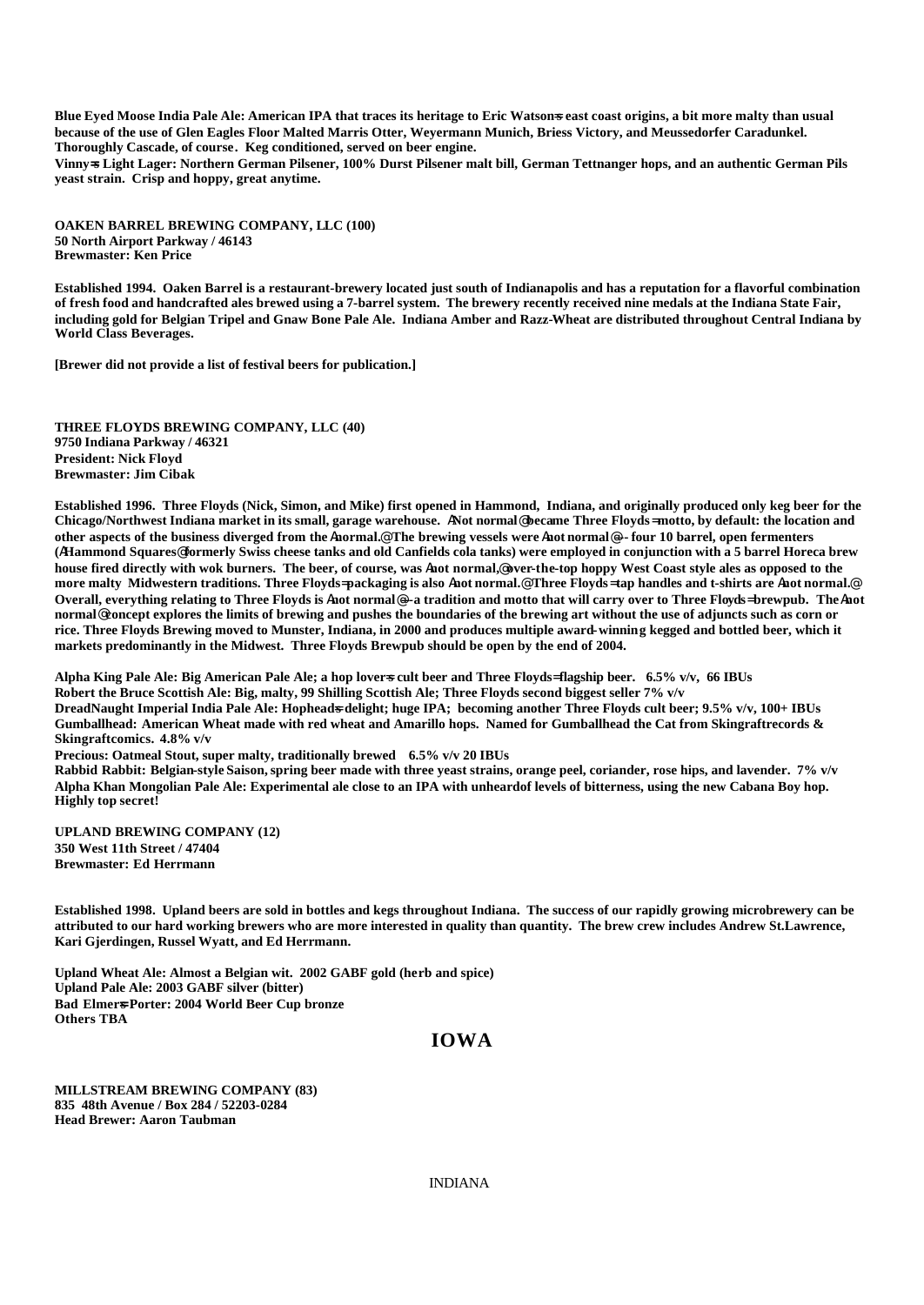**Blue Eyed Moose India Pale Ale: American IPA that traces its heritage to Eric Watson=s east coast origins, a bit more malty than usual because of the use of Glen Eagles Floor Malted Marris Otter, Weyermann Munich, Briess Victory, and Meussedorfer Caradunkel. Thoroughly Cascade, of course. Keg conditioned, served on beer engine.**

**Vinny=s Light Lager: Northern German Pilsener, 100% Durst Pilsener malt bill, German Tettnanger hops, and an authentic German Pils yeast strain. Crisp and hoppy, great anytime.**

**OAKEN BARREL BREWING COMPANY, LLC (100)**
**50 North Airport Parkway / 46143**
**Brewmaster: Ken Price**

**Established 1994. Oaken Barrel is a restaurant-brewery located just south of Indianapolis and has a reputation for a flavorful combination of fresh food and handcrafted ales brewed using a 7-barrel system. The brewery recently received nine medals at the Indiana State Fair, including gold for Belgian Tripel and Gnaw Bone Pale Ale. Indiana Amber and Razz-Wheat are distributed throughout Central Indiana by World Class Beverages.**

**[Brewer did not provide a list of festival beers for publication.]**

**THREE FLOYDS BREWING COMPANY, LLC (40)**
**9750 Indiana Parkway / 46321**
**President: Nick Floyd**
**Brewmaster: Jim Cibak**

**Established 1996. Three Floyds (Nick, Simon, and Mike) first opened in Hammond, Indiana, and originally produced only keg beer for the Chicago/Northwest Indiana market in its small, garage warehouse. ANot normal@ became Three Floyds= motto, by default: the location and other aspects of the business diverged from the Anormal.@ The brewing vessels were Anot normal@ - four 10 barrel, open fermenters (AHammond Squares@ formerly Swiss cheese tanks and old Canfields cola tanks) were employed in conjunction with a 5 barrel Horeca brew house fired directly with wok burners. The beer, of course, was Anot normal,@ over-the-top hoppy West Coast style ales as opposed to the more malty Midwestern traditions. Three Floyds= packaging is also Anot normal.@ Three Floyds= tap handles and t-shirts are Anot normal.@ Overall, everything relating to Three Floyds is Anot normal@ - a tradition and motto that will carry over to Three Floyds= brewpub. The Anot normal@ concept explores the limits of brewing and pushes the boundaries of the brewing art without the use of adjuncts such as corn or rice. Three Floyds Brewing moved to Munster, Indiana, in 2000 and produces multiple award-winning kegged and bottled beer, which it markets predominantly in the Midwest. Three Floyds Brewpub should be open by the end of 2004.**

**Alpha King Pale Ale: Big American Pale Ale; a hop lover=s cult beer and Three Floyds= flagship beer. 6.5% v/v, 66 IBUs**
**Robert the Bruce Scottish Ale: Big, malty, 99 Shilling Scottish Ale; Three Floyds second biggest seller 7% v/v**
**DreadNaught Imperial India Pale Ale: Hopheads= delight; huge IPA; becoming another Three Floyds cult beer; 9.5% v/v, 100+ IBUs**
**Gumballhead: American Wheat made with red wheat and Amarillo hops. Named for Gumballhead the Cat from Skingraftrecords & Skingraftcomics. 4.8% v/v**
**Precious: Oatmeal Stout, super malty, traditionally brewed 6.5% v/v 20 IBUs**
**Rabbid Rabbit: Belgian-style Saison, spring beer made with three yeast strains, orange peel, coriander, rose hips, and lavender. 7% v/v**
**Alpha Khan Mongolian Pale Ale: Experimental ale close to an IPA with unheardof levels of bitterness, using the new Cabana Boy hop. Highly top secret!**

**UPLAND BREWING COMPANY (12)**
**350 West 11th Street / 47404**
**Brewmaster: Ed Herrmann**

**Established 1998. Upland beers are sold in bottles and kegs throughout Indiana. The success of our rapidly growing microbrewery can be attributed to our hard working brewers who are more interested in quality than quantity. The brew crew includes Andrew St.Lawrence, Kari Gjerdingen, Russel Wyatt, and Ed Herrmann.**

**Upland Wheat Ale: Almost a Belgian wit. 2002 GABF gold (herb and spice)**
**Upland Pale Ale: 2003 GABF silver (bitter)**
**Bad Elmer=s Porter: 2004 World Beer Cup bronze**
**Others TBA**

## IOWA

**MILLSTREAM BREWING COMPANY (83)**
**835 48th Avenue / Box 284 / 52203-0284**
**Head Brewer: Aaron Taubman**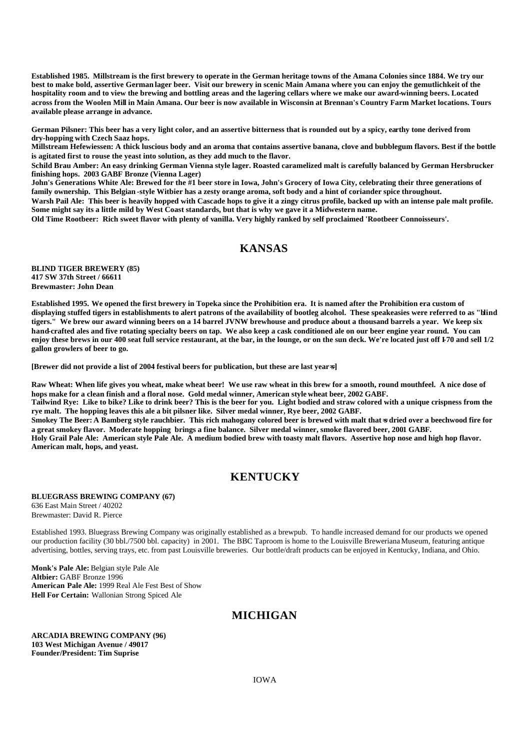**Established 1985. Millstream is the first brewery to operate in the German heritage towns of the Amana Colonies since 1884. We try our best to make bold, assertive German lager beer. Visit our brewery in scenic Main Amana where you can enjoy the gemutlichkeit of the hospitality room and to view the brewing and bottling areas and the lagering cellars where we make our award-winning beers. Located across from the Woolen Mill in Main Amana. Our beer is now available in Wisconsin at Brennan's Country Farm Market locations. Tours available please arrange in advance.**

**German Pilsner: This beer has a very light color, and an assertive bitterness that is rounded out by a spicy, earthy tone derived from dry-hopping with Czech Saaz hops.**
**Millstream Hefewiessen: A thick luscious body and an aroma that contains assertive banana, clove and bubblegum flavors. Best if the bottle is agitated first to rouse the yeast into solution, as they add much to the flavor.**
**Schild Brau Amber: An easy drinking German Vienna style lager. Roasted caramelized malt is carefully balanced by German Hersbrucker finishing hops. 2003 GABF Bronze (Vienna Lager)**
**John's Generations White Ale: Brewed for the #1 beer store in Iowa, John's Grocery of Iowa City, celebrating their three generations of family ownership. This Belgian-style Witbier has a zesty orange aroma, soft body and a hint of coriander spice throughout.**
**Warsh Pail Ale: This beer is heavily hopped with Cascade hops to give it a zingy citrus profile, backed up with an intense pale malt profile. Some might say its a little mild by West Coast standards, but that is why we gave it a Midwestern name.**
**Old Time Rootbeer: Rich sweet flavor with plenty of vanilla. Very highly ranked by self proclaimed 'Rootbeer Connoisseurs'.**

## KANSAS

**BLIND TIGER BREWERY (85)**
**417 SW 37th Street / 66611**
**Brewmaster: John Dean**

**Established 1995. We opened the first brewery in Topeka since the Prohibition era. It is named after the Prohibition era custom of displaying stuffed tigers in establishments to alert patrons of the availability of bootleg alcohol. These speakeasies were referred to as "blind tigers." We brew our award winning beers on a 14 barrel JVNW brewhouse and produce about a thousand barrels a year. We keep six hand-crafted ales and five rotating specialty beers on tap. We also keep a cask conditioned ale on our beer engine year round. You can enjoy these brews in our 400 seat full service restaurant, at the bar, in the lounge, or on the sun deck. We're located just off I-70 and sell 1/2 gallon growlers of beer to go.**

**[Brewer did not provide a list of 2004 festival beers for publication, but these are last year=s]**

**Raw Wheat: When life gives you wheat, make wheat beer! We use raw wheat in this brew for a smooth, round mouthfeel. A nice dose of hops make for a clean finish and a floral nose. Gold medal winner, American style wheat beer, 2002 GABF.**
**Tailwind Rye: Like to bike? Like to drink beer? This is the beer for you. Light bodied and straw colored with a unique crispness from the rye malt. The hopping leaves this ale a bit pilsner like. Silver medal winner, Rye beer, 2002 GABF.**
**Smokey The Beer: A Bamberg style rauchbier. This rich mahogany colored beer is brewed with malt that=s dried over a beechwood fire for a great smokey flavor. Moderate hopping brings a fine balance. Silver medal winner, smoke flavored beer, 2001 GABF.**
**Holy Grail Pale Ale: American style Pale Ale. A medium bodied brew with toasty malt flavors. Assertive hop nose and high hop flavor. American malt, hops, and yeast.**

## KENTUCKY

**BLUEGRASS BREWING COMPANY (67)**
636 East Main Street / 40202
Brewmaster: David R. Pierce

Established 1993. Bluegrass Brewing Company was originally established as a brewpub. To handle increased demand for our products we opened our production facility (30 bbl./7500 bbl. capacity) in 2001. The BBC Taproom is home to the Louisville Breweriana Museum, featuring antique advertising, bottles, serving trays, etc. from past Louisville breweries. Our bottle/draft products can be enjoyed in Kentucky, Indiana, and Ohio.

**Monk's Pale Ale:** Belgian style Pale Ale
**Altbier:** GABF Bronze 1996
**American Pale Ale:** 1999 Real Ale Fest Best of Show
**Hell For Certain:** Wallonian Strong Spiced Ale

## MICHIGAN

**ARCADIA BREWING COMPANY (96)**
**103 West Michigan Avenue / 49017**
**Founder/President: Tim Suprise**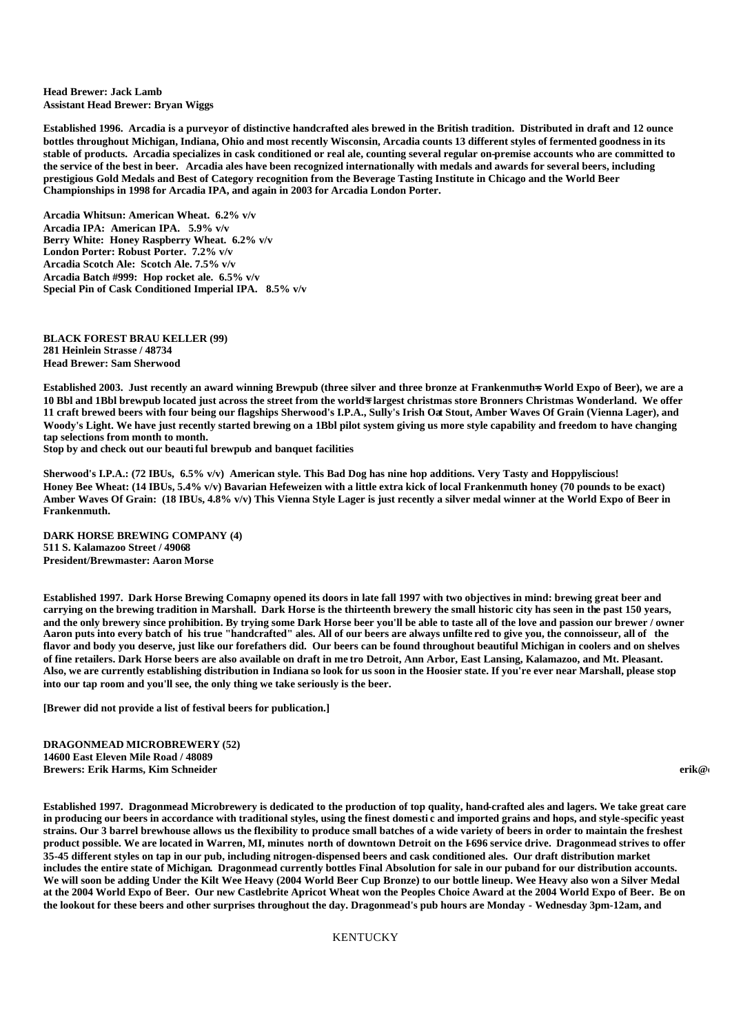**Head Brewer: Jack Lamb**
**Assistant Head Brewer: Bryan Wiggs**

**Established 1996. Arcadia is a purveyor of distinctive handcrafted ales brewed in the British tradition. Distributed in draft and 12 ounce bottles throughout Michigan, Indiana, Ohio and most recently Wisconsin, Arcadia counts 13 different styles of fermented goodness in its stable of products. Arcadia specializes in cask conditioned or real ale, counting several regular on-premise accounts who are committed to the service of the best in beer. Arcadia ales have been recognized internationally with medals and awards for several beers, including prestigious Gold Medals and Best of Category recognition from the Beverage Tasting Institute in Chicago and the World Beer Championships in 1998 for Arcadia IPA, and again in 2003 for Arcadia London Porter.**

**Arcadia Whitsun: American Wheat. 6.2% v/v**
**Arcadia IPA: American IPA. 5.9% v/v**
**Berry White: Honey Raspberry Wheat. 6.2% v/v**
**London Porter: Robust Porter. 7.2% v/v**
**Arcadia Scotch Ale: Scotch Ale. 7.5% v/v**
**Arcadia Batch #999: Hop rocket ale. 6.5% v/v**
**Special Pin of Cask Conditioned Imperial IPA. 8.5% v/v**

**BLACK FOREST BRAU KELLER (99)**
**281 Heinlein Strasse / 48734**
**Head Brewer: Sam Sherwood**

**Established 2003. Just recently an award winning Brewpub (three silver and three bronze at Frankenmuth=s World Expo of Beer), we are a 10 Bbl and 1Bbl brewpub located just across the street from the world=s largest christmas store Bronners Christmas Wonderland. We offer 11 craft brewed beers with four being our flagships Sherwood's I.P.A., Sully's Irish Oat Stout, Amber Waves Of Grain (Vienna Lager), and Woody's Light. We have just recently started brewing on a 1Bbl pilot system giving us more style capability and freedom to have changing tap selections from month to month.**
**Stop by and check out our beautiful brewpub and banquet facilities**

**Sherwood's I.P.A.: (72 IBUs, 6.5% v/v) American style. This Bad Dog has nine hop additions. Very Tasty and Hoppyliscious!**
**Honey Bee Wheat: (14 IBUs, 5.4% v/v) Bavarian Hefeweizen with a little extra kick of local Frankenmuth honey (70 pounds to be exact)**
**Amber Waves Of Grain: (18 IBUs, 4.8% v/v) This Vienna Style Lager is just recently a silver medal winner at the World Expo of Beer in Frankenmuth.**

**DARK HORSE BREWING COMPANY (4)**
**511 S. Kalamazoo Street / 49068**
**President/Brewmaster: Aaron Morse**

**Established 1997. Dark Horse Brewing Comapny opened its doors in late fall 1997 with two objectives in mind: brewing great beer and carrying on the brewing tradition in Marshall. Dark Horse is the thirteenth brewery the small historic city has seen in the past 150 years, and the only brewery since prohibition. By trying some Dark Horse beer you'll be able to taste all of the love and passion our brewer / owner Aaron puts into every batch of his true "handcrafted" ales. All of our beers are always unfiltered to give you, the connoisseur, all of the flavor and body you deserve, just like our forefathers did. Our beers can be found throughout beautiful Michigan in coolers and on shelves of fine retailers. Dark Horse beers are also available on draft in metro Detroit, Ann Arbor, East Lansing, Kalamazoo, and Mt. Pleasant. Also, we are currently establishing distribution in Indiana so look for us soon in the Hoosier state. If you're ever near Marshall, please stop into our tap room and you'll see, the only thing we take seriously is the beer.**

**[Brewer did not provide a list of festival beers for publication.]**

**DRAGONMEAD MICROBREWERY (52)**
**14600 East Eleven Mile Road / 48089**
**Brewers: Erik Harms, Kim Schneider** **erik@**

**Established 1997. Dragonmead Microbrewery is dedicated to the production of top quality, hand-crafted ales and lagers. We take great care in producing our beers in accordance with traditional styles, using the finest domestic and imported grains and hops, and style-specific yeast strains. Our 3 barrel brewhouse allows us the flexibility to produce small batches of a wide variety of beers in order to maintain the freshest product possible. We are located in Warren, MI, minutes north of downtown Detroit on the I-696 service drive. Dragonmead strives to offer 35-45 different styles on tap in our pub, including nitrogen-dispensed beers and cask conditioned ales. Our draft distribution market includes the entire state of Michigan. Dragonmead currently bottles Final Absolution for sale in our puband for our distribution accounts. We will soon be adding Under the Kilt Wee Heavy (2004 World Beer Cup Bronze) to our bottle lineup. Wee Heavy also won a Silver Medal at the 2004 World Expo of Beer. Our new Castlebrite Apricot Wheat won the Peoples Choice Award at the 2004 World Expo of Beer. Be on the lookout for these beers and other surprises throughout the day. Dragonmead's pub hours are Monday - Wednesday 3pm-12am, and**

KENTUCKY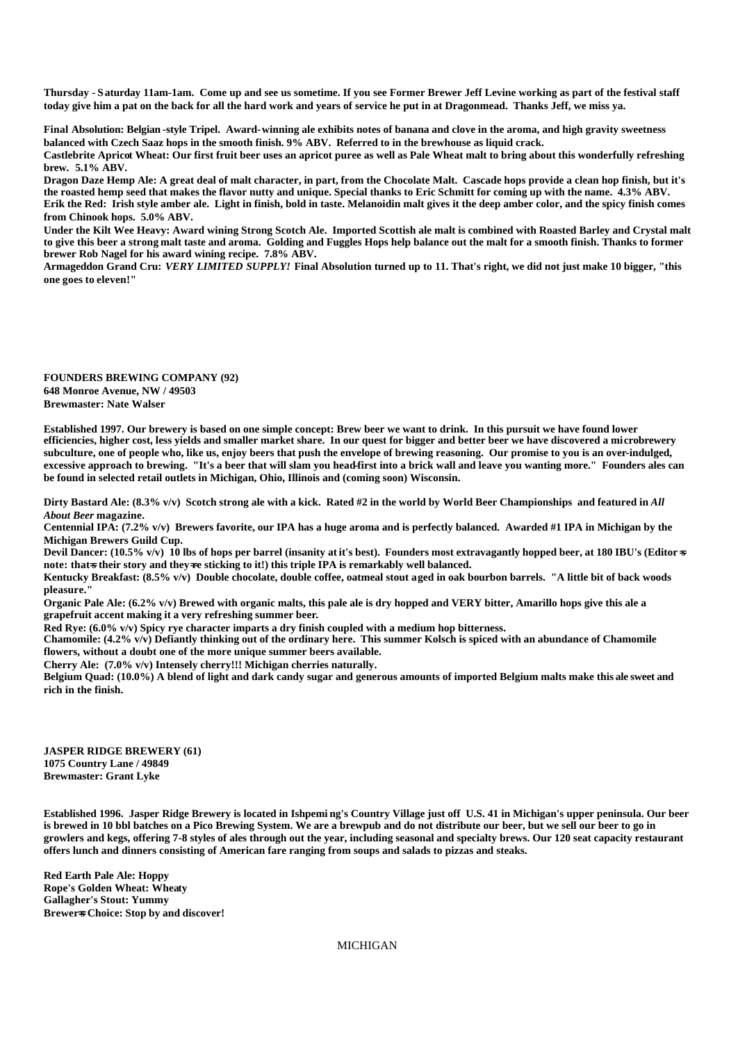**Thursday - Saturday 11am-1am. Come up and see us sometime. If you see Former Brewer Jeff Levine working as part of the festival staff today give him a pat on the back for all the hard work and years of service he put in at Dragonmead. Thanks Jeff, we miss ya.**

**Final Absolution: Belgian-style Tripel. Award-winning ale exhibits notes of banana and clove in the aroma, and high gravity sweetness balanced with Czech Saaz hops in the smooth finish. 9% ABV. Referred to in the brewhouse as liquid crack.**
**Castlebrite Apricot Wheat: Our first fruit beer uses an apricot puree as well as Pale Wheat malt to bring about this wonderfully refreshing brew. 5.1% ABV.**
**Dragon Daze Hemp Ale: A great deal of malt character, in part, from the Chocolate Malt. Cascade hops provide a clean hop finish, but it's the roasted hemp seed that makes the flavor nutty and unique. Special thanks to Eric Schmitt for coming up with the name. 4.3% ABV.**
**Erik the Red: Irish style amber ale. Light in finish, bold in taste. Melanoidin malt gives it the deep amber color, and the spicy finish comes from Chinook hops. 5.0% ABV.**
**Under the Kilt Wee Heavy: Award wining Strong Scotch Ale. Imported Scottish ale malt is combined with Roasted Barley and Crystal malt to give this beer a strong malt taste and aroma. Golding and Fuggles Hops help balance out the malt for a smooth finish. Thanks to former brewer Rob Nagel for his award wining recipe. 7.8% ABV.**
**Armageddon Grand Cru: *VERY LIMITED SUPPLY!* Final Absolution turned up to 11. That's right, we did not just make 10 bigger, "this one goes to eleven!"**

**FOUNDERS BREWING COMPANY (92)**
**648 Monroe Avenue, NW / 49503**
**Brewmaster: Nate Walser**

**Established 1997. Our brewery is based on one simple concept: Brew beer we want to drink. In this pursuit we have found lower efficiencies, higher cost, less yields and smaller market share. In our quest for bigger and better beer we have discovered a microbrewery subculture, one of people who, like us, enjoy beers that push the envelope of brewing reasoning. Our promise to you is an over-indulged, excessive approach to brewing. "It's a beer that will slam you head-first into a brick wall and leave you wanting more." Founders ales can be found in selected retail outlets in Michigan, Ohio, Illinois and (coming soon) Wisconsin.**

**Dirty Bastard Ale: (8.3% v/v) Scotch strong ale with a kick. Rated #2 in the world by World Beer Championships and featured in *All About Beer* magazine.**
**Centennial IPA: (7.2% v/v) Brewers favorite, our IPA has a huge aroma and is perfectly balanced. Awarded #1 IPA in Michigan by the Michigan Brewers Guild Cup.**
**Devil Dancer: (10.5% v/v) 10 lbs of hops per barrel (insanity at it's best). Founders most extravagantly hopped beer, at 180 IBU's (Editor's note: that's their story and they're sticking to it!) this triple IPA is remarkably well balanced.**
**Kentucky Breakfast: (8.5% v/v) Double chocolate, double coffee, oatmeal stout aged in oak bourbon barrels. "A little bit of back woods pleasure."**
**Organic Pale Ale: (6.2% v/v) Brewed with organic malts, this pale ale is dry hopped and VERY bitter, Amarillo hops give this ale a grapefruit accent making it a very refreshing summer beer.**
**Red Rye: (6.0% v/v) Spicy rye character imparts a dry finish coupled with a medium hop bitterness.**
**Chamomile: (4.2% v/v) Defiantly thinking out of the ordinary here. This summer Kolsch is spiced with an abundance of Chamomile flowers, without a doubt one of the more unique summer beers available.**
**Cherry Ale: (7.0% v/v) Intensely cherry!!! Michigan cherries naturally.**
**Belgium Quad: (10.0%) A blend of light and dark candy sugar and generous amounts of imported Belgium malts make this ale sweet and rich in the finish.**

**JASPER RIDGE BREWERY (61)**
**1075 Country Lane / 49849**
**Brewmaster: Grant Lyke**

**Established 1996. Jasper Ridge Brewery is located in Ishpeming's Country Village just off U.S. 41 in Michigan's upper peninsula. Our beer is brewed in 10 bbl batches on a Pico Brewing System. We are a brewpub and do not distribute our beer, but we sell our beer to go in growlers and kegs, offering 7-8 styles of ales through out the year, including seasonal and specialty brews. Our 120 seat capacity restaurant offers lunch and dinners consisting of American fare ranging from soups and salads to pizzas and steaks.**

**Red Earth Pale Ale: Hoppy**
**Rope's Golden Wheat: Wheaty**
**Gallagher's Stout: Yummy**
**Brewer's Choice: Stop by and discover!**

MICHIGAN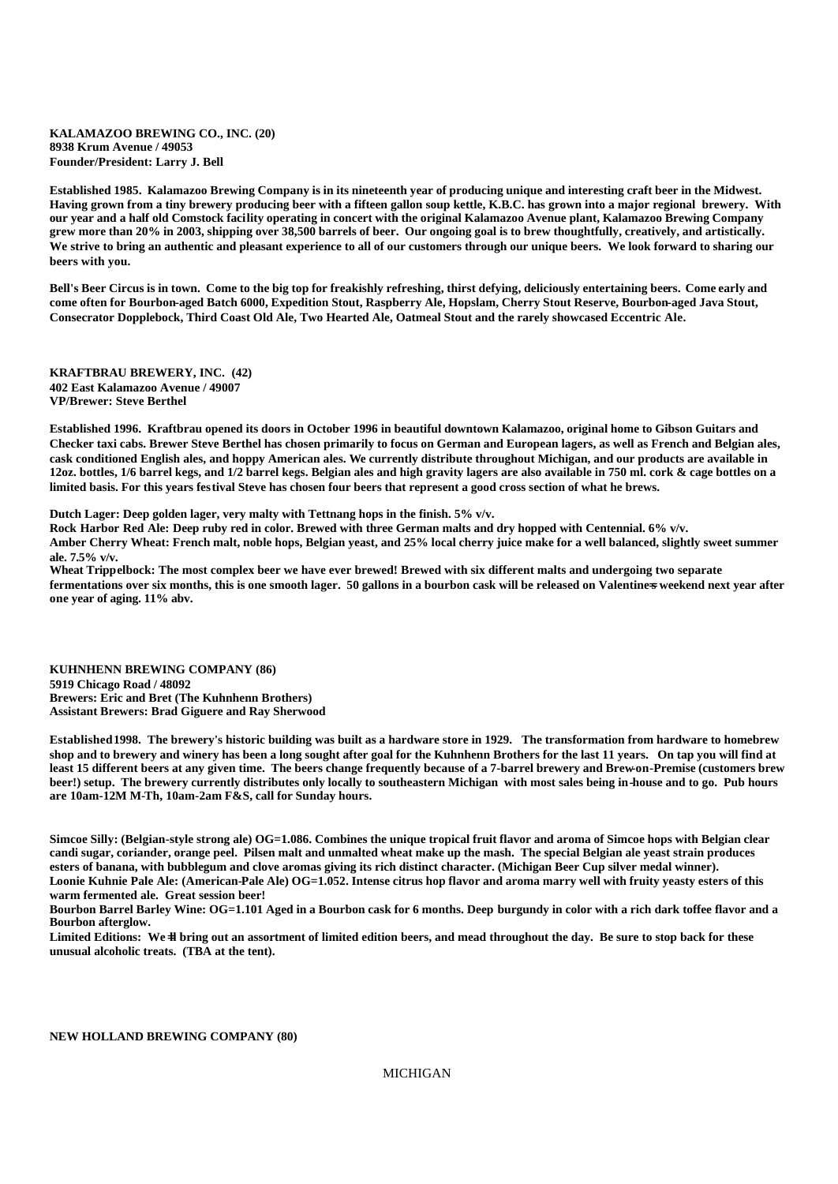**KALAMAZOO BREWING CO., INC. (20)**
**8938 Krum Avenue / 49053**
**Founder/President: Larry J. Bell**

**Established 1985. Kalamazoo Brewing Company is in its nineteenth year of producing unique and interesting craft beer in the Midwest. Having grown from a tiny brewery producing beer with a fifteen gallon soup kettle, K.B.C. has grown into a major regional brewery. With our year and a half old Comstock facility operating in concert with the original Kalamazoo Avenue plant, Kalamazoo Brewing Company grew more than 20% in 2003, shipping over 38,500 barrels of beer. Our ongoing goal is to brew thoughtfully, creatively, and artistically. We strive to bring an authentic and pleasant experience to all of our customers through our unique beers. We look forward to sharing our beers with you.**

**Bell's Beer Circus is in town. Come to the big top for freakishly refreshing, thirst defying, deliciously entertaining beers. Come early and come often for Bourbon-aged Batch 6000, Expedition Stout, Raspberry Ale, Hopslam, Cherry Stout Reserve, Bourbon-aged Java Stout, Consecrator Dopplebock, Third Coast Old Ale, Two Hearted Ale, Oatmeal Stout and the rarely showcased Eccentric Ale.**

**KRAFTBRAU BREWERY, INC. (42)**
**402 East Kalamazoo Avenue / 49007**
**VP/Brewer: Steve Berthel**

**Established 1996. Kraftbrau opened its doors in October 1996 in beautiful downtown Kalamazoo, original home to Gibson Guitars and Checker taxi cabs. Brewer Steve Berthel has chosen primarily to focus on German and European lagers, as well as French and Belgian ales, cask conditioned English ales, and hoppy American ales. We currently distribute throughout Michigan, and our products are available in 12oz. bottles, 1/6 barrel kegs, and 1/2 barrel kegs. Belgian ales and high gravity lagers are also available in 750 ml. cork & cage bottles on a limited basis. For this years festival Steve has chosen four beers that represent a good cross section of what he brews.**

**Dutch Lager: Deep golden lager, very malty with Tettnang hops in the finish. 5% v/v.**
**Rock Harbor Red Ale: Deep ruby red in color. Brewed with three German malts and dry hopped with Centennial. 6% v/v.**
**Amber Cherry Wheat: French malt, noble hops, Belgian yeast, and 25% local cherry juice make for a well balanced, slightly sweet summer ale. 7.5% v/v.**
**Wheat Trippelbock: The most complex beer we have ever brewed! Brewed with six different malts and undergoing two separate fermentations over six months, this is one smooth lager. 50 gallons in a bourbon cask will be released on Valentine's weekend next year after one year of aging. 11% abv.**

**KUHNHENN BREWING COMPANY (86)**
**5919 Chicago Road / 48092**
**Brewers: Eric and Bret (The Kuhnhenn Brothers)**
**Assistant Brewers: Brad Giguere and Ray Sherwood**

**Established 1998. The brewery's historic building was built as a hardware store in 1929. The transformation from hardware to homebrew shop and to brewery and winery has been a long sought after goal for the Kuhnhenn Brothers for the last 11 years. On tap you will find at least 15 different beers at any given time. The beers change frequently because of a 7-barrel brewery and Brew-on-Premise (customers brew beer!) setup. The brewery currently distributes only locally to southeastern Michigan with most sales being in-house and to go. Pub hours are 10am-12M M-Th, 10am-2am F&S, call for Sunday hours.**

**Simcoe Silly: (Belgian-style strong ale) OG=1.086. Combines the unique tropical fruit flavor and aroma of Simcoe hops with Belgian clear candi sugar, coriander, orange peel. Pilsen malt and unmalted wheat make up the mash. The special Belgian ale yeast strain produces esters of banana, with bubblegum and clove aromas giving its rich distinct character. (Michigan Beer Cup silver medal winner).**
**Loonie Kuhnie Pale Ale: (American-Pale Ale) OG=1.052. Intense citrus hop flavor and aroma marry well with fruity yeasty esters of this warm fermented ale. Great session beer!**
**Bourbon Barrel Barley Wine: OG=1.101 Aged in a Bourbon cask for 6 months. Deep burgundy in color with a rich dark toffee flavor and a Bourbon afterglow.**
**Limited Editions: We'll bring out an assortment of limited edition beers, and mead throughout the day. Be sure to stop back for these unusual alcoholic treats. (TBA at the tent).**

**NEW HOLLAND BREWING COMPANY (80)**

MICHIGAN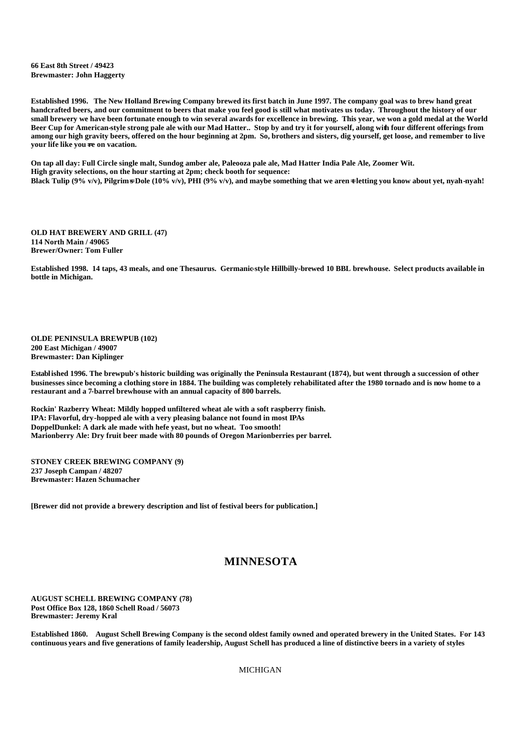**66 East 8th Street / 49423**
**Brewmaster: John Haggerty**

**Established 1996. The New Holland Brewing Company brewed its first batch in June 1997. The company goal was to brew hand great handcrafted beers, and our commitment to beers that make you feel good is still what motivates us today. Throughout the history of our small brewery we have been fortunate enough to win several awards for excellence in brewing. This year, we won a gold medal at the World Beer Cup for American-style strong pale ale with our Mad Hatter.. Stop by and try it for yourself, along with four different offerings from among our high gravity beers, offered on the hour beginning at 2pm. So, brothers and sisters, dig yourself, get loose, and remember to live your life like you=re on vacation.**

**On tap all day: Full Circle single malt, Sundog amber ale, Paleooza pale ale, Mad Hatter India Pale Ale, Zoomer Wit.**
**High gravity selections, on the hour starting at 2pm; check booth for sequence:**
**Black Tulip (9% v/v), Pilgrim=s Dole (10% v/v), PHI (9% v/v), and maybe something that we aren=t letting you know about yet, nyah-nyah!**

**OLD HAT BREWERY AND GRILL (47)**
**114 North Main / 49065**
**Brewer/Owner: Tom Fuller**

**Established 1998. 14 taps, 43 meals, and one Thesaurus. Germanic-style Hillbilly-brewed 10 BBL brewhouse. Select products available in bottle in Michigan.**

**OLDE PENINSULA BREWPUB (102)**
**200 East Michigan / 49007**
**Brewmaster: Dan Kiplinger**

**Established 1996. The brewpub's historic building was originally the Peninsula Restaurant (1874), but went through a succession of other businesses since becoming a clothing store in 1884. The building was completely rehabilitated after the 1980 tornado and is now home to a restaurant and a 7-barrel brewhouse with an annual capacity of 800 barrels.**

**Rockin' Razberry Wheat: Mildly hopped unfiltered wheat ale with a soft raspberry finish.**
**IPA: Flavorful, dry-hopped ale with a very pleasing balance not found in most IPAs**
**DoppelDunkel: A dark ale made with hefe yeast, but no wheat. Too smooth!**
**Marionberry Ale: Dry fruit beer made with 80 pounds of Oregon Marionberries per barrel.**

**STONEY CREEK BREWING COMPANY (9)**
**237 Joseph Campan / 48207**
**Brewmaster: Hazen Schumacher**

**[Brewer did not provide a brewery description and list of festival beers for publication.]**

## MINNESOTA

**AUGUST SCHELL BREWING COMPANY (78)**
**Post Office Box 128, 1860 Schell Road / 56073**
**Brewmaster: Jeremy Kral**

**Established 1860. August Schell Brewing Company is the second oldest family owned and operated brewery in the United States. For 143 continuous years and five generations of family leadership, August Schell has produced a line of distinctive beers in a variety of styles**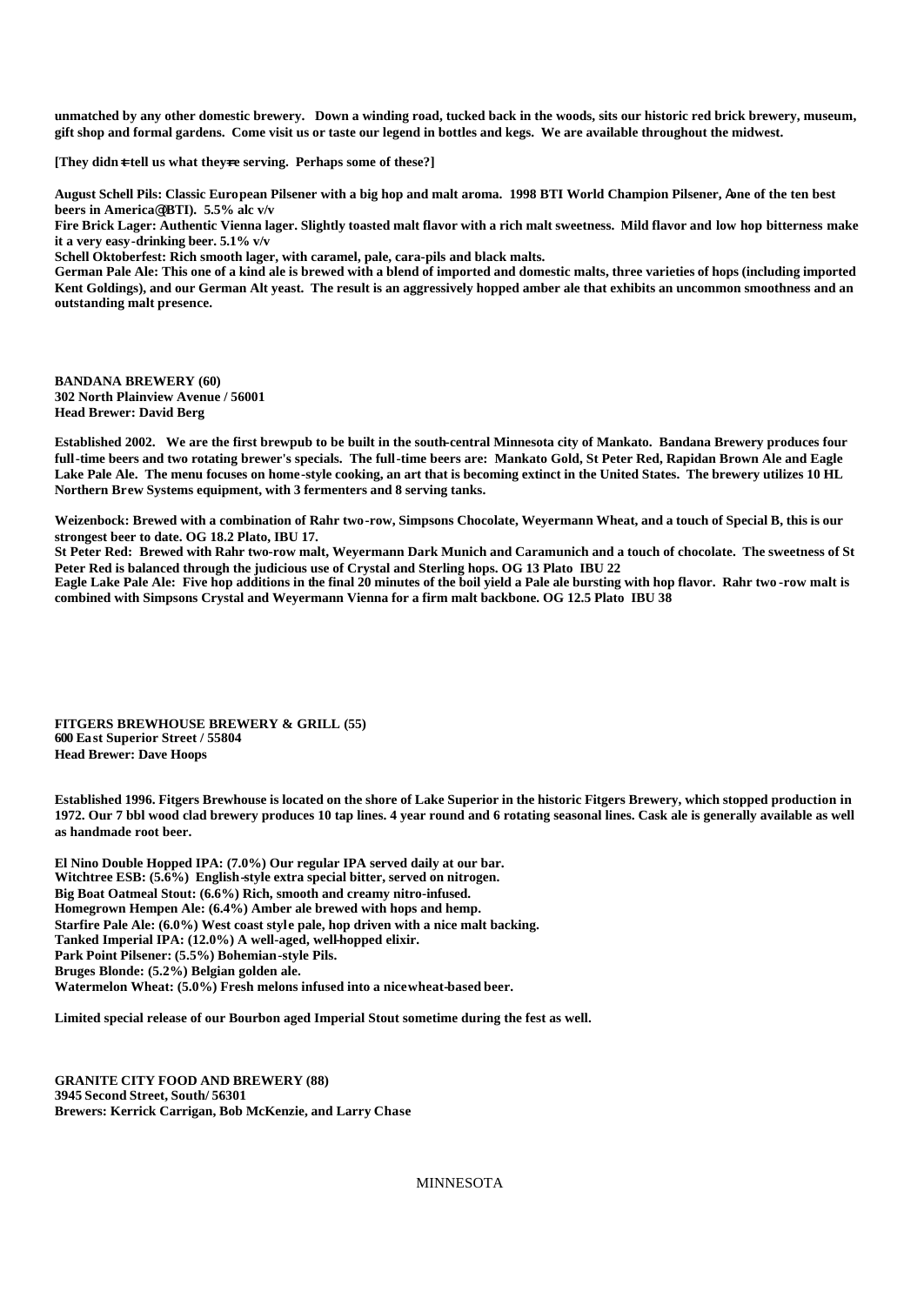**unmatched by any other domestic brewery. Down a winding road, tucked back in the woods, sits our historic red brick brewery, museum, gift shop and formal gardens. Come visit us or taste our legend in bottles and kegs. We are available throughout the midwest.**

**[They didn=t tell us what they=re serving. Perhaps some of these?]**

**August Schell Pils: Classic European Pilsener with a big hop and malt aroma. 1998 BTI World Champion Pilsener, Aone of the ten best beers in America@(BTI). 5.5% alc v/v**
**Fire Brick Lager: Authentic Vienna lager. Slightly toasted malt flavor with a rich malt sweetness. Mild flavor and low hop bitterness make it a very easy-drinking beer. 5.1% v/v**
**Schell Oktoberfest: Rich smooth lager, with caramel, pale, cara-pils and black malts.**
**German Pale Ale: This one of a kind ale is brewed with a blend of imported and domestic malts, three varieties of hops (including imported Kent Goldings), and our German Alt yeast. The result is an aggressively hopped amber ale that exhibits an uncommon smoothness and an outstanding malt presence.**

**BANDANA BREWERY (60)**
**302 North Plainview Avenue / 56001**
**Head Brewer: David Berg**

**Established 2002. We are the first brewpub to be built in the south-central Minnesota city of Mankato. Bandana Brewery produces four full-time beers and two rotating brewer's specials. The full-time beers are: Mankato Gold, St Peter Red, Rapidan Brown Ale and Eagle Lake Pale Ale. The menu focuses on home-style cooking, an art that is becoming extinct in the United States. The brewery utilizes 10 HL Northern Brew Systems equipment, with 3 fermenters and 8 serving tanks.**

**Weizenbock: Brewed with a combination of Rahr two-row, Simpsons Chocolate, Weyermann Wheat, and a touch of Special B, this is our strongest beer to date. OG 18.2 Plato, IBU 17.**
**St Peter Red: Brewed with Rahr two-row malt, Weyermann Dark Munich and Caramunich and a touch of chocolate. The sweetness of St Peter Red is balanced through the judicious use of Crystal and Sterling hops. OG 13 Plato IBU 22**
**Eagle Lake Pale Ale: Five hop additions in the final 20 minutes of the boil yield a Pale ale bursting with hop flavor. Rahr two-row malt is combined with Simpsons Crystal and Weyermann Vienna for a firm malt backbone. OG 12.5 Plato IBU 38**

**FITGERS BREWHOUSE BREWERY & GRILL (55)**
**600 East Superior Street / 55804**
**Head Brewer: Dave Hoops**

**Established 1996. Fitgers Brewhouse is located on the shore of Lake Superior in the historic Fitgers Brewery, which stopped production in 1972. Our 7 bbl wood clad brewery produces 10 tap lines. 4 year round and 6 rotating seasonal lines. Cask ale is generally available as well as handmade root beer.**

**El Nino Double Hopped IPA: (7.0%) Our regular IPA served daily at our bar.**
**Witchtree ESB: (5.6%) English-style extra special bitter, served on nitrogen.**
**Big Boat Oatmeal Stout: (6.6%) Rich, smooth and creamy nitro-infused.**
**Homegrown Hempen Ale: (6.4%) Amber ale brewed with hops and hemp.**
**Starfire Pale Ale: (6.0%) West coast style pale, hop driven with a nice malt backing.**
**Tanked Imperial IPA: (12.0%) A well-aged, well-hopped elixir.**
**Park Point Pilsener: (5.5%) Bohemian-style Pils.**
**Bruges Blonde: (5.2%) Belgian golden ale.**
**Watermelon Wheat: (5.0%) Fresh melons infused into a nice wheat-based beer.**

**Limited special release of our Bourbon aged Imperial Stout sometime during the fest as well.**

**GRANITE CITY FOOD AND BREWERY (88)**
**3945 Second Street, South/ 56301**
**Brewers: Kerrick Carrigan, Bob McKenzie, and Larry Chase**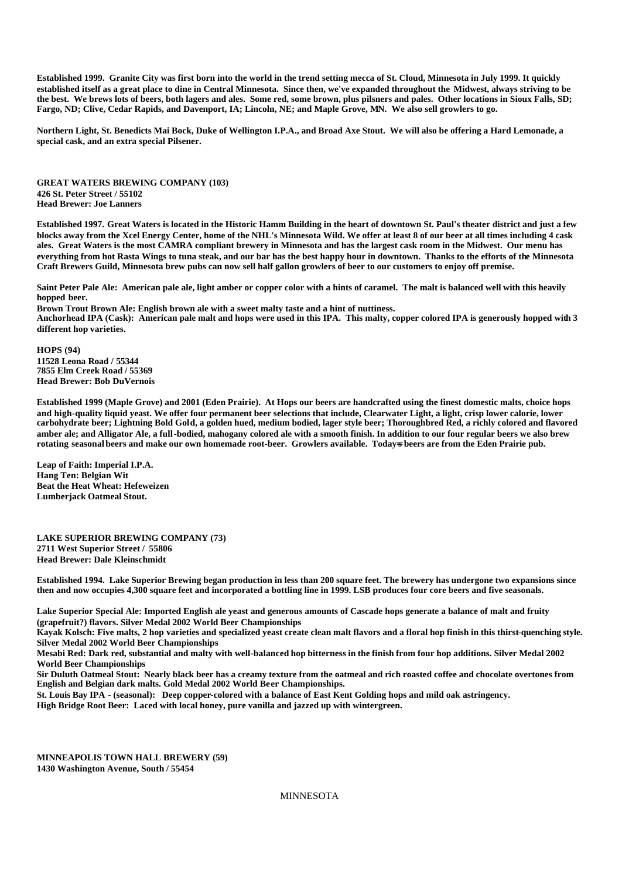**Established 1999. Granite City was first born into the world in the trend setting mecca of St. Cloud, Minnesota in July 1999. It quickly established itself as a great place to dine in Central Minnesota. Since then, we've expanded throughout the Midwest, always striving to be the best. We brews lots of beers, both lagers and ales. Some red, some brown, plus pilsners and pales. Other locations in Sioux Falls, SD; Fargo, ND; Clive, Cedar Rapids, and Davenport, IA; Lincoln, NE; and Maple Grove, MN. We also sell growlers to go.**

**Northern Light, St. Benedicts Mai Bock, Duke of Wellington I.P.A., and Broad Axe Stout. We will also be offering a Hard Lemonade, a special cask, and an extra special Pilsener.**

**GREAT WATERS BREWING COMPANY (103)**
**426 St. Peter Street / 55102**
**Head Brewer: Joe Lanners**

**Established 1997. Great Waters is located in the Historic Hamm Building in the heart of downtown St. Paul's theater district and just a few blocks away from the Xcel Energy Center, home of the NHL's Minnesota Wild. We offer at least 8 of our beer at all times including 4 cask ales. Great Waters is the most CAMRA compliant brewery in Minnesota and has the largest cask room in the Midwest. Our menu has everything from hot Rasta Wings to tuna steak, and our bar has the best happy hour in downtown. Thanks to the efforts of the Minnesota Craft Brewers Guild, Minnesota brew pubs can now sell half gallon growlers of beer to our customers to enjoy off premise.**

**Saint Peter Pale Ale: American pale ale, light amber or copper color with a hints of caramel. The malt is balanced well with this heavily hopped beer.**
**Brown Trout Brown Ale: English brown ale with a sweet malty taste and a hint of nuttiness.**
**Anchorhead IPA (Cask): American pale malt and hops were used in this IPA. This malty, copper colored IPA is generously hopped with 3 different hop varieties.**

**HOPS (94)**
**11528 Leona Road / 55344**
**7855 Elm Creek Road / 55369**
**Head Brewer: Bob DuVernois**

**Established 1999 (Maple Grove) and 2001 (Eden Prairie). At Hops our beers are handcrafted using the finest domestic malts, choice hops and high-quality liquid yeast. We offer four permanent beer selections that include, Clearwater Light, a light, crisp lower calorie, lower carbohydrate beer; Lightning Bold Gold, a golden hued, medium bodied, lager style beer; Thoroughbred Red, a richly colored and flavored amber ale; and Alligator Ale, a full-bodied, mahogany colored ale with a smooth finish. In addition to our four regular beers we also brew rotating seasonal beers and make our own homemade root-beer. Growlers available. Today=s beers are from the Eden Prairie pub.**

**Leap of Faith: Imperial I.P.A.**
**Hang Ten: Belgian Wit**
**Beat the Heat Wheat: Hefeweizen**
**Lumberjack Oatmeal Stout.**

**LAKE SUPERIOR BREWING COMPANY (73)**
**2711 West Superior Street / 55806**
**Head Brewer: Dale Kleinschmidt**

**Established 1994. Lake Superior Brewing began production in less than 200 square feet. The brewery has undergone two expansions since then and now occupies 4,300 square feet and incorporated a bottling line in 1999. LSB produces four core beers and five seasonals.**

**Lake Superior Special Ale: Imported English ale yeast and generous amounts of Cascade hops generate a balance of malt and fruity (grapefruit?) flavors. Silver Medal 2002 World Beer Championships**
**Kayak Kolsch: Five malts, 2 hop varieties and specialized yeast create clean malt flavors and a floral hop finish in this thirst-quenching style. Silver Medal 2002 World Beer Championships**
**Mesabi Red: Dark red, substantial and malty with well-balanced hop bitterness in the finish from four hop additions. Silver Medal 2002 World Beer Championships**
**Sir Duluth Oatmeal Stout: Nearly black beer has a creamy texture from the oatmeal and rich roasted coffee and chocolate overtones from English and Belgian dark malts. Gold Medal 2002 World Beer Championships.**
**St. Louis Bay IPA - (seasonal): Deep copper-colored with a balance of East Kent Golding hops and mild oak astringency.**
**High Bridge Root Beer: Laced with local honey, pure vanilla and jazzed up with wintergreen.**

**MINNEAPOLIS TOWN HALL BREWERY (59)**
**1430 Washington Avenue, South / 55454**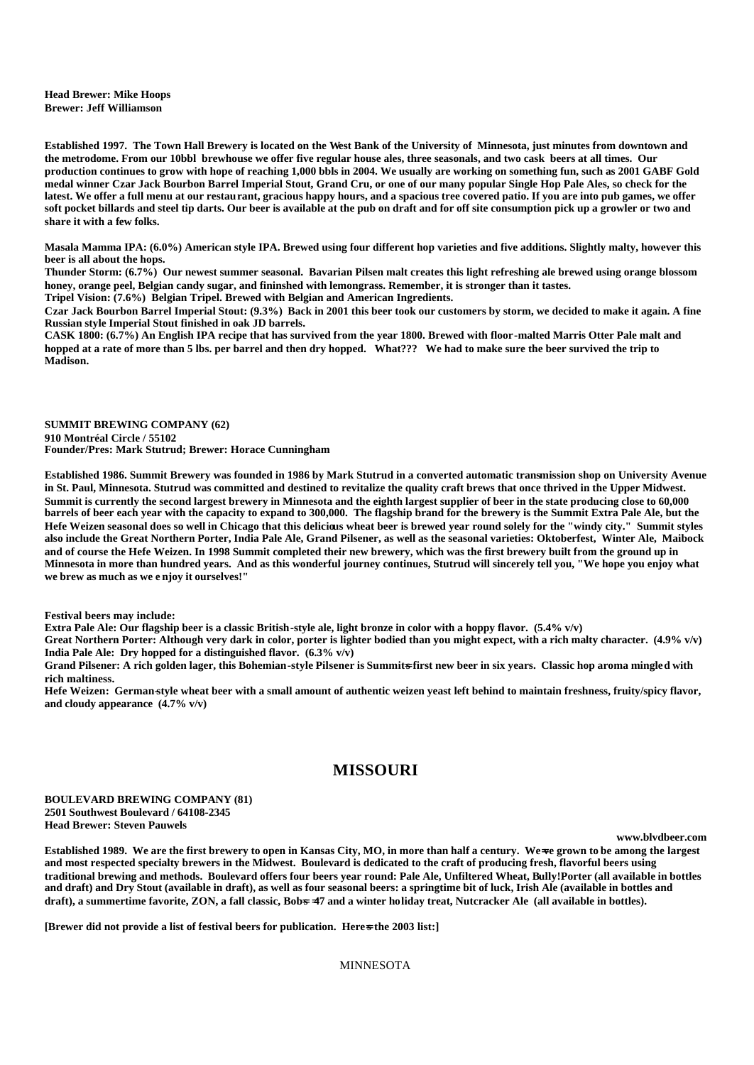**Head Brewer: Mike Hoops**
**Brewer: Jeff Williamson**

**Established 1997. The Town Hall Brewery is located on the West Bank of the University of Minnesota, just minutes from downtown and the metrodome. From our 10bbl brewhouse we offer five regular house ales, three seasonals, and two cask beers at all times. Our production continues to grow with hope of reaching 1,000 bbls in 2004. We usually are working on something fun, such as 2001 GABF Gold medal winner Czar Jack Bourbon Barrel Imperial Stout, Grand Cru, or one of our many popular Single Hop Pale Ales, so check for the latest. We offer a full menu at our restaurant, gracious happy hours, and a spacious tree covered patio. If you are into pub games, we offer soft pocket billards and steel tip darts. Our beer is available at the pub on draft and for off site consumption pick up a growler or two and share it with a few folks.**

**Masala Mamma IPA: (6.0%) American style IPA. Brewed using four different hop varieties and five additions. Slightly malty, however this beer is all about the hops.**
**Thunder Storm: (6.7%) Our newest summer seasonal. Bavarian Pilsen malt creates this light refreshing ale brewed using orange blossom honey, orange peel, Belgian candy sugar, and fininshed with lemongrass. Remember, it is stronger than it tastes.**
**Tripel Vision: (7.6%) Belgian Tripel. Brewed with Belgian and American Ingredients.**
**Czar Jack Bourbon Barrel Imperial Stout: (9.3%) Back in 2001 this beer took our customers by storm, we decided to make it again. A fine Russian style Imperial Stout finished in oak JD barrels.**
**CASK 1800: (6.7%) An English IPA recipe that has survived from the year 1800. Brewed with floor-malted Marris Otter Pale malt and hopped at a rate of more than 5 lbs. per barrel and then dry hopped. What??? We had to make sure the beer survived the trip to Madison.**

**SUMMIT BREWING COMPANY (62)**
**910 Montréal Circle / 55102**
**Founder/Pres: Mark Stutrud; Brewer: Horace Cunningham**

**Established 1986. Summit Brewery was founded in 1986 by Mark Stutrud in a converted automatic transmission shop on University Avenue in St. Paul, Minnesota. Stutrud was committed and destined to revitalize the quality craft brews that once thrived in the Upper Midwest. Summit is currently the second largest brewery in Minnesota and the eighth largest supplier of beer in the state producing close to 60,000 barrels of beer each year with the capacity to expand to 300,000. The flagship brand for the brewery is the Summit Extra Pale Ale, but the Hefe Weizen seasonal does so well in Chicago that this delicious wheat beer is brewed year round solely for the "windy city." Summit styles also include the Great Northern Porter, India Pale Ale, Grand Pilsener, as well as the seasonal varieties: Oktoberfest, Winter Ale, Maibock and of course the Hefe Weizen. In 1998 Summit completed their new brewery, which was the first brewery built from the ground up in Minnesota in more than hundred years. And as this wonderful journey continues, Stutrud will sincerely tell you, "We hope you enjoy what we brew as much as we e njoy it ourselves!"**

**Festival beers may include:**
**Extra Pale Ale: Our flagship beer is a classic British-style ale, light bronze in color with a hoppy flavor. (5.4% v/v)**
**Great Northern Porter: Although very dark in color, porter is lighter bodied than you might expect, with a rich malty character. (4.9% v/v)**
**India Pale Ale: Dry hopped for a distinguished flavor. (6.3% v/v)**
**Grand Pilsener: A rich golden lager, this Bohemian-style Pilsener is Summit=s first new beer in six years. Classic hop aroma mingled with rich maltiness.**
**Hefe Weizen: German-style wheat beer with a small amount of authentic weizen yeast left behind to maintain freshness, fruity/spicy flavor, and cloudy appearance (4.7% v/v)**

## MISSOURI

**BOULEVARD BREWING COMPANY (81)**
**2501 Southwest Boulevard / 64108-2345**
**Head Brewer: Steven Pauwels**

**www.blvdbeer.com**

**Established 1989. We are the first brewery to open in Kansas City, MO, in more than half a century. We=ve grown to be among the largest and most respected specialty brewers in the Midwest. Boulevard is dedicated to the craft of producing fresh, flavorful beers using traditional brewing and methods. Boulevard offers four beers year round: Pale Ale, Unfiltered Wheat, Bully!Porter (all available in bottles and draft) and Dry Stout (available in draft), as well as four seasonal beers: a springtime bit of luck, Irish Ale (available in bottles and draft), a summertime favorite, ZON, a fall classic, Bob=s =47 and a winter holiday treat, Nutcracker Ale (all available in bottles).**

**[Brewer did not provide a list of festival beers for publication. Here=s the 2003 list:]**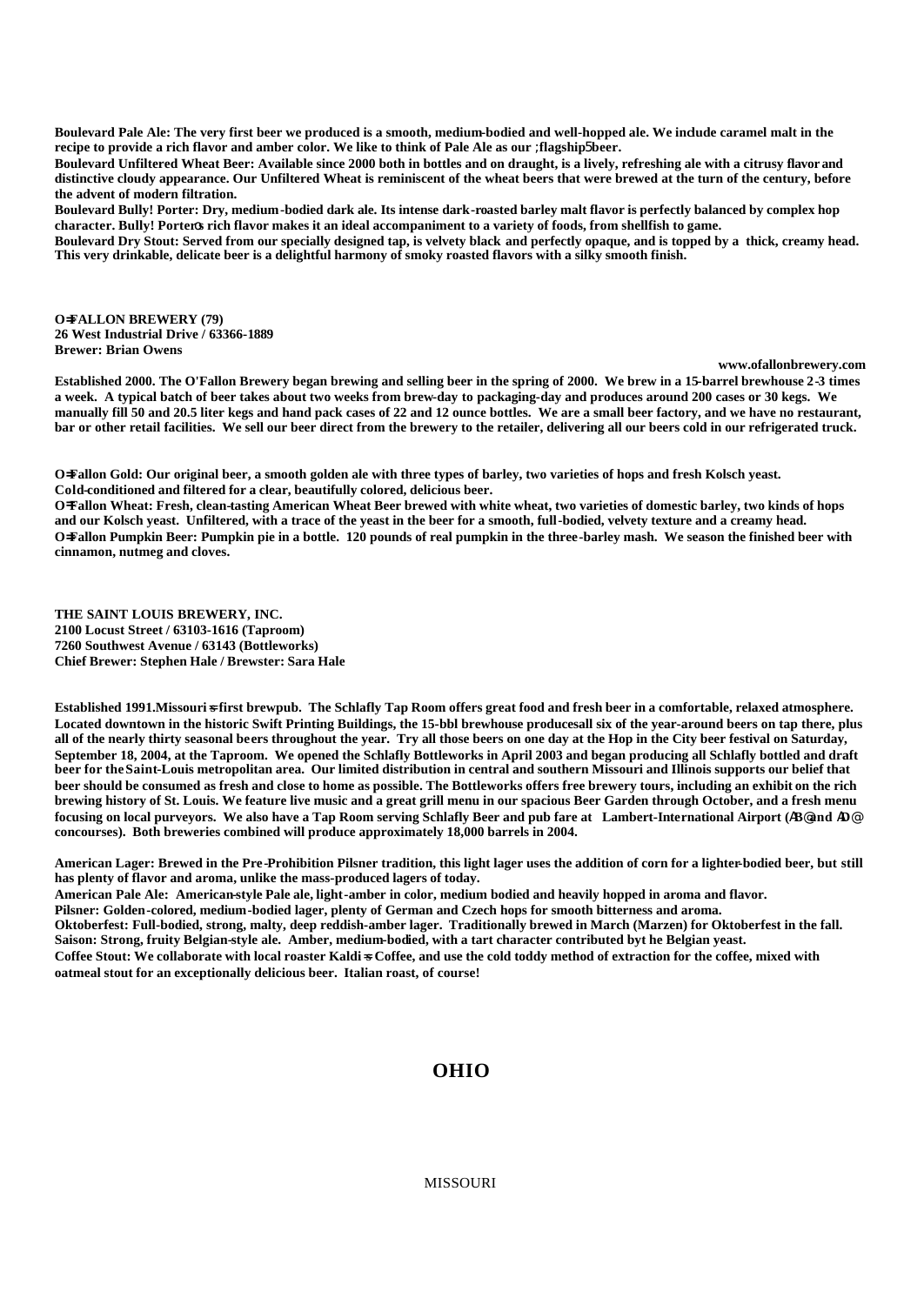**Boulevard Pale Ale: The very first beer we produced is a smooth, medium-bodied and well-hopped ale. We include caramel malt in the recipe to provide a rich flavor and amber color. We like to think of Pale Ale as our ;flagship5beer.**

**Boulevard Unfiltered Wheat Beer: Available since 2000 both in bottles and on draught, is a lively, refreshing ale with a citrusy flavor and distinctive cloudy appearance. Our Unfiltered Wheat is reminiscent of the wheat beers that were brewed at the turn of the century, before the advent of modern filtration.**

**Boulevard Bully! Porter: Dry, medium-bodied dark ale. Its intense dark-roasted barley malt flavor is perfectly balanced by complex hop character. Bully! Porter¤s rich flavor makes it an ideal accompaniment to a variety of foods, from shellfish to game.**

**Boulevard Dry Stout: Served from our specially designed tap, is velvety black and perfectly opaque, and is topped by a thick, creamy head. This very drinkable, delicate beer is a delightful harmony of smoky roasted flavors with a silky smooth finish.**

**O=FALLON BREWERY (79)**
**26 West Industrial Drive / 63366-1889**
**Brewer: Brian Owens**

**www.ofallonbrewery.com**

**Established 2000. The O'Fallon Brewery began brewing and selling beer in the spring of 2000. We brew in a 15-barrel brewhouse 2-3 times a week. A typical batch of beer takes about two weeks from brew-day to packaging-day and produces around 200 cases or 30 kegs. We manually fill 50 and 20.5 liter kegs and hand pack cases of 22 and 12 ounce bottles. We are a small beer factory, and we have no restaurant, bar or other retail facilities. We sell our beer direct from the brewery to the retailer, delivering all our beers cold in our refrigerated truck.**

**O=Fallon Gold: Our original beer, a smooth golden ale with three types of barley, two varieties of hops and fresh Kolsch yeast. Cold-conditioned and filtered for a clear, beautifully colored, delicious beer.**

**O=Fallon Wheat: Fresh, clean-tasting American Wheat Beer brewed with white wheat, two varieties of domestic barley, two kinds of hops and our Kolsch yeast. Unfiltered, with a trace of the yeast in the beer for a smooth, full-bodied, velvety texture and a creamy head.**

**O=Fallon Pumpkin Beer: Pumpkin pie in a bottle. 120 pounds of real pumpkin in the three-barley mash. We season the finished beer with cinnamon, nutmeg and cloves.**

**THE SAINT LOUIS BREWERY, INC.**
**2100 Locust Street / 63103-1616 (Taproom)**
**7260 Southwest Avenue / 63143 (Bottleworks)**
**Chief Brewer: Stephen Hale / Brewster: Sara Hale**

**Established 1991.Missouri=s first brewpub. The Schlafly Tap Room offers great food and fresh beer in a comfortable, relaxed atmosphere. Located downtown in the historic Swift Printing Buildings, the 15-bbl brewhouse producesall six of the year-around beers on tap there, plus all of the nearly thirty seasonal beers throughout the year. Try all those beers on one day at the Hop in the City beer festival on Saturday, September 18, 2004, at the Taproom. We opened the Schlafly Bottleworks in April 2003 and began producing all Schlafly bottled and draft beer for the Saint-Louis metropolitan area. Our limited distribution in central and southern Missouri and Illinois supports our belief that beer should be consumed as fresh and close to home as possible. The Bottleworks offers free brewery tours, including an exhibit on the rich brewing history of St. Louis. We feature live music and a great grill menu in our spacious Beer Garden through October, and a fresh menu focusing on local purveyors. We also have a Tap Room serving Schlafly Beer and pub fare at Lambert-International Airport (AB@and AD@ concourses). Both breweries combined will produce approximately 18,000 barrels in 2004.**

**American Lager: Brewed in the Pre-Prohibition Pilsner tradition, this light lager uses the addition of corn for a lighter-bodied beer, but still has plenty of flavor and aroma, unlike the mass-produced lagers of today.**

**American Pale Ale: American-style Pale ale, light-amber in color, medium bodied and heavily hopped in aroma and flavor.**

**Pilsner: Golden-colored, medium-bodied lager, plenty of German and Czech hops for smooth bitterness and aroma.**

**Oktoberfest: Full-bodied, strong, malty, deep reddish-amber lager. Traditionally brewed in March (Marzen) for Oktoberfest in the fall.**

**Saison: Strong, fruity Belgian-style ale. Amber, medium-bodied, with a tart character contributed byt he Belgian yeast.**

**Coffee Stout: We collaborate with local roaster Kaldi=s Coffee, and use the cold toddy method of extraction for the coffee, mixed with oatmeal stout for an exceptionally delicious beer. Italian roast, of course!**

## OHIO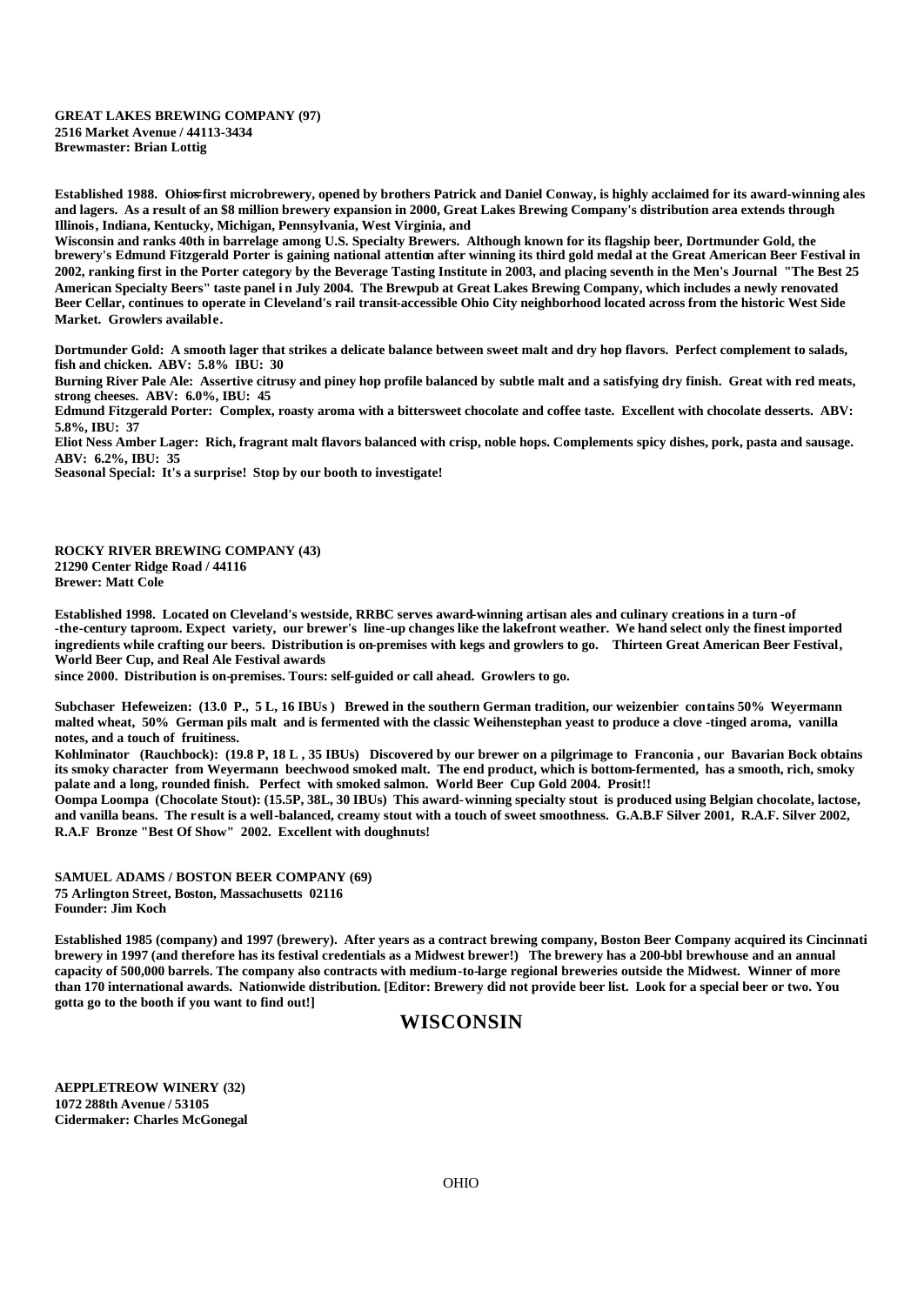**GREAT LAKES BREWING COMPANY (97)**
**2516 Market Avenue / 44113-3434**
**Brewmaster: Brian Lottig**

**Established 1988. Ohio=s first microbrewery, opened by brothers Patrick and Daniel Conway, is highly acclaimed for its award-winning ales and lagers. As a result of an $8 million brewery expansion in 2000, Great Lakes Brewing Company's distribution area extends through Illinois, Indiana, Kentucky, Michigan, Pennsylvania, West Virginia, and Wisconsin and ranks 40th in barrelage among U.S. Specialty Brewers. Although known for its flagship beer, Dortmunder Gold, the brewery's Edmund Fitzgerald Porter is gaining national attention after winning its third gold medal at the Great American Beer Festival in 2002, ranking first in the Porter category by the Beverage Tasting Institute in 2003, and placing seventh in the Men's Journal "The Best 25 American Specialty Beers" taste panel in July 2004. The Brewpub at Great Lakes Brewing Company, which includes a newly renovated Beer Cellar, continues to operate in Cleveland's rail transit-accessible Ohio City neighborhood located across from the historic West Side Market. Growlers available.**

**Dortmunder Gold: A smooth lager that strikes a delicate balance between sweet malt and dry hop flavors. Perfect complement to salads, fish and chicken. ABV: 5.8% IBU: 30**
**Burning River Pale Ale: Assertive citrusy and piney hop profile balanced by subtle malt and a satisfying dry finish. Great with red meats, strong cheeses. ABV: 6.0%, IBU: 45**
**Edmund Fitzgerald Porter: Complex, roasty aroma with a bittersweet chocolate and coffee taste. Excellent with chocolate desserts. ABV: 5.8%, IBU: 37**
**Eliot Ness Amber Lager: Rich, fragrant malt flavors balanced with crisp, noble hops. Complements spicy dishes, pork, pasta and sausage. ABV: 6.2%, IBU: 35**
**Seasonal Special: It's a surprise! Stop by our booth to investigate!**

**ROCKY RIVER BREWING COMPANY (43)**
**21290 Center Ridge Road / 44116**
**Brewer: Matt Cole**

**Established 1998. Located on Cleveland's westside, RRBC serves award-winning artisan ales and culinary creations in a turn-of-the-century taproom. Expect variety, our brewer's line-up changes like the lakefront weather. We hand select only the finest imported ingredients while crafting our beers. Distribution is on-premises with kegs and growlers to go. Thirteen Great American Beer Festival, World Beer Cup, and Real Ale Festival awards since 2000. Distribution is on-premises. Tours: self-guided or call ahead. Growlers to go.**

**Subchaser Hefeweizen: (13.0 P., 5 L, 16 IBUs ) Brewed in the southern German tradition, our weizenbier contains 50% Weyermann malted wheat, 50% German pils malt and is fermented with the classic Weihenstephan yeast to produce a clove-tinged aroma, vanilla notes, and a touch of fruitiness.**
**Kohlminator (Rauchbock): (19.8 P, 18 L , 35 IBUs) Discovered by our brewer on a pilgrimage to Franconia , our Bavarian Bock obtains its smoky character from Weyermann beechwood smoked malt. The end product, which is bottom-fermented, has a smooth, rich, smoky palate and a long, rounded finish. Perfect with smoked salmon. World Beer Cup Gold 2004. Prosit!!**
**Oompa Loompa (Chocolate Stout): (15.5P, 38L, 30 IBUs) This award-winning specialty stout is produced using Belgian chocolate, lactose, and vanilla beans. The result is a well-balanced, creamy stout with a touch of sweet smoothness. G.A.B.F Silver 2001, R.A.F. Silver 2002, R.A.F Bronze "Best Of Show" 2002. Excellent with doughnuts!**

**SAMUEL ADAMS / BOSTON BEER COMPANY (69)**
**75 Arlington Street, Boston, Massachusetts 02116**
**Founder: Jim Koch**

**Established 1985 (company) and 1997 (brewery). After years as a contract brewing company, Boston Beer Company acquired its Cincinnati brewery in 1997 (and therefore has its festival credentials as a Midwest brewer!) The brewery has a 200-bbl brewhouse and an annual capacity of 500,000 barrels. The company also contracts with medium-to-large regional breweries outside the Midwest. Winner of more than 170 international awards. Nationwide distribution. [Editor: Brewery did not provide beer list. Look for a special beer or two. You gotta go to the booth if you want to find out!]**

## WISCONSIN

**AEPPLETREOW WINERY (32)**
**1072 288th Avenue / 53105**
**Cidermaker: Charles McGonegal**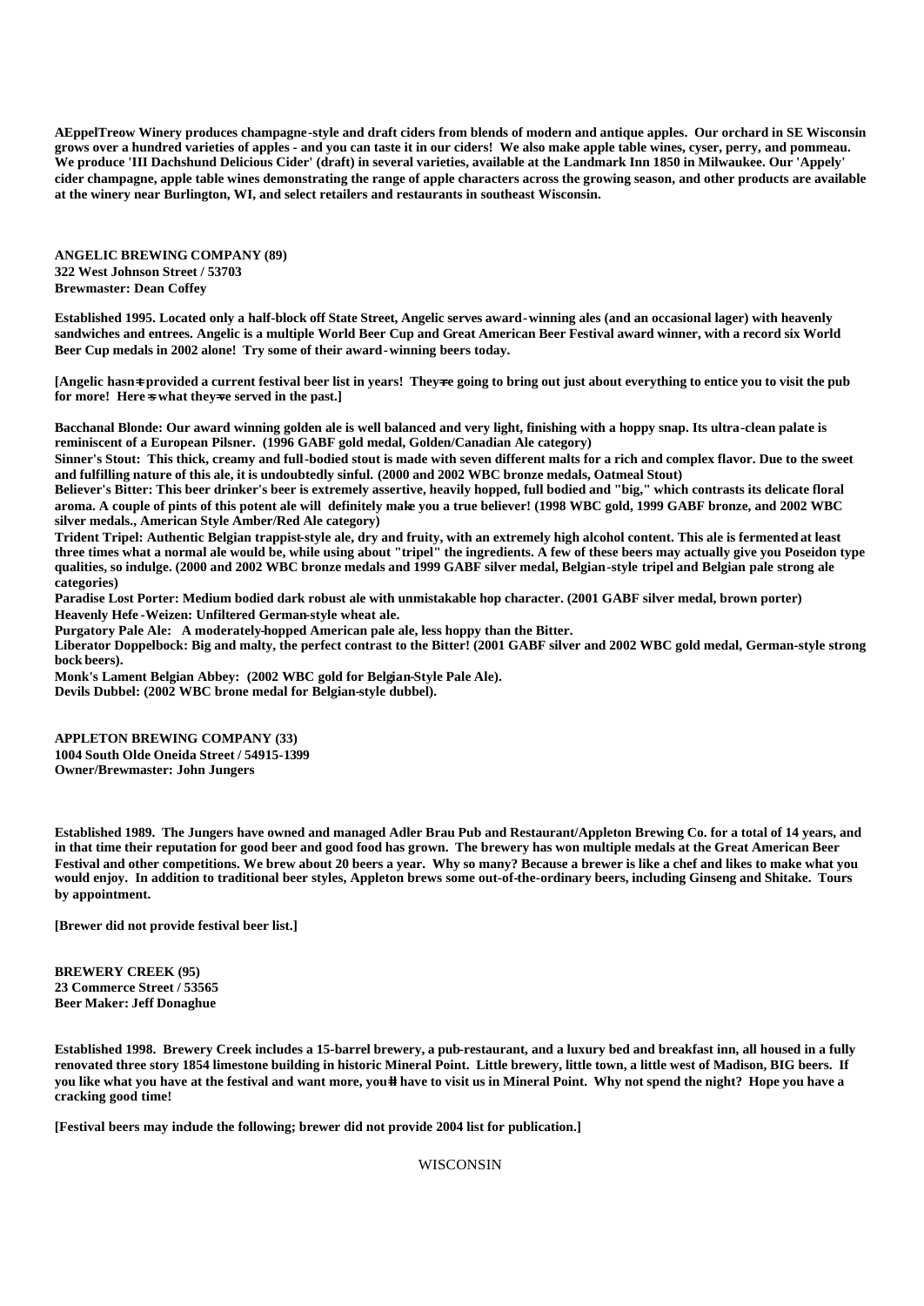**AEppelTreow Winery produces champagne-style and draft ciders from blends of modern and antique apples. Our orchard in SE Wisconsin grows over a hundred varieties of apples - and you can taste it in our ciders! We also make apple table wines, cyser, perry, and pommeau. We produce 'III Dachshund Delicious Cider' (draft) in several varieties, available at the Landmark Inn 1850 in Milwaukee. Our 'Appely' cider champagne, apple table wines demonstrating the range of apple characters across the growing season, and other products are available at the winery near Burlington, WI, and select retailers and restaurants in southeast Wisconsin.**

**ANGELIC BREWING COMPANY (89)**
**322 West Johnson Street / 53703**
**Brewmaster: Dean Coffey**

**Established 1995. Located only a half-block off State Street, Angelic serves award-winning ales (and an occasional lager) with heavenly sandwiches and entrees. Angelic is a multiple World Beer Cup and Great American Beer Festival award winner, with a record six World Beer Cup medals in 2002 alone! Try some of their award-winning beers today.**

**[Angelic hasn=t provided a current festival beer list in years! They=re going to bring out just about everything to entice you to visit the pub for more! Here=s what they=ve served in the past.]**

**Bacchanal Blonde: Our award winning golden ale is well balanced and very light, finishing with a hoppy snap. Its ultra-clean palate is reminiscent of a European Pilsner. (1996 GABF gold medal, Golden/Canadian Ale category)**
**Sinner's Stout: This thick, creamy and full-bodied stout is made with seven different malts for a rich and complex flavor. Due to the sweet and fulfilling nature of this ale, it is undoubtedly sinful. (2000 and 2002 WBC bronze medals, Oatmeal Stout)**
**Believer's Bitter: This beer drinker's beer is extremely assertive, heavily hopped, full bodied and "big," which contrasts its delicate floral aroma. A couple of pints of this potent ale will definitely make you a true believer! (1998 WBC gold, 1999 GABF bronze, and 2002 WBC silver medals., American Style Amber/Red Ale category)**
**Trident Tripel: Authentic Belgian trappist-style ale, dry and fruity, with an extremely high alcohol content. This ale is fermented at least three times what a normal ale would be, while using about "tripel" the ingredients. A few of these beers may actually give you Poseidon type qualities, so indulge. (2000 and 2002 WBC bronze medals and 1999 GABF silver medal, Belgian-style tripel and Belgian pale strong ale categories)**
**Paradise Lost Porter: Medium bodied dark robust ale with unmistakable hop character. (2001 GABF silver medal, brown porter)**
**Heavenly Hefe-Weizen: Unfiltered German-style wheat ale.**
**Purgatory Pale Ale: A moderately-hopped American pale ale, less hoppy than the Bitter.**
**Liberator Doppelbock: Big and malty, the perfect contrast to the Bitter! (2001 GABF silver and 2002 WBC gold medal, German-style strong bock beers).**
**Monk's Lament Belgian Abbey: (2002 WBC gold for Belgian-Style Pale Ale).**
**Devils Dubbel: (2002 WBC brone medal for Belgian-style dubbel).**

**APPLETON BREWING COMPANY (33)**
**1004 South Olde Oneida Street / 54915-1399**
**Owner/Brewmaster: John Jungers**

**Established 1989. The Jungers have owned and managed Adler Brau Pub and Restaurant/Appleton Brewing Co. for a total of 14 years, and in that time their reputation for good beer and good food has grown. The brewery has won multiple medals at the Great American Beer Festival and other competitions. We brew about 20 beers a year. Why so many? Because a brewer is like a chef and likes to make what you would enjoy. In addition to traditional beer styles, Appleton brews some out-of-the-ordinary beers, including Ginseng and Shitake. Tours by appointment.**

**[Brewer did not provide festival beer list.]**

**BREWERY CREEK (95)**
**23 Commerce Street / 53565**
**Beer Maker: Jeff Donaghue**

**Established 1998. Brewery Creek includes a 15-barrel brewery, a pub-restaurant, and a luxury bed and breakfast inn, all housed in a fully renovated three story 1854 limestone building in historic Mineral Point. Little brewery, little town, a little west of Madison, BIG beers. If you like what you have at the festival and want more, you=ll have to visit us in Mineral Point. Why not spend the night? Hope you have a cracking good time!**

**[Festival beers may include the following; brewer did not provide 2004 list for publication.]**

WISCONSIN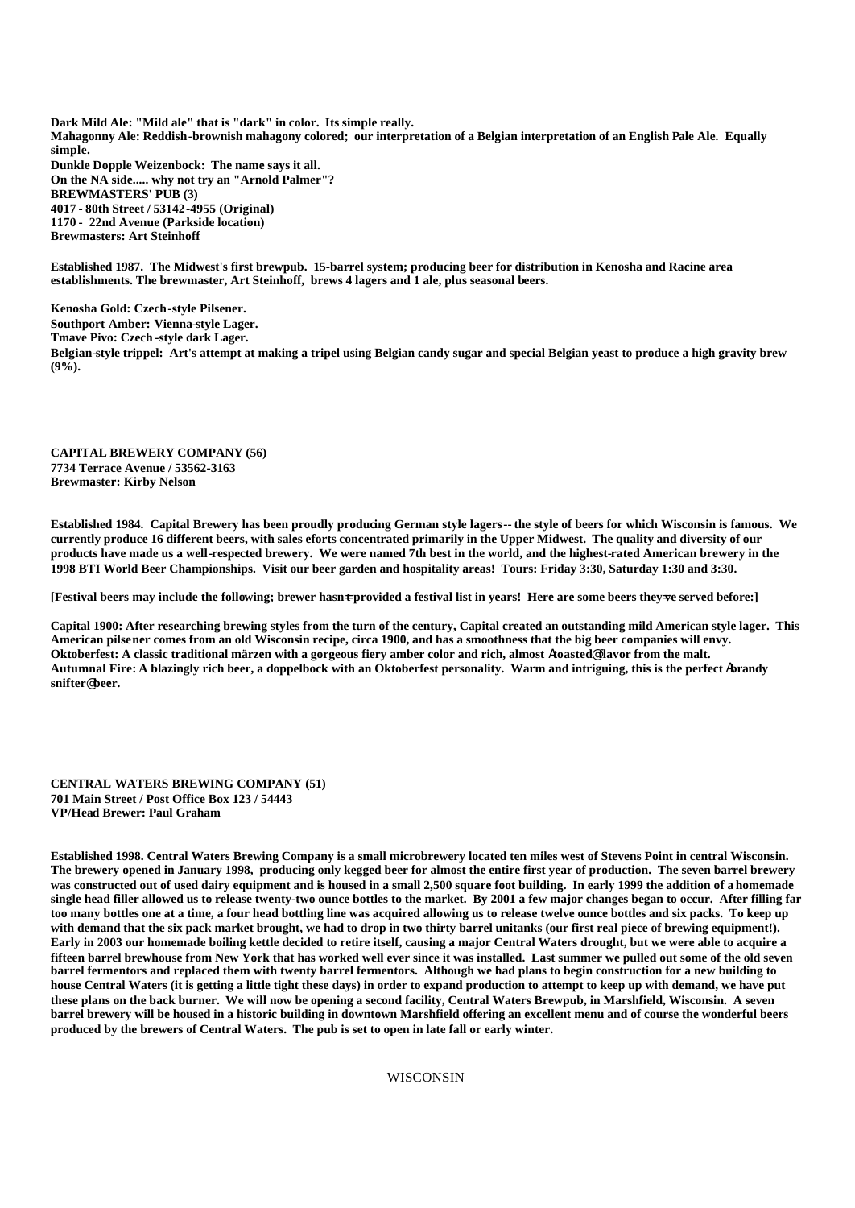**Dark Mild Ale: "Mild ale" that is "dark" in color. Its simple really.**
**Mahagonny Ale: Reddish-brownish mahagony colored; our interpretation of a Belgian interpretation of an English Pale Ale. Equally simple.**
**Dunkle Dopple Weizenbock: The name says it all.**
**On the NA side..... why not try an "Arnold Palmer"?**

**BREWMASTERS' PUB (3)**
**4017 - 80th Street / 53142-4955 (Original)**
**1170 - 22nd Avenue (Parkside location)**
**Brewmasters: Art Steinhoff**

**Established 1987. The Midwest's first brewpub. 15-barrel system; producing beer for distribution in Kenosha and Racine area establishments. The brewmaster, Art Steinhoff, brews 4 lagers and 1 ale, plus seasonal beers.**

**Kenosha Gold: Czech-style Pilsener.**
**Southport Amber: Vienna-style Lager.**
**Tmave Pivo: Czech-style dark Lager.**
**Belgian-style trippel: Art's attempt at making a tripel using Belgian candy sugar and special Belgian yeast to produce a high gravity brew (9%).**

**CAPITAL BREWERY COMPANY (56)**
**7734 Terrace Avenue / 53562-3163**
**Brewmaster: Kirby Nelson**

**Established 1984. Capital Brewery has been proudly producing German style lagers-- the style of beers for which Wisconsin is famous. We currently produce 16 different beers, with sales eforts concentrated primarily in the Upper Midwest. The quality and diversity of our products have made us a well-respected brewery. We were named 7th best in the world, and the highest-rated American brewery in the 1998 BTI World Beer Championships. Visit our beer garden and hospitality areas! Tours: Friday 3:30, Saturday 1:30 and 3:30.**

**[Festival beers may include the following; brewer hasn=t provided a festival list in years! Here are some beers they=ve served before:]**

**Capital 1900: After researching brewing styles from the turn of the century, Capital created an outstanding mild American style lager. This American pilsener comes from an old Wisconsin recipe, circa 1900, and has a smoothness that the big beer companies will envy.**
**Oktoberfest: A classic traditional märzen with a gorgeous fiery amber color and rich, almost Atoasted@ flavor from the malt.**
**Autumnal Fire: A blazingly rich beer, a doppelbock with an Oktoberfest personality. Warm and intriguing, this is the perfect Abrandy snifter@ beer.**

**CENTRAL WATERS BREWING COMPANY (51)**
**701 Main Street / Post Office Box 123 / 54443**
**VP/Head Brewer: Paul Graham**

**Established 1998. Central Waters Brewing Company is a small microbrewery located ten miles west of Stevens Point in central Wisconsin. The brewery opened in January 1998, producing only kegged beer for almost the entire first year of production. The seven barrel brewery was constructed out of used dairy equipment and is housed in a small 2,500 square foot building. In early 1999 the addition of a homemade single head filler allowed us to release twenty-two ounce bottles to the market. By 2001 a few major changes began to occur. After filling far too many bottles one at a time, a four head bottling line was acquired allowing us to release twelve ounce bottles and six packs. To keep up with demand that the six pack market brought, we had to drop in two thirty barrel unitanks (our first real piece of brewing equipment!). Early in 2003 our homemade boiling kettle decided to retire itself, causing a major Central Waters drought, but we were able to acquire a fifteen barrel brewhouse from New York that has worked well ever since it was installed. Last summer we pulled out some of the old seven barrel fermentors and replaced them with twenty barrel fermentors. Although we had plans to begin construction for a new building to house Central Waters (it is getting a little tight these days) in order to expand production to attempt to keep up with demand, we have put these plans on the back burner. We will now be opening a second facility, Central Waters Brewpub, in Marshfield, Wisconsin. A seven barrel brewery will be housed in a historic building in downtown Marshfield offering an excellent menu and of course the wonderful beers produced by the brewers of Central Waters. The pub is set to open in late fall or early winter.**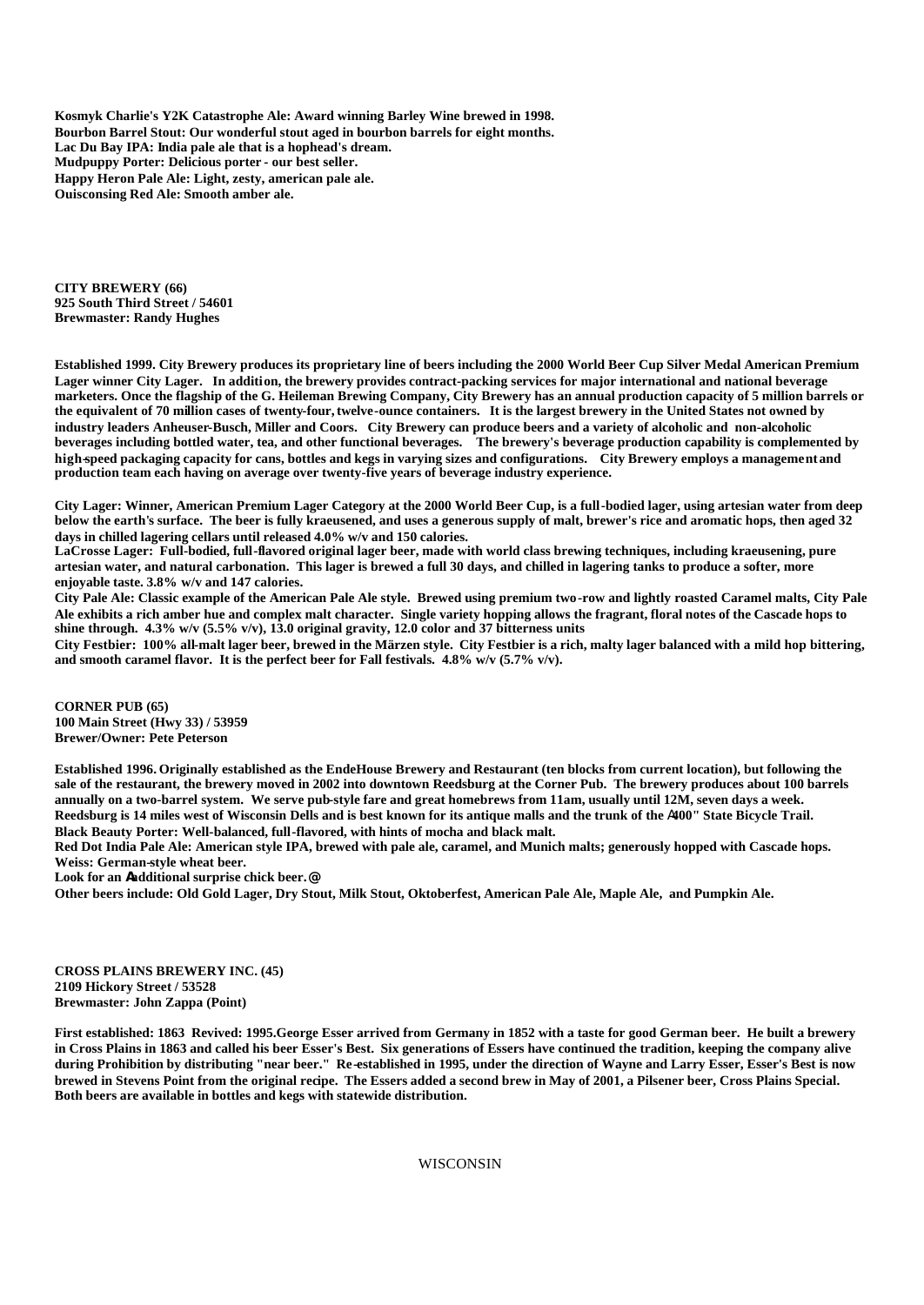**Kosmyk Charlie's Y2K Catastrophe Ale: Award winning Barley Wine brewed in 1998.**
**Bourbon Barrel Stout: Our wonderful stout aged in bourbon barrels for eight months.**
**Lac Du Bay IPA: India pale ale that is a hophead's dream.**
**Mudpuppy Porter: Delicious porter - our best seller.**
**Happy Heron Pale Ale: Light, zesty, american pale ale.**
**Ouisconsing Red Ale: Smooth amber ale.**

**CITY BREWERY (66)**
**925 South Third Street / 54601**
**Brewmaster: Randy Hughes**

**Established 1999. City Brewery produces its proprietary line of beers including the 2000 World Beer Cup Silver Medal American Premium Lager winner City Lager. In addition, the brewery provides contract-packing services for major international and national beverage marketers. Once the flagship of the G. Heileman Brewing Company, City Brewery has an annual production capacity of 5 million barrels or the equivalent of 70 million cases of twenty-four, twelve-ounce containers. It is the largest brewery in the United States not owned by industry leaders Anheuser-Busch, Miller and Coors. City Brewery can produce beers and a variety of alcoholic and non-alcoholic beverages including bottled water, tea, and other functional beverages. The brewery's beverage production capability is complemented by high-speed packaging capacity for cans, bottles and kegs in varying sizes and configurations. City Brewery employs a management and production team each having on average over twenty-five years of beverage industry experience.**

**City Lager: Winner, American Premium Lager Category at the 2000 World Beer Cup, is a full-bodied lager, using artesian water from deep below the earth's surface. The beer is fully kraeusened, and uses a generous supply of malt, brewer's rice and aromatic hops, then aged 32 days in chilled lagering cellars until released 4.0% w/v and 150 calories.**
**LaCrosse Lager: Full-bodied, full-flavored original lager beer, made with world class brewing techniques, including kraeusening, pure artesian water, and natural carbonation. This lager is brewed a full 30 days, and chilled in lagering tanks to produce a softer, more enjoyable taste. 3.8% w/v and 147 calories.**
**City Pale Ale: Classic example of the American Pale Ale style. Brewed using premium two-row and lightly roasted Caramel malts, City Pale Ale exhibits a rich amber hue and complex malt character. Single variety hopping allows the fragrant, floral notes of the Cascade hops to shine through. 4.3% w/v (5.5% v/v), 13.0 original gravity, 12.0 color and 37 bitterness units**
**City Festbier: 100% all-malt lager beer, brewed in the Märzen style. City Festbier is a rich, malty lager balanced with a mild hop bittering, and smooth caramel flavor. It is the perfect beer for Fall festivals. 4.8% w/v (5.7% v/v).**

**CORNER PUB (65)**
**100 Main Street (Hwy 33) / 53959**
**Brewer/Owner: Pete Peterson**

**Established 1996. Originally established as the EndeHouse Brewery and Restaurant (ten blocks from current location), but following the sale of the restaurant, the brewery moved in 2002 into downtown Reedsburg at the Corner Pub. The brewery produces about 100 barrels annually on a two-barrel system. We serve pub-style fare and great homebrews from 11am, usually until 12M, seven days a week. Reedsburg is 14 miles west of Wisconsin Dells and is best known for its antique malls and the trunk of the A400" State Bicycle Trail.**
**Black Beauty Porter: Well-balanced, full-flavored, with hints of mocha and black malt.**
**Red Dot India Pale Ale: American style IPA, brewed with pale ale, caramel, and Munich malts; generously hopped with Cascade hops.**
**Weiss: German-style wheat beer.**
**Look for an Aadditional surprise chick beer.@**
**Other beers include: Old Gold Lager, Dry Stout, Milk Stout, Oktoberfest, American Pale Ale, Maple Ale, and Pumpkin Ale.**

**CROSS PLAINS BREWERY INC. (45)**
**2109 Hickory Street / 53528**
**Brewmaster: John Zappa (Point)**

**First established: 1863 Revived: 1995.George Esser arrived from Germany in 1852 with a taste for good German beer. He built a brewery in Cross Plains in 1863 and called his beer Esser's Best. Six generations of Essers have continued the tradition, keeping the company alive during Prohibition by distributing "near beer." Re-established in 1995, under the direction of Wayne and Larry Esser, Esser's Best is now brewed in Stevens Point from the original recipe. The Essers added a second brew in May of 2001, a Pilsener beer, Cross Plains Special. Both beers are available in bottles and kegs with statewide distribution.**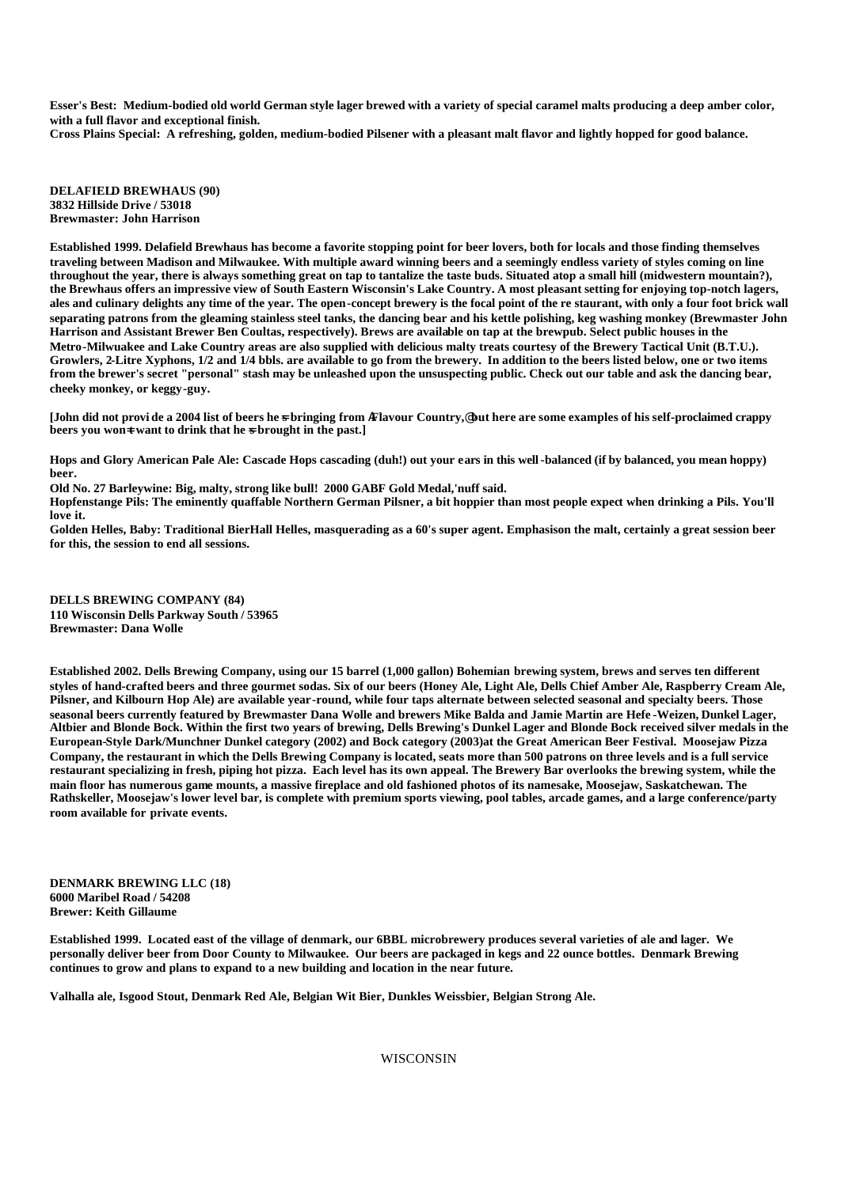**Esser's Best: Medium-bodied old world German style lager brewed with a variety of special caramel malts producing a deep amber color, with a full flavor and exceptional finish.**
**Cross Plains Special: A refreshing, golden, medium-bodied Pilsener with a pleasant malt flavor and lightly hopped for good balance.**

**DELAFIELD BREWHAUS (90)**
**3832 Hillside Drive / 53018**
**Brewmaster: John Harrison**

**Established 1999. Delafield Brewhaus has become a favorite stopping point for beer lovers, both for locals and those finding themselves traveling between Madison and Milwaukee. With multiple award winning beers and a seemingly endless variety of styles coming on line throughout the year, there is always something great on tap to tantalize the taste buds. Situated atop a small hill (midwestern mountain?), the Brewhaus offers an impressive view of South Eastern Wisconsin's Lake Country. A most pleasant setting for enjoying top-notch lagers, ales and culinary delights any time of the year. The open-concept brewery is the focal point of the re staurant, with only a four foot brick wall separating patrons from the gleaming stainless steel tanks, the dancing bear and his kettle polishing, keg washing monkey (Brewmaster John Harrison and Assistant Brewer Ben Coultas, respectively). Brews are available on tap at the brewpub. Select public houses in the Metro-Milwuakee and Lake Country areas are also supplied with delicious malty treats courtesy of the Brewery Tactical Unit (B.T.U.). Growlers, 2-Litre Xyphons, 1/2 and 1/4 bbls. are available to go from the brewery. In addition to the beers listed below, one or two items from the brewer's secret "personal" stash may be unleashed upon the unsuspecting public. Check out our table and ask the dancing bear, cheeky monkey, or keggy-guy.**

**[John did not provi de a 2004 list of beers he=s bringing from AFlavour Country,@ but here are some examples of his self-proclaimed crappy beers you won=t want to drink that he=s brought in the past.]**

**Hops and Glory American Pale Ale: Cascade Hops cascading (duh!) out your ears in this well-balanced (if by balanced, you mean hoppy) beer.**
**Old No. 27 Barleywine: Big, malty, strong like bull! 2000 GABF Gold Medal,'nuff said.**
**Hopfenstange Pils: The eminently quaffable Northern German Pilsner, a bit hoppier than most people expect when drinking a Pils. You'll love it.**
**Golden Helles, Baby: Traditional BierHall Helles, masquerading as a 60's super agent. Emphasison the malt, certainly a great session beer for this, the session to end all sessions.**

**DELLS BREWING COMPANY (84)**
**110 Wisconsin Dells Parkway South / 53965**
**Brewmaster: Dana Wolle**

**Established 2002. Dells Brewing Company, using our 15 barrel (1,000 gallon) Bohemian brewing system, brews and serves ten different styles of hand-crafted beers and three gourmet sodas. Six of our beers (Honey Ale, Light Ale, Dells Chief Amber Ale, Raspberry Cream Ale, Pilsner, and Kilbourn Hop Ale) are available year-round, while four taps alternate between selected seasonal and specialty beers. Those seasonal beers currently featured by Brewmaster Dana Wolle and brewers Mike Balda and Jamie Martin are Hefe-Weizen, Dunkel Lager, Altbier and Blonde Bock. Within the first two years of brewing, Dells Brewing's Dunkel Lager and Blonde Bock received silver medals in the European-Style Dark/Munchner Dunkel category (2002) and Bock category (2003)at the Great American Beer Festival. Moosejaw Pizza Company, the restaurant in which the Dells Brewing Company is located, seats more than 500 patrons on three levels and is a full service restaurant specializing in fresh, piping hot pizza. Each level has its own appeal. The Brewery Bar overlooks the brewing system, while the main floor has numerous game mounts, a massive fireplace and old fashioned photos of its namesake, Moosejaw, Saskatchewan. The Rathskeller, Moosejaw's lower level bar, is complete with premium sports viewing, pool tables, arcade games, and a large conference/party room available for private events.**

**DENMARK BREWING LLC (18)**
**6000 Maribel Road / 54208**
**Brewer: Keith Gillaume**

**Established 1999. Located east of the village of denmark, our 6BBL microbrewery produces several varieties of ale and lager. We personally deliver beer from Door County to Milwaukee. Our beers are packaged in kegs and 22 ounce bottles. Denmark Brewing continues to grow and plans to expand to a new building and location in the near future.**

**Valhalla ale, Isgood Stout, Denmark Red Ale, Belgian Wit Bier, Dunkles Weissbier, Belgian Strong Ale.**

WISCONSIN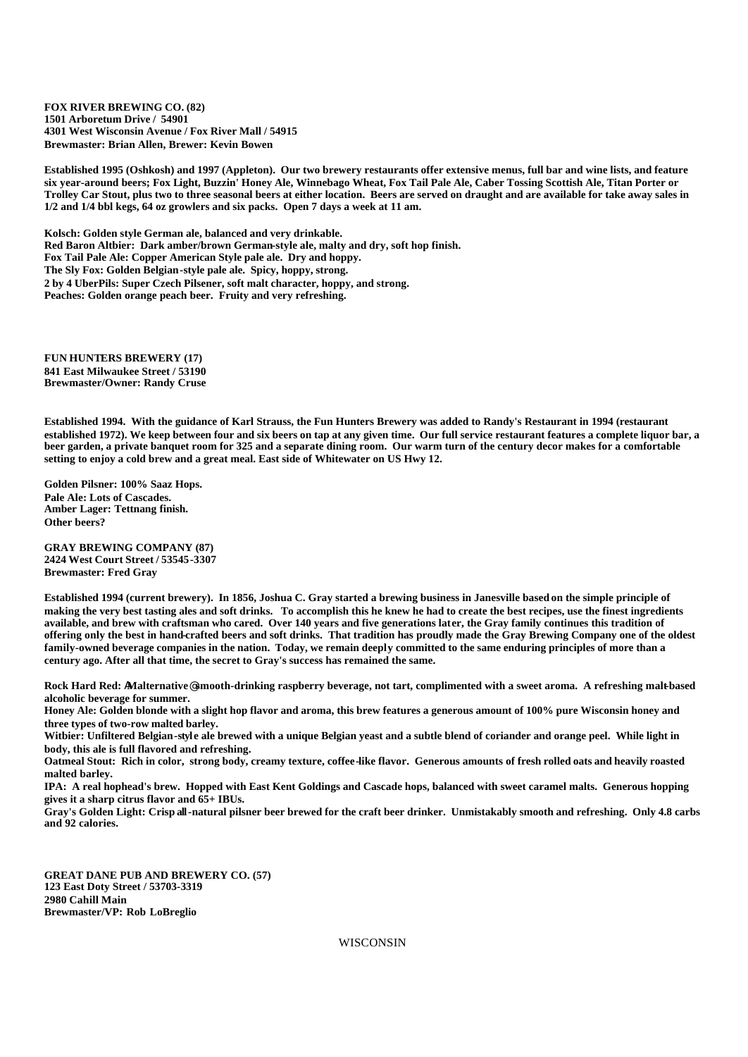**FOX RIVER BREWING CO. (82)**
**1501 Arboretum Drive / 54901**
**4301 West Wisconsin Avenue / Fox River Mall / 54915**
**Brewmaster: Brian Allen, Brewer: Kevin Bowen**

**Established 1995 (Oshkosh) and 1997 (Appleton). Our two brewery restaurants offer extensive menus, full bar and wine lists, and feature six year-around beers; Fox Light, Buzzin' Honey Ale, Winnebago Wheat, Fox Tail Pale Ale, Caber Tossing Scottish Ale, Titan Porter or Trolley Car Stout, plus two to three seasonal beers at either location. Beers are served on draught and are available for take away sales in 1/2 and 1/4 bbl kegs, 64 oz growlers and six packs. Open 7 days a week at 11 am.**

**Kolsch: Golden style German ale, balanced and very drinkable.**
**Red Baron Altbier: Dark amber/brown German-style ale, malty and dry, soft hop finish.**
**Fox Tail Pale Ale: Copper American Style pale ale. Dry and hoppy.**
**The Sly Fox: Golden Belgian-style pale ale. Spicy, hoppy, strong.**
**2 by 4 UberPils: Super Czech Pilsener, soft malt character, hoppy, and strong.**
**Peaches: Golden orange peach beer. Fruity and very refreshing.**

**FUN HUNTERS BREWERY (17)**
**841 East Milwaukee Street / 53190**
**Brewmaster/Owner: Randy Cruse**

**Established 1994. With the guidance of Karl Strauss, the Fun Hunters Brewery was added to Randy's Restaurant in 1994 (restaurant established 1972). We keep between four and six beers on tap at any given time. Our full service restaurant features a complete liquor bar, a beer garden, a private banquet room for 325 and a separate dining room. Our warm turn of the century decor makes for a comfortable setting to enjoy a cold brew and a great meal. East side of Whitewater on US Hwy 12.**

**Golden Pilsner: 100% Saaz Hops.**
**Pale Ale: Lots of Cascades.**
**Amber Lager: Tettnang finish.**
**Other beers?**

**GRAY BREWING COMPANY (87)**
**2424 West Court Street / 53545-3307**
**Brewmaster: Fred Gray**

**Established 1994 (current brewery). In 1856, Joshua C. Gray started a brewing business in Janesville based on the simple principle of making the very best tasting ales and soft drinks. To accomplish this he knew he had to create the best recipes, use the finest ingredients available, and brew with craftsman who cared. Over 140 years and five generations later, the Gray family continues this tradition of offering only the best in hand-crafted beers and soft drinks. That tradition has proudly made the Gray Brewing Company one of the oldest family-owned beverage companies in the nation. Today, we remain deeply committed to the same enduring principles of more than a century ago. After all that time, the secret to Gray's success has remained the same.**

**Rock Hard Red: AMalternative@smooth-drinking raspberry beverage, not tart, complimented with a sweet aroma. A refreshing malt-based alcoholic beverage for summer.**
**Honey Ale: Golden blonde with a slight hop flavor and aroma, this brew features a generous amount of 100% pure Wisconsin honey and three types of two-row malted barley.**
**Witbier: Unfiltered Belgian-style ale brewed with a unique Belgian yeast and a subtle blend of coriander and orange peel. While light in body, this ale is full flavored and refreshing.**
**Oatmeal Stout: Rich in color, strong body, creamy texture, coffee-like flavor. Generous amounts of fresh rolled oats and heavily roasted malted barley.**
**IPA: A real hophead's brew. Hopped with East Kent Goldings and Cascade hops, balanced with sweet caramel malts. Generous hopping gives it a sharp citrus flavor and 65+ IBUs.**
**Gray's Golden Light: Crisp all-natural pilsner beer brewed for the craft beer drinker. Unmistakably smooth and refreshing. Only 4.8 carbs and 92 calories.**

**GREAT DANE PUB AND BREWERY CO. (57)**
**123 East Doty Street / 53703-3319**
**2980 Cahill Main**
**Brewmaster/VP: Rob LoBreglio**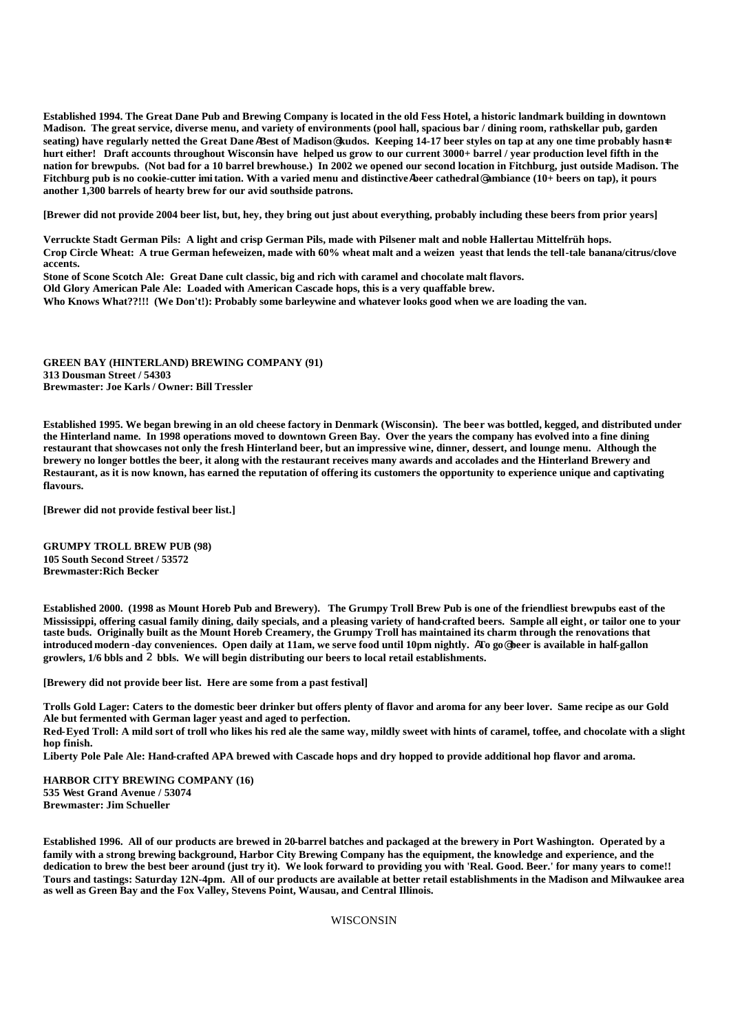**Established 1994. The Great Dane Pub and Brewing Company is located in the old Fess Hotel, a historic landmark building in downtown Madison. The great service, diverse menu, and variety of environments (pool hall, spacious bar / dining room, rathskellar pub, garden seating) have regularly netted the Great Dane ABest of Madison@ kudos. Keeping 14-17 beer styles on tap at any one time probably hasn=t hurt either! Draft accounts throughout Wisconsin have helped us grow to our current 3000+ barrel / year production level fifth in the nation for brewpubs. (Not bad for a 10 barrel brewhouse.) In 2002 we opened our second location in Fitchburg, just outside Madison. The Fitchburg pub is no cookie-cutter imitation. With a varied menu and distinctive Abeer cathedral@ ambiance (10+ beers on tap), it pours another 1,300 barrels of hearty brew for our avid southside patrons.**

**[Brewer did not provide 2004 beer list, but, hey, they bring out just about everything, probably including these beers from prior years]**

**Verruckte Stadt German Pils: A light and crisp German Pils, made with Pilsener malt and noble Hallertau Mittelfrüh hops.**
**Crop Circle Wheat: A true German hefeweizen, made with 60% wheat malt and a weizen yeast that lends the tell-tale banana/citrus/clove accents.**
**Stone of Scone Scotch Ale: Great Dane cult classic, big and rich with caramel and chocolate malt flavors.**
**Old Glory American Pale Ale: Loaded with American Cascade hops, this is a very quaffable brew.**
**Who Knows What??!!! (We Don't!): Probably some barleywine and whatever looks good when we are loading the van.**

**GREEN BAY (HINTERLAND) BREWING COMPANY (91)**
**313 Dousman Street / 54303**
**Brewmaster: Joe Karls / Owner: Bill Tressler**

**Established 1995. We began brewing in an old cheese factory in Denmark (Wisconsin). The beer was bottled, kegged, and distributed under the Hinterland name. In 1998 operations moved to downtown Green Bay. Over the years the company has evolved into a fine dining restaurant that showcases not only the fresh Hinterland beer, but an impressive wine, dinner, dessert, and lounge menu. Although the brewery no longer bottles the beer, it along with the restaurant receives many awards and accolades and the Hinterland Brewery and Restaurant, as it is now known, has earned the reputation of offering its customers the opportunity to experience unique and captivating flavours.**

**[Brewer did not provide festival beer list.]**

**GRUMPY TROLL BREW PUB (98)**
**105 South Second Street / 53572**
**Brewmaster:Rich Becker**

**Established 2000. (1998 as Mount Horeb Pub and Brewery). The Grumpy Troll Brew Pub is one of the friendliest brewpubs east of the Mississippi, offering casual family dining, daily specials, and a pleasing variety of hand-crafted beers. Sample all eight, or tailor one to your taste buds. Originally built as the Mount Horeb Creamery, the Grumpy Troll has maintained its charm through the renovations that introduced modern-day conveniences. Open daily at 11am, we serve food until 10pm nightly. ATo go@ beer is available in half-gallon growlers, 1/6 bbls and ½ bbls. We will begin distributing our beers to local retail establishments.**

**[Brewery did not provide beer list. Here are some from a past festival]**

**Trolls Gold Lager: Caters to the domestic beer drinker but offers plenty of flavor and aroma for any beer lover. Same recipe as our Gold Ale but fermented with German lager yeast and aged to perfection.**
**Red-Eyed Troll: A mild sort of troll who likes his red ale the same way, mildly sweet with hints of caramel, toffee, and chocolate with a slight hop finish.**
**Liberty Pole Pale Ale: Hand-crafted APA brewed with Cascade hops and dry hopped to provide additional hop flavor and aroma.**

**HARBOR CITY BREWING COMPANY (16)**
**535 West Grand Avenue / 53074**
**Brewmaster: Jim Schueller**

**Established 1996. All of our products are brewed in 20-barrel batches and packaged at the brewery in Port Washington. Operated by a family with a strong brewing background, Harbor City Brewing Company has the equipment, the knowledge and experience, and the dedication to brew the best beer around (just try it). We look forward to providing you with 'Real. Good. Beer.' for many years to come!! Tours and tastings: Saturday 12N-4pm. All of our products are available at better retail establishments in the Madison and Milwaukee area as well as Green Bay and the Fox Valley, Stevens Point, Wausau, and Central Illinois.**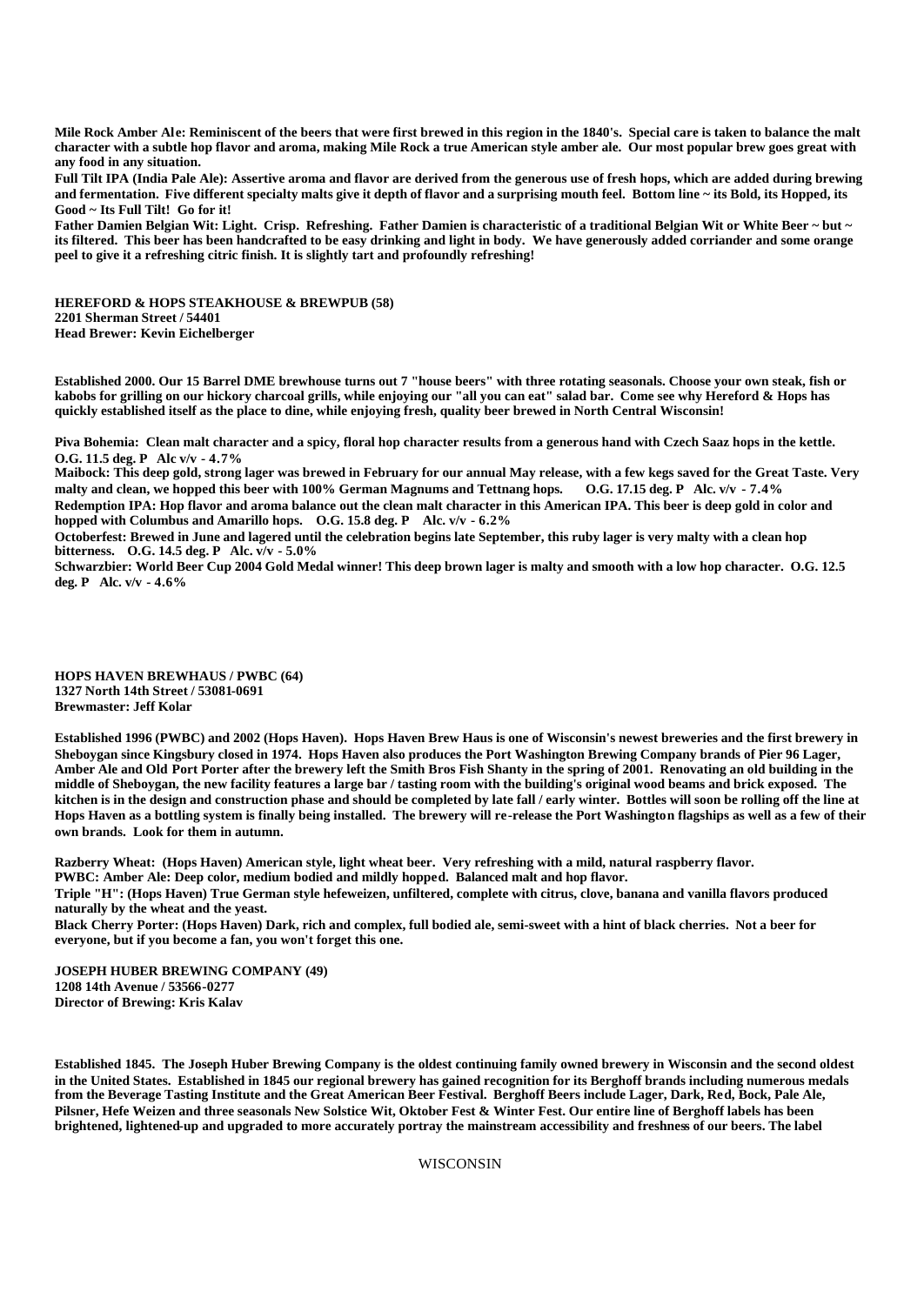**Mile Rock Amber Ale: Reminiscent of the beers that were first brewed in this region in the 1840's. Special care is taken to balance the malt character with a subtle hop flavor and aroma, making Mile Rock a true American style amber ale. Our most popular brew goes great with any food in any situation.**

**Full Tilt IPA (India Pale Ale): Assertive aroma and flavor are derived from the generous use of fresh hops, which are added during brewing and fermentation. Five different specialty malts give it depth of flavor and a surprising mouth feel. Bottom line ~ its Bold, its Hopped, its Good ~ Its Full Tilt! Go for it!**

**Father Damien Belgian Wit: Light. Crisp. Refreshing. Father Damien is characteristic of a traditional Belgian Wit or White Beer ~ but ~ its filtered. This beer has been handcrafted to be easy drinking and light in body. We have generously added corriander and some orange peel to give it a refreshing citric finish. It is slightly tart and profoundly refreshing!**

**HEREFORD & HOPS STEAKHOUSE & BREWPUB (58)**
**2201 Sherman Street / 54401**
**Head Brewer: Kevin Eichelberger**

**Established 2000. Our 15 Barrel DME brewhouse turns out 7 "house beers" with three rotating seasonals. Choose your own steak, fish or kabobs for grilling on our hickory charcoal grills, while enjoying our "all you can eat" salad bar. Come see why Hereford & Hops has quickly established itself as the place to dine, while enjoying fresh, quality beer brewed in North Central Wisconsin!**

**Piva Bohemia: Clean malt character and a spicy, floral hop character results from a generous hand with Czech Saaz hops in the kettle. O.G. 11.5 deg. P Alc v/v - 4.7%**

**Maibock: This deep gold, strong lager was brewed in February for our annual May release, with a few kegs saved for the Great Taste. Very malty and clean, we hopped this beer with 100% German Magnums and Tettnang hops. O.G. 17.15 deg. P Alc. v/v - 7.4%**

**Redemption IPA: Hop flavor and aroma balance out the clean malt character in this American IPA. This beer is deep gold in color and hopped with Columbus and Amarillo hops. O.G. 15.8 deg. P Alc. v/v - 6.2%**

**Octoberfest: Brewed in June and lagered until the celebration begins late September, this ruby lager is very malty with a clean hop bitterness. O.G. 14.5 deg. P Alc. v/v - 5.0%**

**Schwarzbier: World Beer Cup 2004 Gold Medal winner! This deep brown lager is malty and smooth with a low hop character. O.G. 12.5 deg. P Alc. v/v - 4.6%**

**HOPS HAVEN BREWHAUS / PWBC (64)**
**1327 North 14th Street / 53081-0691**
**Brewmaster: Jeff Kolar**

**Established 1996 (PWBC) and 2002 (Hops Haven). Hops Haven Brew Haus is one of Wisconsin's newest breweries and the first brewery in Sheboygan since Kingsbury closed in 1974. Hops Haven also produces the Port Washington Brewing Company brands of Pier 96 Lager, Amber Ale and Old Port Porter after the brewery left the Smith Bros Fish Shanty in the spring of 2001. Renovating an old building in the middle of Sheboygan, the new facility features a large bar / tasting room with the building's original wood beams and brick exposed. The kitchen is in the design and construction phase and should be completed by late fall / early winter. Bottles will soon be rolling off the line at Hops Haven as a bottling system is finally being installed. The brewery will re-release the Port Washington flagships as well as a few of their own brands. Look for them in autumn.**

**Razberry Wheat: (Hops Haven) American style, light wheat beer. Very refreshing with a mild, natural raspberry flavor.**

**PWBC: Amber Ale: Deep color, medium bodied and mildly hopped. Balanced malt and hop flavor.**

**Triple "H": (Hops Haven) True German style hefeweizen, unfiltered, complete with citrus, clove, banana and vanilla flavors produced naturally by the wheat and the yeast.**

**Black Cherry Porter: (Hops Haven) Dark, rich and complex, full bodied ale, semi-sweet with a hint of black cherries. Not a beer for everyone, but if you become a fan, you won't forget this one.**

**JOSEPH HUBER BREWING COMPANY (49)**
**1208 14th Avenue / 53566-0277**
**Director of Brewing: Kris Kalav**

**Established 1845. The Joseph Huber Brewing Company is the oldest continuing family owned brewery in Wisconsin and the second oldest in the United States. Established in 1845 our regional brewery has gained recognition for its Berghoff brands including numerous medals from the Beverage Tasting Institute and the Great American Beer Festival. Berghoff Beers include Lager, Dark, Red, Bock, Pale Ale, Pilsner, Hefe Weizen and three seasonals New Solstice Wit, Oktober Fest & Winter Fest. Our entire line of Berghoff labels has been brightened, lightened-up and upgraded to more accurately portray the mainstream accessibility and freshness of our beers. The label**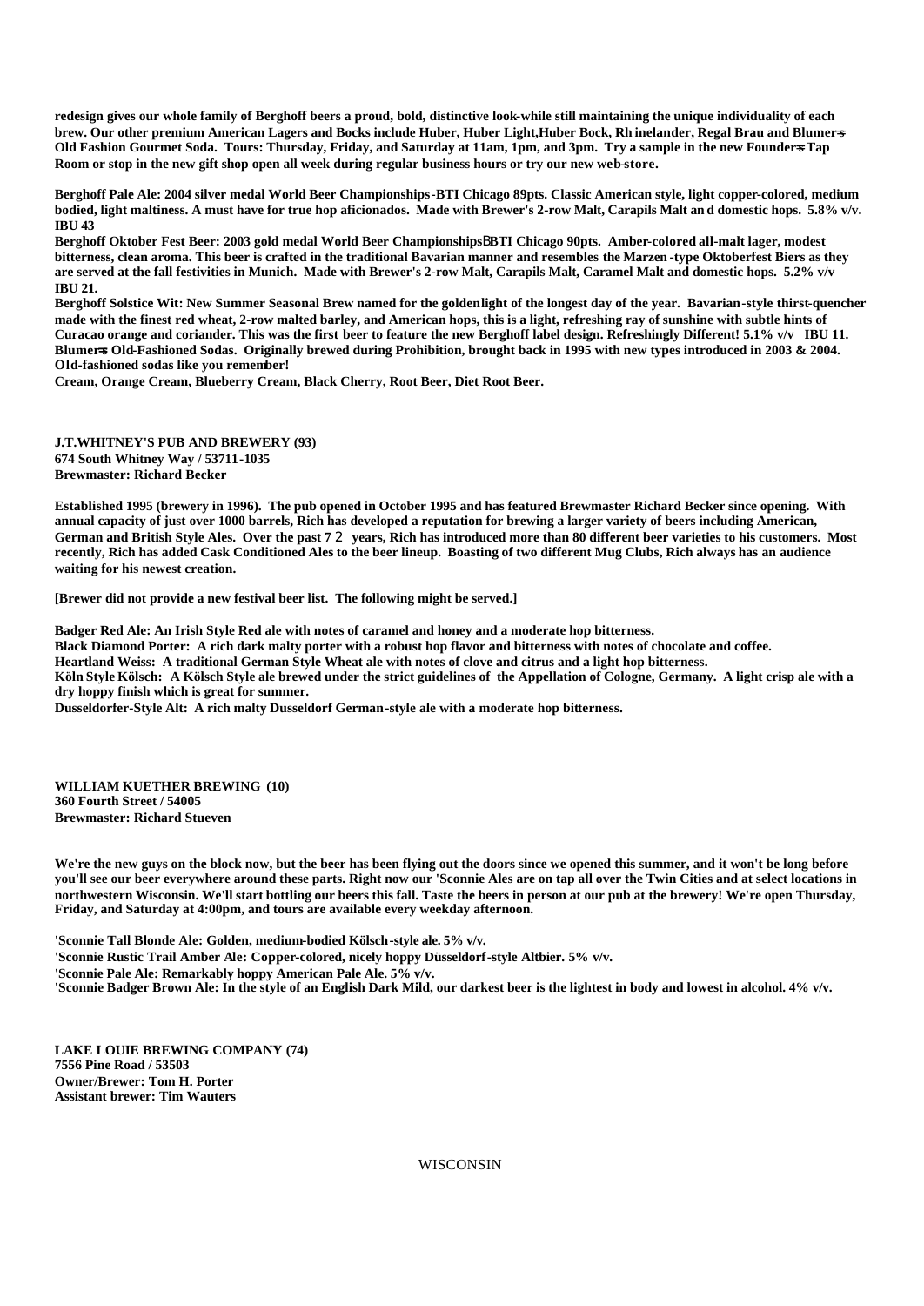**redesign gives our whole family of Berghoff beers a proud, bold, distinctive look-while still maintaining the unique individuality of each brew. Our other premium American Lagers and Bocks include Huber, Huber Light,Huber Bock, Rh inelander, Regal Brau and Blumer=s Old Fashion Gourmet Soda. Tours: Thursday, Friday, and Saturday at 11am, 1pm, and 3pm. Try a sample in the new Founder=s Tap Room or stop in the new gift shop open all week during regular business hours or try our new web-store.**

**Berghoff Pale Ale: 2004 silver medal World Beer Championships-BTI Chicago 89pts. Classic American style, light copper-colored, medium bodied, light maltiness. A must have for true hop aficionados. Made with Brewer's 2-row Malt, Carapils Malt an d domestic hops. 5.8% v/v. IBU 43**
**Berghoff Oktober Fest Beer: 2003 gold medal World Beer Championships–BTI Chicago 90pts. Amber-colored all-malt lager, modest bitterness, clean aroma. This beer is crafted in the traditional Bavarian manner and resembles the Marzen -type Oktoberfest Biers as they are served at the fall festivities in Munich. Made with Brewer's 2-row Malt, Carapils Malt, Caramel Malt and domestic hops. 5.2% v/v IBU 21.**
**Berghoff Solstice Wit: New Summer Seasonal Brew named for the goldenlight of the longest day of the year. Bavarian-style thirst-quencher made with the finest red wheat, 2-row malted barley, and American hops, this is a light, refreshing ray of sunshine with subtle hints of Curacao orange and coriander. This was the first beer to feature the new Berghoff label design. Refreshingly Different! 5.1% v/v IBU 11.**
**Blumer=s Old-Fashioned Sodas. Originally brewed during Prohibition, brought back in 1995 with new types introduced in 2003 & 2004. Old-fashioned sodas like you remember!**
**Cream, Orange Cream, Blueberry Cream, Black Cherry, Root Beer, Diet Root Beer.**

**J.T.WHITNEY'S PUB AND BREWERY (93)**
**674 South Whitney Way / 53711-1035**
**Brewmaster: Richard Becker**

**Established 1995 (brewery in 1996). The pub opened in October 1995 and has featured Brewmaster Richard Becker since opening. With annual capacity of just over 1000 barrels, Rich has developed a reputation for brewing a larger variety of beers including American, German and British Style Ales. Over the past 7 ½ years, Rich has introduced more than 80 different beer varieties to his customers. Most recently, Rich has added Cask Conditioned Ales to the beer lineup. Boasting of two different Mug Clubs, Rich always has an audience waiting for his newest creation.**

**[Brewer did not provide a new festival beer list. The following might be served.]**

**Badger Red Ale: An Irish Style Red ale with notes of caramel and honey and a moderate hop bitterness.**
**Black Diamond Porter: A rich dark malty porter with a robust hop flavor and bitterness with notes of chocolate and coffee.**
**Heartland Weiss: A traditional German Style Wheat ale with notes of clove and citrus and a light hop bitterness.**
**Köln Style Kölsch: A Kölsch Style ale brewed under the strict guidelines of the Appellation of Cologne, Germany. A light crisp ale with a dry hoppy finish which is great for summer.**
**Dusseldorfer-Style Alt: A rich malty Dusseldorf German-style ale with a moderate hop bitterness.**

**WILLIAM KUETHER BREWING (10)**
**360 Fourth Street / 54005**
**Brewmaster: Richard Stueven**

**We're the new guys on the block now, but the beer has been flying out the doors since we opened this summer, and it won't be long before you'll see our beer everywhere around these parts. Right now our 'Sconnie Ales are on tap all over the Twin Cities and at select locations in northwestern Wisconsin. We'll start bottling our beers this fall. Taste the beers in person at our pub at the brewery! We're open Thursday, Friday, and Saturday at 4:00pm, and tours are available every weekday afternoon.**

**'Sconnie Tall Blonde Ale: Golden, medium-bodied Kölsch-style ale. 5% v/v.**
**'Sconnie Rustic Trail Amber Ale: Copper-colored, nicely hoppy Düsseldorf-style Altbier. 5% v/v.**
**'Sconnie Pale Ale: Remarkably hoppy American Pale Ale. 5% v/v.**
**'Sconnie Badger Brown Ale: In the style of an English Dark Mild, our darkest beer is the lightest in body and lowest in alcohol. 4% v/v.**

**LAKE LOUIE BREWING COMPANY (74)**
**7556 Pine Road / 53503**
**Owner/Brewer: Tom H. Porter**
**Assistant brewer: Tim Wauters**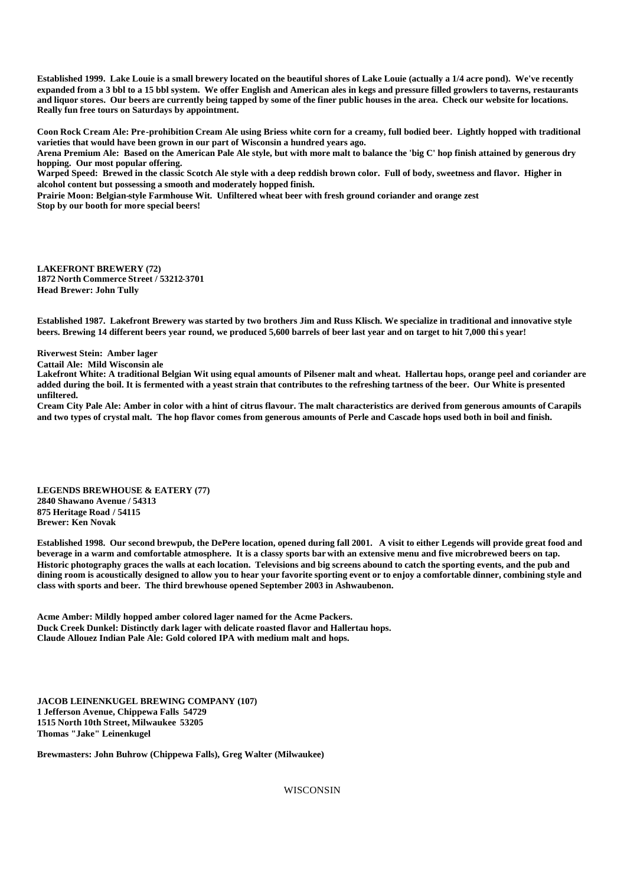**Established 1999. Lake Louie is a small brewery located on the beautiful shores of Lake Louie (actually a 1/4 acre pond). We've recently expanded from a 3 bbl to a 15 bbl system. We offer English and American ales in kegs and pressure filled growlers to taverns, restaurants and liquor stores. Our beers are currently being tapped by some of the finer public houses in the area. Check our website for locations. Really fun free tours on Saturdays by appointment.**

**Coon Rock Cream Ale: Pre-prohibition Cream Ale using Briess white corn for a creamy, full bodied beer. Lightly hopped with traditional varieties that would have been grown in our part of Wisconsin a hundred years ago.**
**Arena Premium Ale: Based on the American Pale Ale style, but with more malt to balance the 'big C' hop finish attained by generous dry hopping. Our most popular offering.**
**Warped Speed: Brewed in the classic Scotch Ale style with a deep reddish brown color. Full of body, sweetness and flavor. Higher in alcohol content but possessing a smooth and moderately hopped finish.**
**Prairie Moon: Belgian-style Farmhouse Wit. Unfiltered wheat beer with fresh ground coriander and orange zest**
**Stop by our booth for more special beers!**

**LAKEFRONT BREWERY (72)**
**1872 North Commerce Street / 53212-3701**
**Head Brewer: John Tully**

**Established 1987. Lakefront Brewery was started by two brothers Jim and Russ Klisch. We specialize in traditional and innovative style beers. Brewing 14 different beers year round, we produced 5,600 barrels of beer last year and on target to hit 7,000 this year!**

**Riverwest Stein: Amber lager**
**Cattail Ale: Mild Wisconsin ale**
**Lakefront White: A traditional Belgian Wit using equal amounts of Pilsener malt and wheat. Hallertau hops, orange peel and coriander are added during the boil. It is fermented with a yeast strain that contributes to the refreshing tartness of the beer. Our White is presented unfiltered.**
**Cream City Pale Ale: Amber in color with a hint of citrus flavour. The malt characteristics are derived from generous amounts of Carapils and two types of crystal malt. The hop flavor comes from generous amounts of Perle and Cascade hops used both in boil and finish.**

**LEGENDS BREWHOUSE & EATERY (77)**
**2840 Shawano Avenue / 54313**
**875 Heritage Road / 54115**
**Brewer: Ken Novak**

**Established 1998. Our second brewpub, the DePere location, opened during fall 2001. A visit to either Legends will provide great food and beverage in a warm and comfortable atmosphere. It is a classy sports bar with an extensive menu and five microbrewed beers on tap. Historic photography graces the walls at each location. Televisions and big screens abound to catch the sporting events, and the pub and dining room is acoustically designed to allow you to hear your favorite sporting event or to enjoy a comfortable dinner, combining style and class with sports and beer. The third brewhouse opened September 2003 in Ashwaubenon.**

**Acme Amber: Mildly hopped amber colored lager named for the Acme Packers.**
**Duck Creek Dunkel: Distinctly dark lager with delicate roasted flavor and Hallertau hops.**
**Claude Allouez Indian Pale Ale: Gold colored IPA with medium malt and hops.**

**JACOB LEINENKUGEL BREWING COMPANY (107)**
**1 Jefferson Avenue, Chippewa Falls 54729**
**1515 North 10th Street, Milwaukee 53205**
**Thomas "Jake" Leinenkugel**

**Brewmasters: John Buhrow (Chippewa Falls), Greg Walter (Milwaukee)**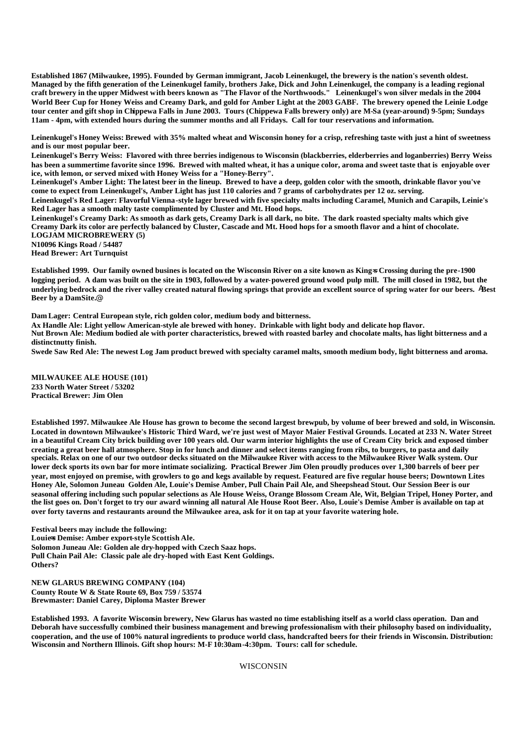Established 1867 (Milwaukee, 1995). Founded by German immigrant, Jacob Leinenkugel, the brewery is the nation's seventh oldest. Managed by the fifth generation of the Leinenkugel family, brothers Jake, Dick and John Leinenkugel, the company is a leading regional craft brewery in the upper Midwest with beers known as "The Flavor of the Northwoods." Leinenkugel's won silver medals in the 2004 World Beer Cup for Honey Weiss and Creamy Dark, and gold for Amber Light at the 2003 GABF. The brewery opened the Leinie Lodge tour center and gift shop in Chippewa Falls in June 2003. Tours (Chippewa Falls brewery only) are M-Sa (year-around) 9-5pm; Sundays 11am - 4pm, with extended hours during the summer months and all Fridays. Call for tour reservations and information.

Leinenkugel's Honey Weiss: Brewed with 35% malted wheat and Wisconsin honey for a crisp, refreshing taste with just a hint of sweetness and is our most popular beer.
Leinenkugel's Berry Weiss: Flavored with three berries indigenous to Wisconsin (blackberries, elderberries and loganberries) Berry Weiss has been a summertime favorite since 1996. Brewed with malted wheat, it has a unique color, aroma and sweet taste that is enjoyable over ice, with lemon, or served mixed with Honey Weiss for a "Honey-Berry".
Leinenkugel's Amber Light: The latest beer in the lineup. Brewed to have a deep, golden color with the smooth, drinkable flavor you've come to expect from Leinenkugel's, Amber Light has just 110 calories and 7 grams of carbohydrates per 12 oz. serving.
Leinenkugel's Red Lager: Flavorful Vienna-style lager brewed with five specialty malts including Caramel, Munich and Carapils, Leinie's Red Lager has a smooth malty taste complimented by Cluster and Mt. Hood hops.
Leinenkugel's Creamy Dark: As smooth as dark gets, Creamy Dark is all dark, no bite. The dark roasted specialty malts which give Creamy Dark its color are perfectly balanced by Cluster, Cascade and Mt. Hood hops for a smooth flavor and a hint of chocolate.

## LOGJAM MICROBREWERY (5)
N10096 Kings Road / 54487
Head Brewer: Art Turnquist

Established 1999. Our family owned busines is located on the Wisconsin River on a site known as King=s Crossing during the pre-1900 logging period. A dam was built on the site in 1903, followed by a water-powered ground wood pulp mill. The mill closed in 1982, but the underlying bedrock and the river valley created natural flowing springs that provide an excellent source of spring water for our beers. ABest Beer by a DamSite.@

Dam Lager: Central European style, rich golden color, medium body and bitterness.
Ax Handle Ale: Light yellow American-style ale brewed with honey. Drinkable with light body and delicate hop flavor.
Nut Brown Ale: Medium bodied ale with porter characteristics, brewed with roasted barley and chocolate malts, has light bitterness and a distinctnutty finish.
Swede Saw Red Ale: The newest Log Jam product brewed with specialty caramel malts, smooth medium body, light bitterness and aroma.

## MILWAUKEE ALE HOUSE (101)
233 North Water Street / 53202
Practical Brewer: Jim Olen

Established 1997. Milwaukee Ale House has grown to become the second largest brewpub, by volume of beer brewed and sold, in Wisconsin. Located in downtown Milwaukee's Historic Third Ward, we're just west of Mayor Maier Festival Grounds. Located at 233 N. Water Street in a beautiful Cream City brick building over 100 years old. Our warm interior highlights the use of Cream City brick and exposed timber creating a great beer hall atmosphere. Stop in for lunch and dinner and select items ranging from ribs, to burgers, to pasta and daily specials. Relax on one of our two outdoor decks situated on the Milwaukee River with access to the Milwaukee River Walk system. Our lower deck sports its own bar for more intimate socializing. Practical Brewer Jim Olen proudly produces over 1,300 barrels of beer per year, most enjoyed on premise, with growlers to go and kegs available by request. Featured are five regular house beers; Downtown Lites Honey Ale, Solomon Juneau Golden Ale, Louie's Demise Amber, Pull Chain Pail Ale, and Sheepshead Stout. Our Session Beer is our seasonal offering including such popular selections as Ale House Weiss, Orange Blossom Cream Ale, Wit, Belgian Tripel, Honey Porter, and the list goes on. Don't forget to try our award winning all natural Ale House Root Beer. Also, Louie's Demise Amber is available on tap at over forty taverns and restaurants around the Milwaukee area, ask for it on tap at your favorite watering hole.

Festival beers may include the following:
Louie=s Demise: Amber export-style Scottish Ale.
Solomon Juneau Ale: Golden ale dry-hopped with Czech Saaz hops.
Pull Chain Pail Ale: Classic pale ale dry-hoped with East Kent Goldings.
Others?

## NEW GLARUS BREWING COMPANY (104)
County Route W & State Route 69, Box 759 / 53574
Brewmaster: Daniel Carey, Diploma Master Brewer

Established 1993. A favorite Wisconsin brewery, New Glarus has wasted no time establishing itself as a world class operation. Dan and Deborah have successfully combined their business management and brewing professionalism with their philosophy based on individuality, cooperation, and the use of 100% natural ingredients to produce world class, handcrafted beers for their friends in Wisconsin. Distribution: Wisconsin and Northern Illinois. Gift shop hours: M-F 10:30am-4:30pm. Tours: call for schedule.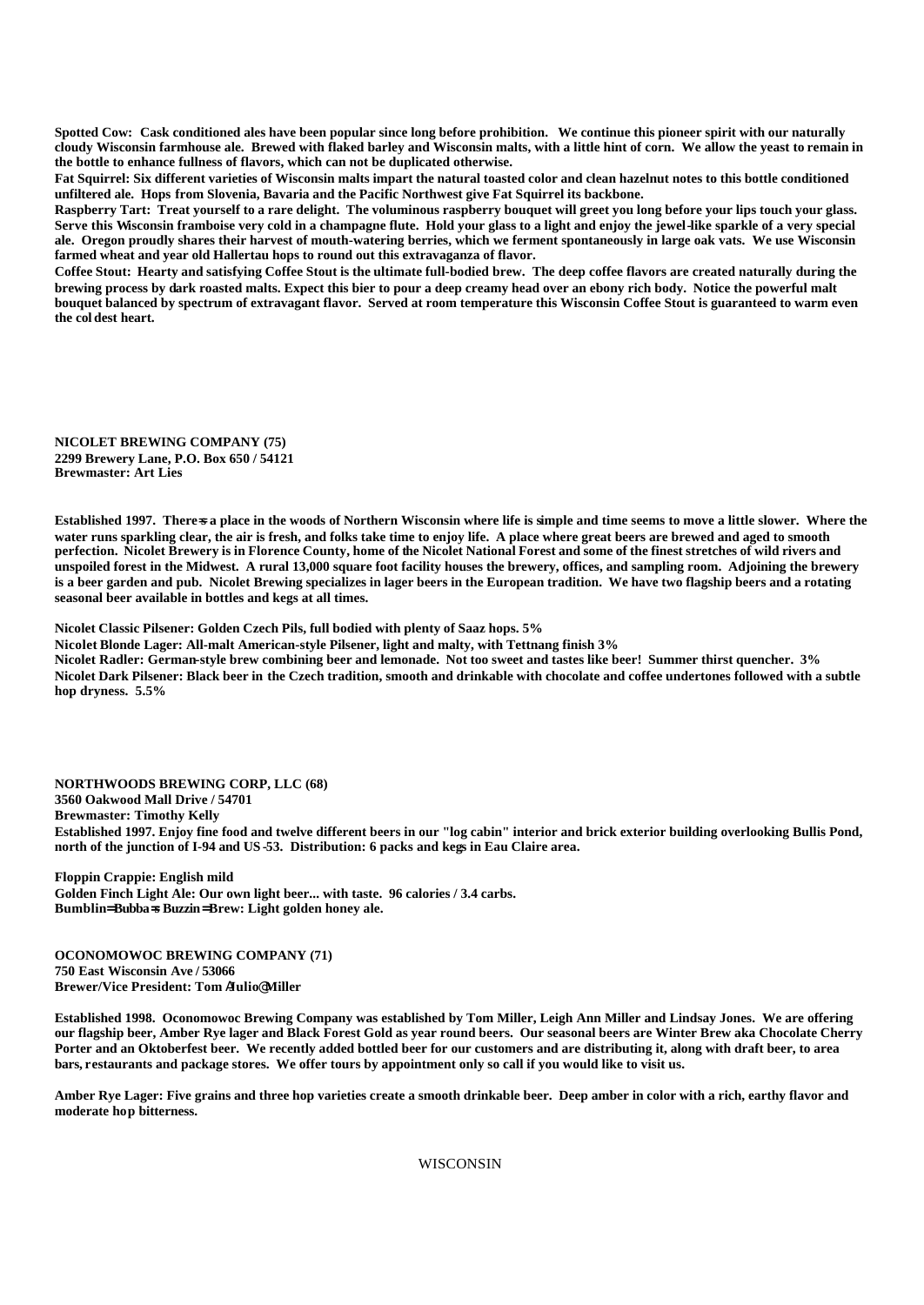**Spotted Cow:** Cask conditioned ales have been popular since long before prohibition. We continue this pioneer spirit with our naturally cloudy Wisconsin farmhouse ale. Brewed with flaked barley and Wisconsin malts, with a little hint of corn. We allow the yeast to remain in the bottle to enhance fullness of flavors, which can not be duplicated otherwise.

**Fat Squirrel:** Six different varieties of Wisconsin malts impart the natural toasted color and clean hazelnut notes to this bottle conditioned unfiltered ale. Hops from Slovenia, Bavaria and the Pacific Northwest give Fat Squirrel its backbone.

**Raspberry Tart:** Treat yourself to a rare delight. The voluminous raspberry bouquet will greet you long before your lips touch your glass. Serve this Wisconsin framboise very cold in a champagne flute. Hold your glass to a light and enjoy the jewel-like sparkle of a very special ale. Oregon proudly shares their harvest of mouth-watering berries, which we ferment spontaneously in large oak vats. We use Wisconsin farmed wheat and year old Hallertau hops to round out this extravaganza of flavor.

**Coffee Stout:** Hearty and satisfying Coffee Stout is the ultimate full-bodied brew. The deep coffee flavors are created naturally during the brewing process by dark roasted malts. Expect this bier to pour a deep creamy head over an ebony rich body. Notice the powerful malt bouquet balanced by spectrum of extravagant flavor. Served at room temperature this Wisconsin Coffee Stout is guaranteed to warm even the col dest heart.

## NICOLET BREWING COMPANY (75)

**2299 Brewery Lane, P.O. Box 650 / 54121**
**Brewmaster: Art Lies**

Established 1997. There=s a place in the woods of Northern Wisconsin where life is simple and time seems to move a little slower. Where the water runs sparkling clear, the air is fresh, and folks take time to enjoy life. A place where great beers are brewed and aged to smooth perfection. Nicolet Brewery is in Florence County, home of the Nicolet National Forest and some of the finest stretches of wild rivers and unspoiled forest in the Midwest. A rural 13,000 square foot facility houses the brewery, offices, and sampling room. Adjoining the brewery is a beer garden and pub. Nicolet Brewing specializes in lager beers in the European tradition. We have two flagship beers and a rotating seasonal beer available in bottles and kegs at all times.

**Nicolet Classic Pilsener:** Golden Czech Pils, full bodied with plenty of Saaz hops. 5%
**Nicolet Blonde Lager:** All-malt American-style Pilsener, light and malty, with Tettnang finish 3%
**Nicolet Radler:** German-style brew combining beer and lemonade. Not too sweet and tastes like beer! Summer thirst quencher. 3%
**Nicolet Dark Pilsener:** Black beer in the Czech tradition, smooth and drinkable with chocolate and coffee undertones followed with a subtle hop dryness. 5.5%

## NORTHWOODS BREWING CORP, LLC (68)

**3560 Oakwood Mall Drive / 54701**
**Brewmaster: Timothy Kelly**
Established 1997. Enjoy fine food and twelve different beers in our "log cabin" interior and brick exterior building overlooking Bullis Pond, north of the junction of I-94 and US-53. Distribution: 6 packs and kegs in Eau Claire area.

**Floppin Crappie:** English mild
**Golden Finch Light Ale:** Our own light beer... with taste. 96 calories / 3.4 carbs.
**Bumblin=Bubba=s Buzzin=Brew:** Light golden honey ale.

## OCONOMOWOC BREWING COMPANY (71)

**750 East Wisconsin Ave / 53066**
**Brewer/Vice President: Tom AJulio@ Miller**

Established 1998. Oconomowoc Brewing Company was established by Tom Miller, Leigh Ann Miller and Lindsay Jones. We are offering our flagship beer, Amber Rye lager and Black Forest Gold as year round beers. Our seasonal beers are Winter Brew aka Chocolate Cherry Porter and an Oktoberfest beer. We recently added bottled beer for our customers and are distributing it, along with draft beer, to area bars, restaurants and package stores. We offer tours by appointment only so call if you would like to visit us.

**Amber Rye Lager:** Five grains and three hop varieties create a smooth drinkable beer. Deep amber in color with a rich, earthy flavor and moderate hop bitterness.

WISCONSIN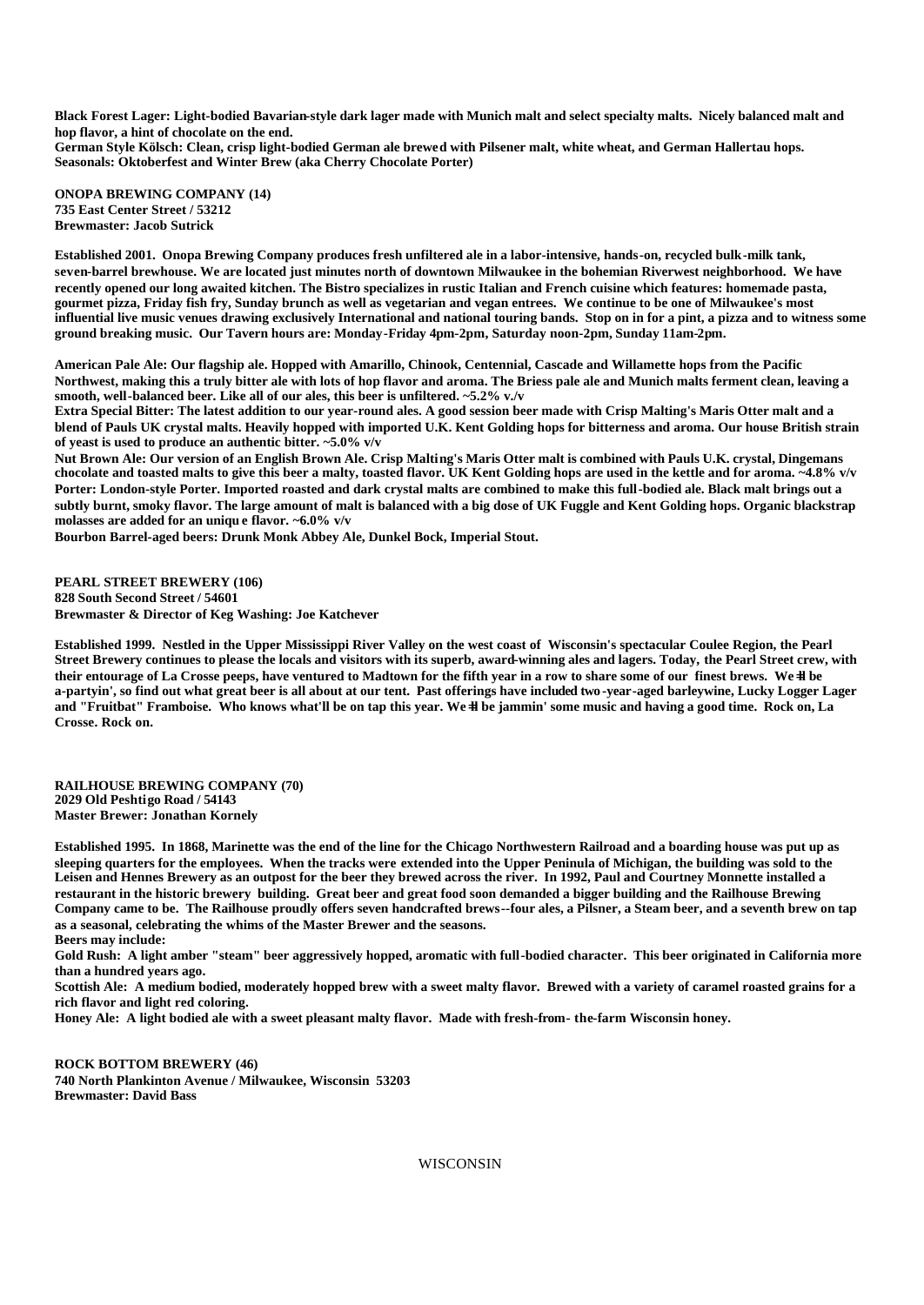**Black Forest Lager: Light-bodied Bavarian-style dark lager made with Munich malt and select specialty malts. Nicely balanced malt and hop flavor, a hint of chocolate on the end.**
**German Style Kölsch: Clean, crisp light-bodied German ale brewed with Pilsener malt, white wheat, and German Hallertau hops.**
**Seasonals: Oktoberfest and Winter Brew (aka Cherry Chocolate Porter)**

**ONOPA BREWING COMPANY (14)**
**735 East Center Street / 53212**
**Brewmaster: Jacob Sutrick**

**Established 2001. Onopa Brewing Company produces fresh unfiltered ale in a labor-intensive, hands-on, recycled bulk-milk tank, seven-barrel brewhouse. We are located just minutes north of downtown Milwaukee in the bohemian Riverwest neighborhood. We have recently opened our long awaited kitchen. The Bistro specializes in rustic Italian and French cuisine which features: homemade pasta, gourmet pizza, Friday fish fry, Sunday brunch as well as vegetarian and vegan entrees. We continue to be one of Milwaukee's most influential live music venues drawing exclusively International and national touring bands. Stop on in for a pint, a pizza and to witness some ground breaking music. Our Tavern hours are: Monday-Friday 4pm-2pm, Saturday noon-2pm, Sunday 11am-2pm.**

**American Pale Ale: Our flagship ale. Hopped with Amarillo, Chinook, Centennial, Cascade and Willamette hops from the Pacific Northwest, making this a truly bitter ale with lots of hop flavor and aroma. The Briess pale ale and Munich malts ferment clean, leaving a smooth, well-balanced beer. Like all of our ales, this beer is unfiltered. ~5.2% v./v**
**Extra Special Bitter: The latest addition to our year-round ales. A good session beer made with Crisp Malting's Maris Otter malt and a blend of Pauls UK crystal malts. Heavily hopped with imported U.K. Kent Golding hops for bitterness and aroma. Our house British strain of yeast is used to produce an authentic bitter. ~5.0% v/v**
**Nut Brown Ale: Our version of an English Brown Ale. Crisp Malting's Maris Otter malt is combined with Pauls U.K. crystal, Dingemans chocolate and toasted malts to give this beer a malty, toasted flavor. UK Kent Golding hops are used in the kettle and for aroma. ~4.8% v/v**
**Porter: London-style Porter. Imported roasted and dark crystal malts are combined to make this full-bodied ale. Black malt brings out a subtly burnt, smoky flavor. The large amount of malt is balanced with a big dose of UK Fuggle and Kent Golding hops. Organic blackstrap molasses are added for an unique flavor. ~6.0% v/v**
**Bourbon Barrel-aged beers: Drunk Monk Abbey Ale, Dunkel Bock, Imperial Stout.**

**PEARL STREET BREWERY (106)**
**828 South Second Street / 54601**
**Brewmaster & Director of Keg Washing: Joe Katchever**

**Established 1999. Nestled in the Upper Mississippi River Valley on the west coast of Wisconsin's spectacular Coulee Region, the Pearl Street Brewery continues to please the locals and visitors with its superb, award-winning ales and lagers. Today, the Pearl Street crew, with their entourage of La Crosse peeps, have ventured to Madtown for the fifth year in a row to share some of our finest brews. We'll be a-partyin', so find out what great beer is all about at our tent. Past offerings have included two-year-aged barleywine, Lucky Logger Lager and "Fruitbat" Framboise. Who knows what'll be on tap this year. We'll be jammin' some music and having a good time. Rock on, La Crosse. Rock on.**

**RAILHOUSE BREWING COMPANY (70)**
**2029 Old Peshtigo Road / 54143**
**Master Brewer: Jonathan Kornely**

**Established 1995. In 1868, Marinette was the end of the line for the Chicago Northwestern Railroad and a boarding house was put up as sleeping quarters for the employees. When the tracks were extended into the Upper Peninula of Michigan, the building was sold to the Leisen and Hennes Brewery as an outpost for the beer they brewed across the river. In 1992, Paul and Courtney Monnette installed a restaurant in the historic brewery building. Great beer and great food soon demanded a bigger building and the Railhouse Brewing Company came to be. The Railhouse proudly offers seven handcrafted brews--four ales, a Pilsner, a Steam beer, and a seventh brew on tap as a seasonal, celebrating the whims of the Master Brewer and the seasons.**
**Beers may include:**
**Gold Rush: A light amber "steam" beer aggressively hopped, aromatic with full-bodied character. This beer originated in California more than a hundred years ago.**
**Scottish Ale: A medium bodied, moderately hopped brew with a sweet malty flavor. Brewed with a variety of caramel roasted grains for a rich flavor and light red coloring.**
**Honey Ale: A light bodied ale with a sweet pleasant malty flavor. Made with fresh-from- the-farm Wisconsin honey.**

**ROCK BOTTOM BREWERY (46)**
**740 North Plankinton Avenue / Milwaukee, Wisconsin 53203**
**Brewmaster: David Bass**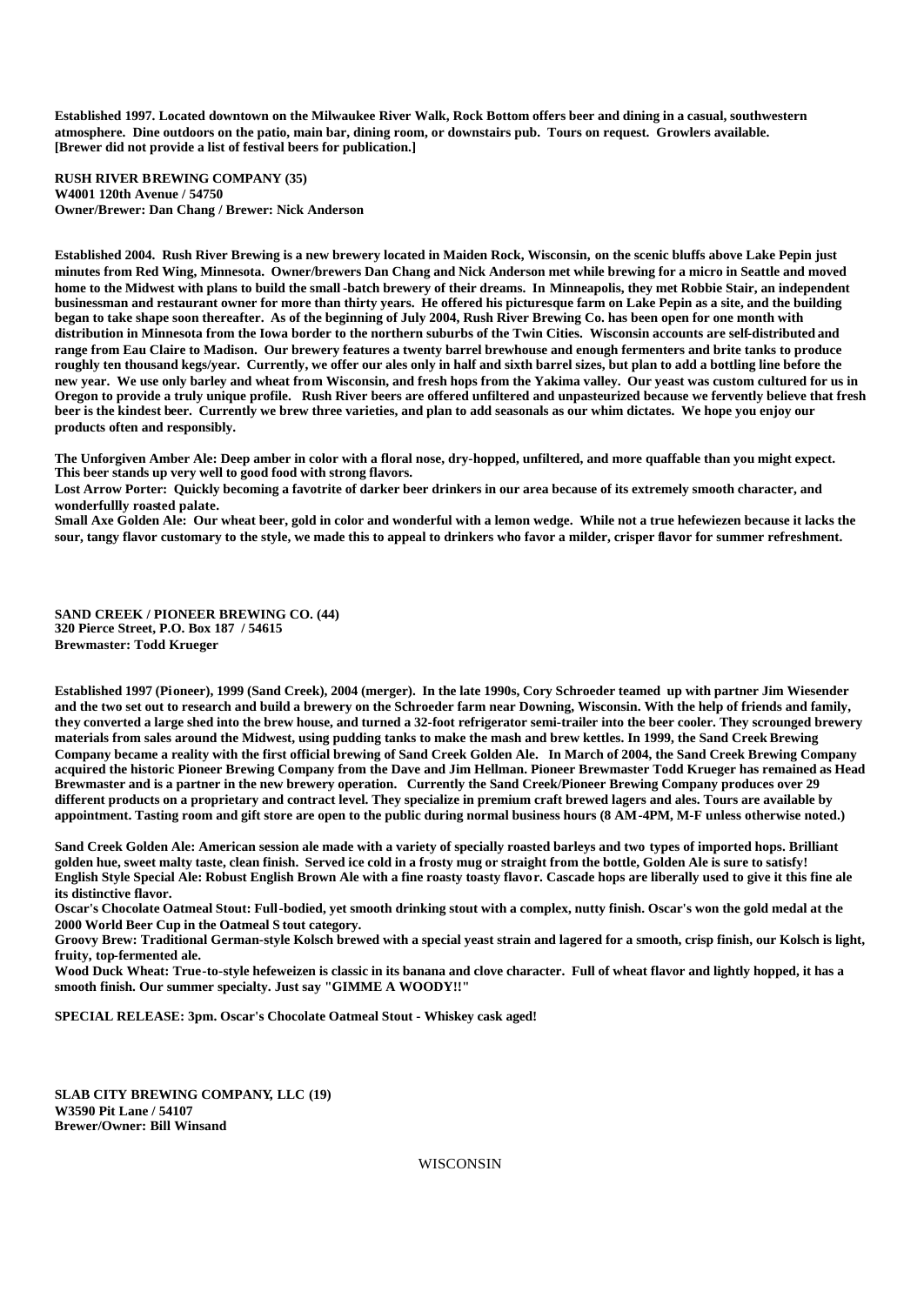**Established 1997. Located downtown on the Milwaukee River Walk, Rock Bottom offers beer and dining in a casual, southwestern atmosphere. Dine outdoors on the patio, main bar, dining room, or downstairs pub. Tours on request. Growlers available. [Brewer did not provide a list of festival beers for publication.]**

**RUSH RIVER BREWING COMPANY (35)**
**W4001 120th Avenue / 54750**
**Owner/Brewer: Dan Chang / Brewer: Nick Anderson**

**Established 2004. Rush River Brewing is a new brewery located in Maiden Rock, Wisconsin, on the scenic bluffs above Lake Pepin just minutes from Red Wing, Minnesota. Owner/brewers Dan Chang and Nick Anderson met while brewing for a micro in Seattle and moved home to the Midwest with plans to build the small-batch brewery of their dreams. In Minneapolis, they met Robbie Stair, an independent businessman and restaurant owner for more than thirty years. He offered his picturesque farm on Lake Pepin as a site, and the building began to take shape soon thereafter. As of the beginning of July 2004, Rush River Brewing Co. has been open for one month with distribution in Minnesota from the Iowa border to the northern suburbs of the Twin Cities. Wisconsin accounts are self-distributed and range from Eau Claire to Madison. Our brewery features a twenty barrel brewhouse and enough fermenters and brite tanks to produce roughly ten thousand kegs/year. Currently, we offer our ales only in half and sixth barrel sizes, but plan to add a bottling line before the new year. We use only barley and wheat from Wisconsin, and fresh hops from the Yakima valley. Our yeast was custom cultured for us in Oregon to provide a truly unique profile. Rush River beers are offered unfiltered and unpasteurized because we fervently believe that fresh beer is the kindest beer. Currently we brew three varieties, and plan to add seasonals as our whim dictates. We hope you enjoy our products often and responsibly.**

**The Unforgiven Amber Ale: Deep amber in color with a floral nose, dry-hopped, unfiltered, and more quaffable than you might expect. This beer stands up very well to good food with strong flavors.**
**Lost Arrow Porter: Quickly becoming a favotrite of darker beer drinkers in our area because of its extremely smooth character, and wonderfullly roasted palate.**
**Small Axe Golden Ale: Our wheat beer, gold in color and wonderful with a lemon wedge. While not a true hefewiezen because it lacks the sour, tangy flavor customary to the style, we made this to appeal to drinkers who favor a milder, crisper flavor for summer refreshment.**

**SAND CREEK / PIONEER BREWING CO. (44)**
**320 Pierce Street, P.O. Box 187 / 54615**
**Brewmaster: Todd Krueger**

**Established 1997 (Pioneer), 1999 (Sand Creek), 2004 (merger). In the late 1990s, Cory Schroeder teamed up with partner Jim Wiesender and the two set out to research and build a brewery on the Schroeder farm near Downing, Wisconsin. With the help of friends and family, they converted a large shed into the brew house, and turned a 32-foot refrigerator semi-trailer into the beer cooler. They scrounged brewery materials from sales around the Midwest, using pudding tanks to make the mash and brew kettles. In 1999, the Sand Creek Brewing Company became a reality with the first official brewing of Sand Creek Golden Ale. In March of 2004, the Sand Creek Brewing Company acquired the historic Pioneer Brewing Company from the Dave and Jim Hellman. Pioneer Brewmaster Todd Krueger has remained as Head Brewmaster and is a partner in the new brewery operation. Currently the Sand Creek/Pioneer Brewing Company produces over 29 different products on a proprietary and contract level. They specialize in premium craft brewed lagers and ales. Tours are available by appointment. Tasting room and gift store are open to the public during normal business hours (8 AM-4PM, M-F unless otherwise noted.)**

**Sand Creek Golden Ale: American session ale made with a variety of specially roasted barleys and two types of imported hops. Brilliant golden hue, sweet malty taste, clean finish. Served ice cold in a frosty mug or straight from the bottle, Golden Ale is sure to satisfy!**
**English Style Special Ale: Robust English Brown Ale with a fine roasty toasty flavor. Cascade hops are liberally used to give it this fine ale its distinctive flavor.**
**Oscar's Chocolate Oatmeal Stout: Full-bodied, yet smooth drinking stout with a complex, nutty finish. Oscar's won the gold medal at the 2000 World Beer Cup in the Oatmeal Stout category.**
**Groovy Brew: Traditional German-style Kolsch brewed with a special yeast strain and lagered for a smooth, crisp finish, our Kolsch is light, fruity, top-fermented ale.**
**Wood Duck Wheat: True-to-style hefeweizen is classic in its banana and clove character. Full of wheat flavor and lightly hopped, it has a smooth finish. Our summer specialty. Just say "GIMME A WOODY!!"**

**SPECIAL RELEASE: 3pm. Oscar's Chocolate Oatmeal Stout - Whiskey cask aged!**

**SLAB CITY BREWING COMPANY, LLC (19)**
**W3590 Pit Lane / 54107**
**Brewer/Owner: Bill Winsand**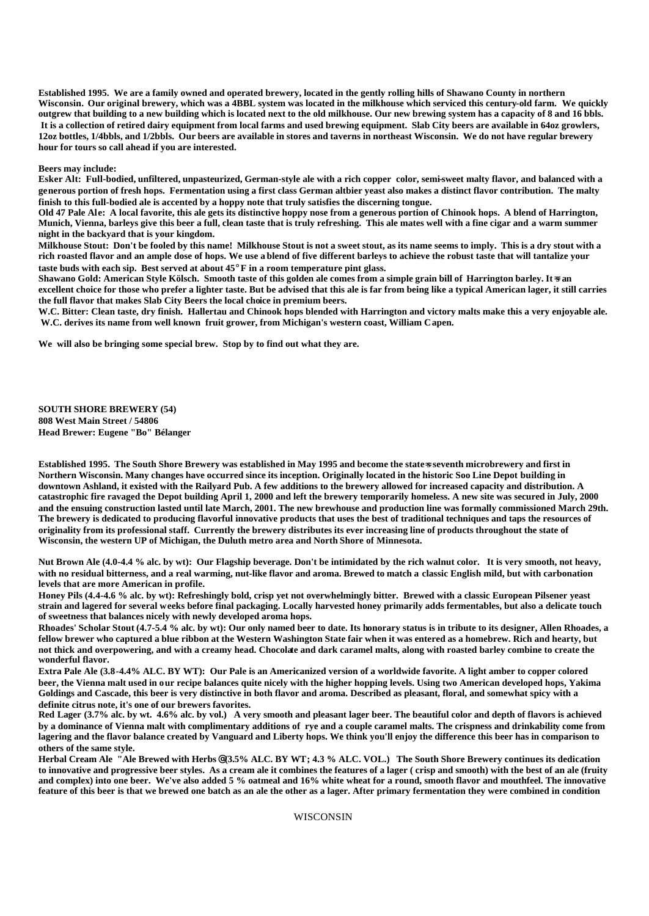**Established 1995. We are a family owned and operated brewery, located in the gently rolling hills of Shawano County in northern Wisconsin. Our original brewery, which was a 4BBL system was located in the milkhouse which serviced this century-old farm. We quickly outgrew that building to a new building which is located next to the old milkhouse. Our new brewing system has a capacity of 8 and 16 bbls. It is a collection of retired dairy equipment from local farms and used brewing equipment. Slab City beers are available in 64oz growlers, 12oz bottles, 1/4bbls, and 1/2bbls. Our beers are available in stores and taverns in northeast Wisconsin. We do not have regular brewery hour for tours so call ahead if you are interested.**

**Beers may include:**

**Esker Alt: Full-bodied, unfiltered, unpasteurized, German-style ale with a rich copper color, semi-sweet malty flavor, and balanced with a generous portion of fresh hops. Fermentation using a first class German altbier yeast also makes a distinct flavor contribution. The malty finish to this full-bodied ale is accented by a hoppy note that truly satisfies the discerning tongue.**

**Old 47 Pale Ale: A local favorite, this ale gets its distinctive hoppy nose from a generous portion of Chinook hops. A blend of Harrington, Munich, Vienna, barleys give this beer a full, clean taste that is truly refreshing. This ale mates well with a fine cigar and a warm summer night in the backyard that is your kingdom.**

**Milkhouse Stout: Don't be fooled by this name! Milkhouse Stout is not a sweet stout, as its name seems to imply. This is a dry stout with a rich roasted flavor and an ample dose of hops. We use a blend of five different barleys to achieve the robust taste that will tantalize your taste buds with each sip. Best served at about 45° F in a room temperature pint glass.**

**Shawano Gold: American Style Kölsch. Smooth taste of this golden ale comes from a simple grain bill of Harrington barley. It=s an excellent choice for those who prefer a lighter taste. But be advised that this ale is far from being like a typical American lager, it still carries the full flavor that makes Slab City Beers the local choice in premium beers.**

**W.C. Bitter: Clean taste, dry finish. Hallertau and Chinook hops blended with Harrington and victory malts make this a very enjoyable ale. W.C. derives its name from well known fruit grower, from Michigan's western coast, William Capen.**

**We will also be bringing some special brew. Stop by to find out what they are.**

**SOUTH SHORE BREWERY (54)**
**808 West Main Street / 54806**
**Head Brewer: Eugene "Bo" Bélanger**

**Established 1995. The South Shore Brewery was established in May 1995 and become the state=s seventh microbrewery and first in Northern Wisconsin. Many changes have occurred since its inception. Originally located in the historic Soo Line Depot building in downtown Ashland, it existed with the Railyard Pub. A few additions to the brewery allowed for increased capacity and distribution. A catastrophic fire ravaged the Depot building April 1, 2000 and left the brewery temporarily homeless. A new site was secured in July, 2000 and the ensuing construction lasted until late March, 2001. The new brewhouse and production line was formally commissioned March 29th. The brewery is dedicated to producing flavorful innovative products that uses the best of traditional techniques and taps the resources of originality from its professional staff. Currently the brewery distributes its ever increasing line of products throughout the state of Wisconsin, the western UP of Michigan, the Duluth metro area and North Shore of Minnesota.**

**Nut Brown Ale (4.0-4.4 % alc. by wt): Our Flagship beverage. Don't be intimidated by the rich walnut color. It is very smooth, not heavy, with no residual bitterness, and a real warming, nut-like flavor and aroma. Brewed to match a classic English mild, but with carbonation levels that are more American in profile.**

**Honey Pils (4.4-4.6 % alc. by wt): Refreshingly bold, crisp yet not overwhelmingly bitter. Brewed with a classic European Pilsener yeast strain and lagered for several weeks before final packaging. Locally harvested honey primarily adds fermentables, but also a delicate touch of sweetness that balances nicely with newly developed aroma hops.**

**Rhoades' Scholar Stout (4.7-5.4 % alc. by wt): Our only named beer to date. Its honorary status is in tribute to its designer, Allen Rhoades, a fellow brewer who captured a blue ribbon at the Western Washington State fair when it was entered as a homebrew. Rich and hearty, but not thick and overpowering, and with a creamy head. Chocolate and dark caramel malts, along with roasted barley combine to create the wonderful flavor.**

**Extra Pale Ale (3.8-4.4% ALC. BY WT): Our Pale is an Americanized version of a worldwide favorite. A light amber to copper colored beer, the Vienna malt used in our recipe balances quite nicely with the higher hopping levels. Using two American developed hops, Yakima Goldings and Cascade, this beer is very distinctive in both flavor and aroma. Described as pleasant, floral, and somewhat spicy with a definite citrus note, it's one of our brewers favorites.**

**Red Lager (3.7% alc. by wt. 4.6% alc. by vol.) A very smooth and pleasant lager beer. The beautiful color and depth of flavors is achieved by a dominance of Vienna malt with complimentary additions of rye and a couple caramel malts. The crispness and drinkability come from lagering and the flavor balance created by Vanguard and Liberty hops. We think you'll enjoy the difference this beer has in comparison to others of the same style.**

**Herbal Cream Ale "Ale Brewed with Herbs@(3.5% ALC. BY WT; 4.3 % ALC. VOL.) The South Shore Brewery continues its dedication to innovative and progressive beer styles. As a cream ale it combines the features of a lager ( crisp and smooth) with the best of an ale (fruity and complex) into one beer. We've also added 5 % oatmeal and 16% white wheat for a round, smooth flavor and mouthfeel. The innovative feature of this beer is that we brewed one batch as an ale the other as a lager. After primary fermentation they were combined in condition**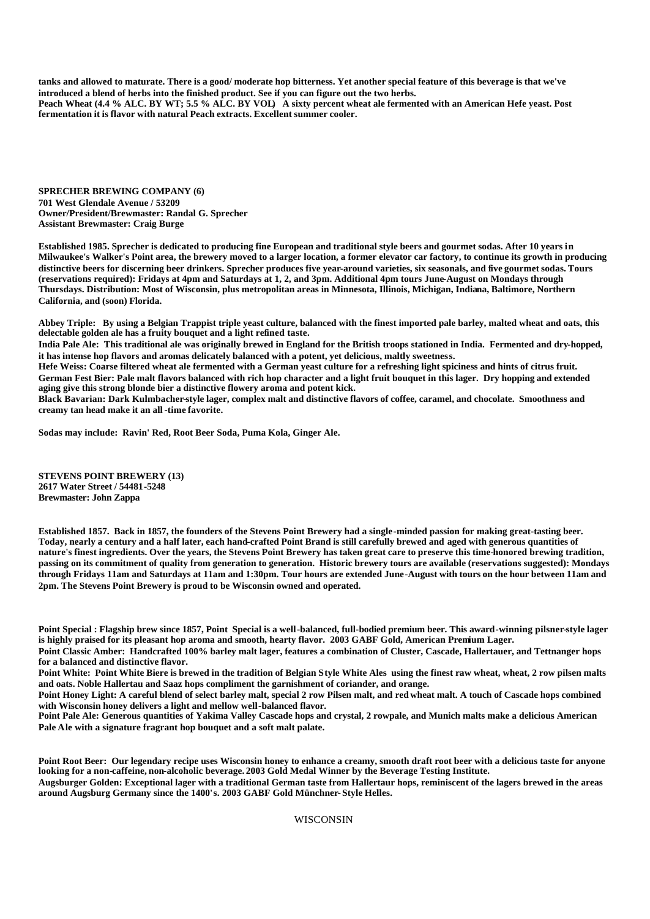**tanks and allowed to maturate. There is a good/ moderate hop bitterness. Yet another special feature of this beverage is that we've introduced a blend of herbs into the finished product. See if you can figure out the two herbs.**
**Peach Wheat (4.4 % ALC. BY WT; 5.5 % ALC. BY VOL) A sixty percent wheat ale fermented with an American Hefe yeast. Post fermentation it is flavor with natural Peach extracts. Excellent summer cooler.**

**SPRECHER BREWING COMPANY (6)**
**701 West Glendale Avenue / 53209**
**Owner/President/Brewmaster: Randal G. Sprecher**
**Assistant Brewmaster: Craig Burge**

**Established 1985. Sprecher is dedicated to producing fine European and traditional style beers and gourmet sodas. After 10 years in Milwaukee's Walker's Point area, the brewery moved to a larger location, a former elevator car factory, to continue its growth in producing distinctive beers for discerning beer drinkers. Sprecher produces five year-around varieties, six seasonals, and five gourmet sodas. Tours (reservations required): Fridays at 4pm and Saturdays at 1, 2, and 3pm. Additional 4pm tours June-August on Mondays through Thursdays. Distribution: Most of Wisconsin, plus metropolitan areas in Minnesota, Illinois, Michigan, Indiana, Baltimore, Northern California, and (soon) Florida.**

**Abbey Triple: By using a Belgian Trappist triple yeast culture, balanced with the finest imported pale barley, malted wheat and oats, this delectable golden ale has a fruity bouquet and a light refined taste.**
**India Pale Ale: This traditional ale was originally brewed in England for the British troops stationed in India. Fermented and dry-hopped, it has intense hop flavors and aromas delicately balanced with a potent, yet delicious, maltly sweetness.**
**Hefe Weiss: Coarse filtered wheat ale fermented with a German yeast culture for a refreshing light spiciness and hints of citrus fruit.**
**German Fest Bier: Pale malt flavors balanced with rich hop character and a light fruit bouquet in this lager. Dry hopping and extended aging give this strong blonde bier a distinctive flowery aroma and potent kick.**
**Black Bavarian: Dark Kulmbacher-style lager, complex malt and distinctive flavors of coffee, caramel, and chocolate. Smoothness and creamy tan head make it an all-time favorite.**

**Sodas may include: Ravin' Red, Root Beer Soda, Puma Kola, Ginger Ale.**

**STEVENS POINT BREWERY (13)**
**2617 Water Street / 54481-5248**
**Brewmaster: John Zappa**

**Established 1857. Back in 1857, the founders of the Stevens Point Brewery had a single-minded passion for making great-tasting beer. Today, nearly a century and a half later, each hand-crafted Point Brand is still carefully brewed and aged with generous quantities of nature's finest ingredients. Over the years, the Stevens Point Brewery has taken great care to preserve this time-honored brewing tradition, passing on its commitment of quality from generation to generation. Historic brewery tours are available (reservations suggested): Mondays through Fridays 11am and Saturdays at 11am and 1:30pm. Tour hours are extended June-August with tours on the hour between 11am and 2pm. The Stevens Point Brewery is proud to be Wisconsin owned and operated.**

**Point Special : Flagship brew since 1857, Point Special is a well-balanced, full-bodied premium beer. This award-winning pilsner-style lager is highly praised for its pleasant hop aroma and smooth, hearty flavor. 2003 GABF Gold, American Premium Lager.**
**Point Classic Amber: Handcrafted 100% barley malt lager, features a combination of Cluster, Cascade, Hallertauer, and Tettnanger hops for a balanced and distinctive flavor.**
**Point White: Point White Biere is brewed in the tradition of Belgian Style White Ales using the finest raw wheat, wheat, 2 row pilsen malts and oats. Noble Hallertau and Saaz hops compliment the garnishment of coriander, and orange.**
**Point Honey Light: A careful blend of select barley malt, special 2 row Pilsen malt, and red wheat malt. A touch of Cascade hops combined with Wisconsin honey delivers a light and mellow well-balanced flavor.**
**Point Pale Ale: Generous quantities of Yakima Valley Cascade hops and crystal, 2 rowpale, and Munich malts make a delicious American Pale Ale with a signature fragrant hop bouquet and a soft malt palate.**

**Point Root Beer: Our legendary recipe uses Wisconsin honey to enhance a creamy, smooth draft root beer with a delicious taste for anyone looking for a non-caffeine, non-alcoholic beverage. 2003 Gold Medal Winner by the Beverage Testing Institute.**
**Augsburger Golden: Exceptional lager with a traditional German taste from Hallertaur hops, reminiscent of the lagers brewed in the areas around Augsburg Germany since the 1400's. 2003 GABF Gold Münchner-Style Helles.**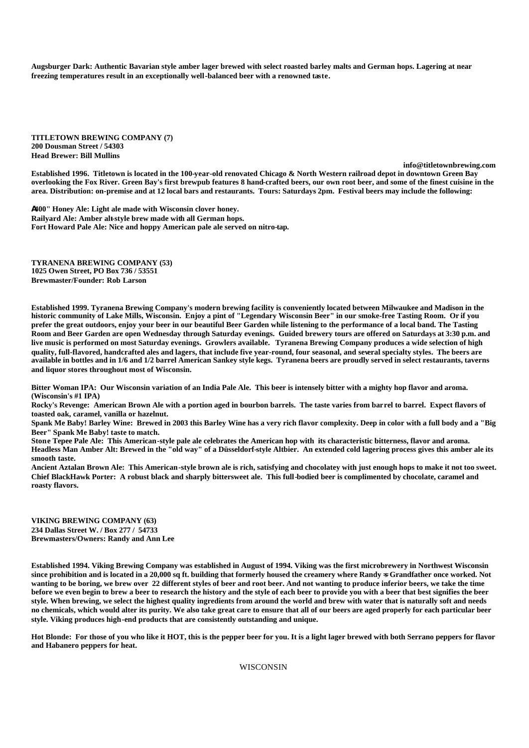**Augsburger Dark: Authentic Bavarian style amber lager brewed with select roasted barley malts and German hops. Lagering at near freezing temperatures result in an exceptionally well-balanced beer with a renowned taste.**

**TITLETOWN BREWING COMPANY (7)**
**200 Dousman Street / 54303**
**Head Brewer: Bill Mullins**

**info@titletownbrewing.com**

**Established 1996. Titletown is located in the 100-year-old renovated Chicago & North Western railroad depot in downtown Green Bay overlooking the Fox River. Green Bay's first brewpub features 8 hand-crafted beers, our own root beer, and some of the finest cuisine in the area. Distribution: on-premise and at 12 local bars and restaurants. Tours: Saturdays 2pm. Festival beers may include the following:**

**"400" Honey Ale: Light ale made with Wisconsin clover honey.**
**Railyard Ale: Amber alt-style brew made with all German hops.**
**Fort Howard Pale Ale: Nice and hoppy American pale ale served on nitro-tap.**

**TYRANENA BREWING COMPANY (53)**
**1025 Owen Street, PO Box 736 / 53551**
**Brewmaster/Founder: Rob Larson**

**Established 1999. Tyranena Brewing Company's modern brewing facility is conveniently located between Milwaukee and Madison in the historic community of Lake Mills, Wisconsin. Enjoy a pint of "Legendary Wisconsin Beer" in our smoke-free Tasting Room. Or if you prefer the great outdoors, enjoy your beer in our beautiful Beer Garden while listening to the performance of a local band. The Tasting Room and Beer Garden are open Wednesday through Saturday evenings. Guided brewery tours are offered on Saturdays at 3:30 p.m. and live music is performed on most Saturday evenings. Growlers available. Tyranena Brewing Company produces a wide selection of high quality, full-flavored, handcrafted ales and lagers, that include five year-round, four seasonal, and several specialty styles. The beers are available in bottles and in 1/6 and 1/2 barrel American Sankey style kegs. Tyranena beers are proudly served in select restaurants, taverns and liquor stores throughout most of Wisconsin.**

**Bitter Woman IPA: Our Wisconsin variation of an India Pale Ale. This beer is intensely bitter with a mighty hop flavor and aroma. (Wisconsin's #1 IPA)**
**Rocky's Revenge: American Brown Ale with a portion aged in bourbon barrels. The taste varies from barrel to barrel. Expect flavors of toasted oak, caramel, vanilla or hazelnut.**
**Spank Me Baby! Barley Wine: Brewed in 2003 this Barley Wine has a very rich flavor complexity. Deep in color with a full body and a "Big Beer" Spank Me Baby! taste to match.**
**Stone Tepee Pale Ale: This American-style pale ale celebrates the American hop with its characteristic bitterness, flavor and aroma.**
**Headless Man Amber Alt: Brewed in the "old way" of a Düsseldorf-style Altbier. An extended cold lagering process gives this amber ale its smooth taste.**
**Ancient Aztalan Brown Ale: This American-style brown ale is rich, satisfying and chocolatey with just enough hops to make it not too sweet.**
**Chief BlackHawk Porter: A robust black and sharply bittersweet ale. This full-bodied beer is complimented by chocolate, caramel and roasty flavors.**

**VIKING BREWING COMPANY (63)**
**234 Dallas Street W. / Box 277 / 54733**
**Brewmasters/Owners: Randy and Ann Lee**

**Established 1994. Viking Brewing Company was established in August of 1994. Viking was the first microbrewery in Northwest Wisconsin since prohibition and is located in a 20,000 sq ft. building that formerly housed the creamery where Randy's Grandfather once worked. Not wanting to be boring, we brew over 22 different styles of beer and root beer. And not wanting to produce inferior beers, we take the time before we even begin to brew a beer to research the history and the style of each beer to provide you with a beer that best signifies the beer style. When brewing, we select the highest quality ingredients from around the world and brew with water that is naturally soft and needs no chemicals, which would alter its purity. We also take great care to ensure that all of our beers are aged properly for each particular beer style. Viking produces high-end products that are consistently outstanding and unique.**

**Hot Blonde: For those of you who like it HOT, this is the pepper beer for you. It is a light lager brewed with both Serrano peppers for flavor and Habanero peppers for heat.**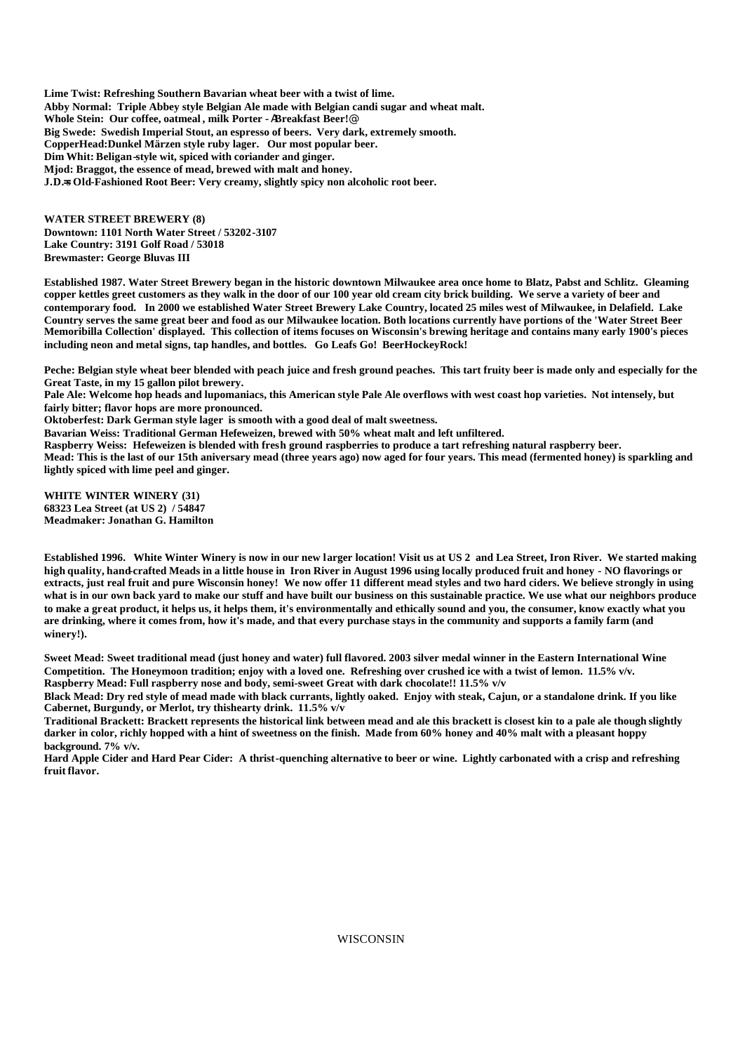**Lime Twist: Refreshing Southern Bavarian wheat beer with a twist of lime.**
**Abby Normal: Triple Abbey style Belgian Ale made with Belgian candi sugar and wheat malt.**
**Whole Stein: Our coffee, oatmeal , milk Porter - ABreakfast Beer!@**
**Big Swede: Swedish Imperial Stout, an espresso of beers. Very dark, extremely smooth.**
**CopperHead:Dunkel Märzen style ruby lager. Our most popular beer.**
**Dim Whit: Beligan-style wit, spiced with coriander and ginger.**
**Mjod: Braggot, the essence of mead, brewed with malt and honey.**
**J.D.=s Old-Fashioned Root Beer: Very creamy, slightly spicy non alcoholic root beer.**

**WATER STREET BREWERY (8)**
**Downtown: 1101 North Water Street / 53202-3107**
**Lake Country: 3191 Golf Road / 53018**
**Brewmaster: George Bluvas III**

**Established 1987. Water Street Brewery began in the historic downtown Milwaukee area once home to Blatz, Pabst and Schlitz. Gleaming copper kettles greet customers as they walk in the door of our 100 year old cream city brick building. We serve a variety of beer and contemporary food. In 2000 we established Water Street Brewery Lake Country, located 25 miles west of Milwaukee, in Delafield. Lake Country serves the same great beer and food as our Milwaukee location. Both locations currently have portions of the 'Water Street Beer Memoribilla Collection' displayed. This collection of items focuses on Wisconsin's brewing heritage and contains many early 1900's pieces including neon and metal signs, tap handles, and bottles. Go Leafs Go! BeerHockeyRock!**

**Peche: Belgian style wheat beer blended with peach juice and fresh ground peaches. This tart fruity beer is made only and especially for the Great Taste, in my 15 gallon pilot brewery.**
**Pale Ale: Welcome hop heads and lupomaniacs, this American style Pale Ale overflows with west coast hop varieties. Not intensely, but fairly bitter; flavor hops are more pronounced.**
**Oktoberfest: Dark German style lager is smooth with a good deal of malt sweetness.**
**Bavarian Weiss: Traditional German Hefeweizen, brewed with 50% wheat malt and left unfiltered.**
**Raspberry Weiss: Hefeweizen is blended with fresh ground raspberries to produce a tart refreshing natural raspberry beer.**
**Mead: This is the last of our 15th aniversary mead (three years ago) now aged for four years. This mead (fermented honey) is sparkling and lightly spiced with lime peel and ginger.**

**WHITE WINTER WINERY (31)**
**68323 Lea Street (at US 2) / 54847**
**Meadmaker: Jonathan G. Hamilton**

**Established 1996. White Winter Winery is now in our new larger location! Visit us at US 2 and Lea Street, Iron River. We started making high quality, hand-crafted Meads in a little house in Iron River in August 1996 using locally produced fruit and honey - NO flavorings or extracts, just real fruit and pure Wisconsin honey! We now offer 11 different mead styles and two hard ciders. We believe strongly in using what is in our own back yard to make our stuff and have built our business on this sustainable practice. We use what our neighbors produce to make a great product, it helps us, it helps them, it's environmentally and ethically sound and you, the consumer, know exactly what you are drinking, where it comes from, how it's made, and that every purchase stays in the community and supports a family farm (and winery!).**

**Sweet Mead: Sweet traditional mead (just honey and water) full flavored. 2003 silver medal winner in the Eastern International Wine Competition. The Honeymoon tradition; enjoy with a loved one. Refreshing over crushed ice with a twist of lemon. 11.5% v/v.**
**Raspberry Mead: Full raspberry nose and body, semi-sweet Great with dark chocolate!! 11.5% v/v**
**Black Mead: Dry red style of mead made with black currants, lightly oaked. Enjoy with steak, Cajun, or a standalone drink. If you like Cabernet, Burgundy, or Merlot, try thishearty drink. 11.5% v/v**
**Traditional Brackett: Brackett represents the historical link between mead and ale this brackett is closest kin to a pale ale though slightly darker in color, richly hopped with a hint of sweetness on the finish. Made from 60% honey and 40% malt with a pleasant hoppy background. 7% v/v.**
**Hard Apple Cider and Hard Pear Cider: A thrist-quenching alternative to beer or wine. Lightly carbonated with a crisp and refreshing fruit flavor.**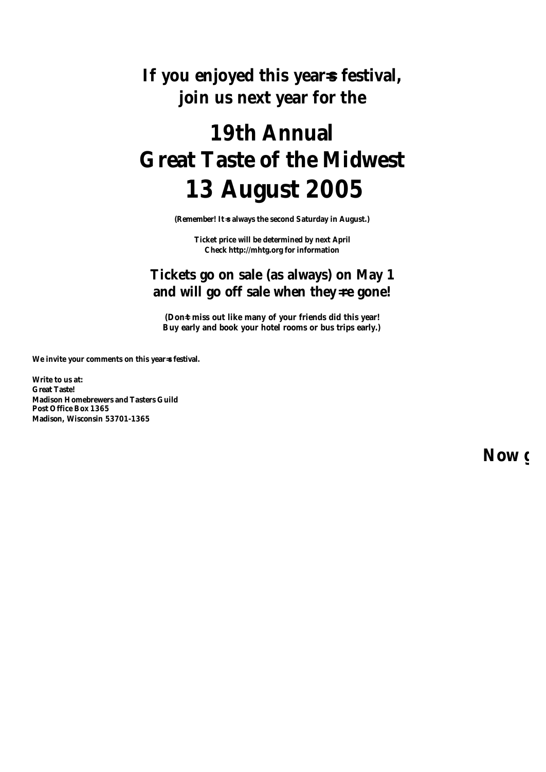**If you enjoyed this year=s festival, join us next year for the**

# 19th Annual
# Great Taste of the Midwest
# 13 August 2005

**(Remember! It=s always the second Saturday in August.)**

**Ticket price will be determined by next April**
**Check http://mhtg.org for information**

## Tickets go on sale (as always) on May 1 and will go off sale when they=re gone!

**(Don=t miss out like many of your friends did this year! Buy early and book your hotel rooms or bus trips early.)**

**We invite your comments on this year=s festival.**

**Write to us at:**
**Great Taste!**
**Madison Homebrewers and Tasters Guild**
**Post Office Box 1365**
**Madison, Wisconsin 53701-1365**

**Now g**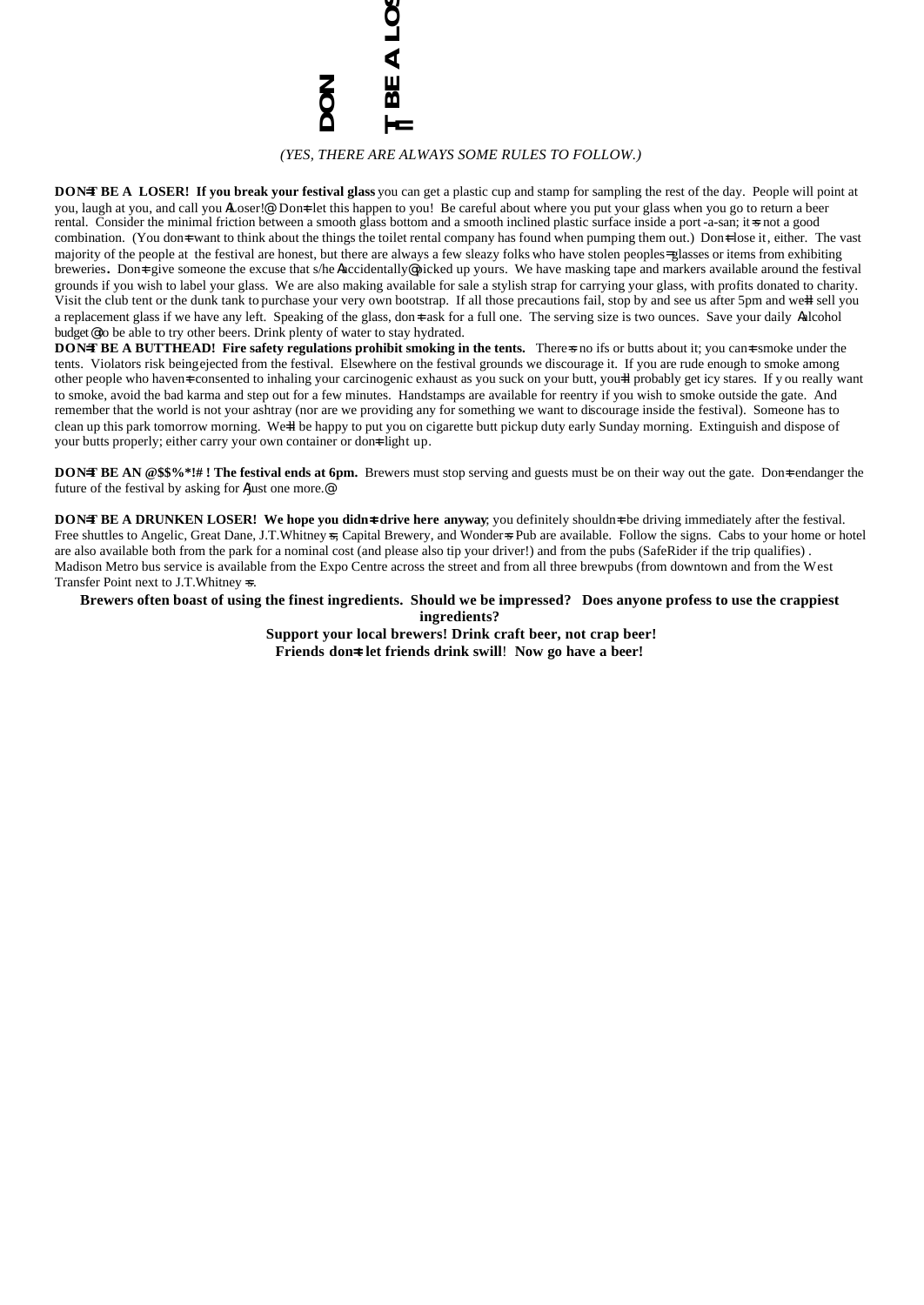# DON=T BE A LOS

*(YES, THERE ARE ALWAYS SOME RULES TO FOLLOW.)*

**DON=T BE A LOSER! If you break your festival glass** you can get a plastic cup and stamp for sampling the rest of the day. People will point at you, laugh at you, and call you ALoser!@ Don=t let this happen to you! Be careful about where you put your glass when you go to return a beer rental. Consider the minimal friction between a smooth glass bottom and a smooth inclined plastic surface inside a port-a-san; it=s not a good combination. (You don=t want to think about the things the toilet rental company has found when pumping them out.) Don=t lose it, either. The vast majority of the people at the festival are honest, but there are always a few sleazy folks who have stolen peoples= glasses or items from exhibiting breweries. Don=t give someone the excuse that s/he Aaccidentally@ picked up yours. We have masking tape and markers available around the festival grounds if you wish to label your glass. We are also making available for sale a stylish strap for carrying your glass, with profits donated to charity. Visit the club tent or the dunk tank to purchase your very own bootstrap. If all those precautions fail, stop by and see us after 5pm and we=ll sell you a replacement glass if we have any left. Speaking of the glass, don=t ask for a full one. The serving size is two ounces. Save your daily Aalcohol budget@ to be able to try other beers. Drink plenty of water to stay hydrated.

**DON=T BE A BUTTHEAD! Fire safety regulations prohibit smoking in the tents.** There=s no ifs or butts about it; you can=t smoke under the tents. Violators risk being ejected from the festival. Elsewhere on the festival grounds we discourage it. If you are rude enough to smoke among other people who haven=t consented to inhaling your carcinogenic exhaust as you suck on your butt, you=ll probably get icy stares. If you really want to smoke, avoid the bad karma and step out for a few minutes. Handstamps are available for reentry if you wish to smoke outside the gate. And remember that the world is not your ashtray (nor are we providing any for something we want to discourage inside the festival). Someone has to clean up this park tomorrow morning. We=ll be happy to put you on cigarette butt pickup duty early Sunday morning. Extinguish and dispose of your butts properly; either carry your own container or don=t light up.

**DON=T BE AN @$$%*!# ! The festival ends at 6pm.** Brewers must stop serving and guests must be on their way out the gate. Don=t endanger the future of the festival by asking for Ajust one more.@

**DON=T BE A DRUNKEN LOSER! We hope you didn=t drive here anyway**; you definitely shouldn=t be driving immediately after the festival. Free shuttles to Angelic, Great Dane, J.T.Whitney=s, Capital Brewery, and Wonder=s Pub are available. Follow the signs. Cabs to your home or hotel are also available both from the park for a nominal cost (and please also tip your driver!) and from the pubs (SafeRider if the trip qualifies). Madison Metro bus service is available from the Expo Centre across the street and from all three brewpubs (from downtown and from the West Transfer Point next to J.T.Whitney=s.

**Brewers often boast of using the finest ingredients. Should we be impressed? Does anyone profess to use the crappiest ingredients?**

**Support your local brewers! Drink craft beer, not crap beer!**

**Friends don=t let friends drink swill! Now go have a beer!**